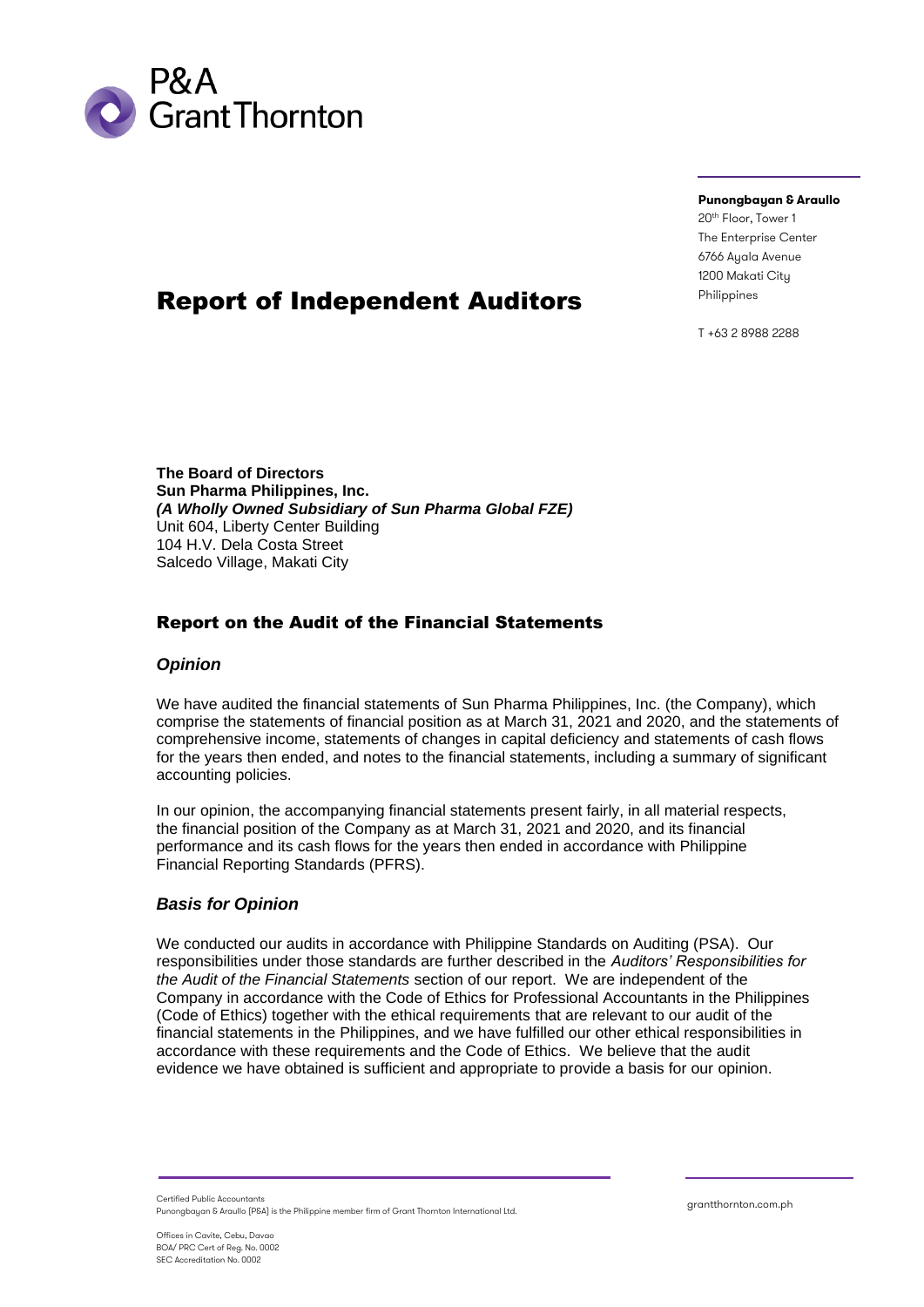P&A Grant Thornton

**Punongbayan & Araullo**
20th Floor, Tower 1
The Enterprise Center
6766 Ayala Avenue
1200 Makati City
Philippines

T +63 2 8988 2288

# Report of Independent Auditors

**The Board of Directors**
**Sun Pharma Philippines, Inc.**
***(A Wholly Owned Subsidiary of Sun Pharma Global FZE)***
Unit 604, Liberty Center Building
104 H.V. Dela Costa Street
Salcedo Village, Makati City

## Report on the Audit of the Financial Statements

### *Opinion*

We have audited the financial statements of Sun Pharma Philippines, Inc. (the Company), which comprise the statements of financial position as at March 31, 2021 and 2020, and the statements of comprehensive income, statements of changes in capital deficiency and statements of cash flows for the years then ended, and notes to the financial statements, including a summary of significant accounting policies.

In our opinion, the accompanying financial statements present fairly, in all material respects, the financial position of the Company as at March 31, 2021 and 2020, and its financial performance and its cash flows for the years then ended in accordance with Philippine Financial Reporting Standards (PFRS).

### *Basis for Opinion*

We conducted our audits in accordance with Philippine Standards on Auditing (PSA). Our responsibilities under those standards are further described in the *Auditors' Responsibilities for the Audit of the Financial Statements* section of our report. We are independent of the Company in accordance with the Code of Ethics for Professional Accountants in the Philippines (Code of Ethics) together with the ethical requirements that are relevant to our audit of the financial statements in the Philippines, and we have fulfilled our other ethical responsibilities in accordance with these requirements and the Code of Ethics. We believe that the audit evidence we have obtained is sufficient and appropriate to provide a basis for our opinion.

Certified Public Accountants
Punongbayan & Araullo (P&A) is the Philippine member firm of Grant Thornton International Ltd.

Offices in Cavite, Cebu, Davao
BOA/ PRC Cert of Reg. No. 0002
SEC Accreditation No. 0002

grantthornton.com.ph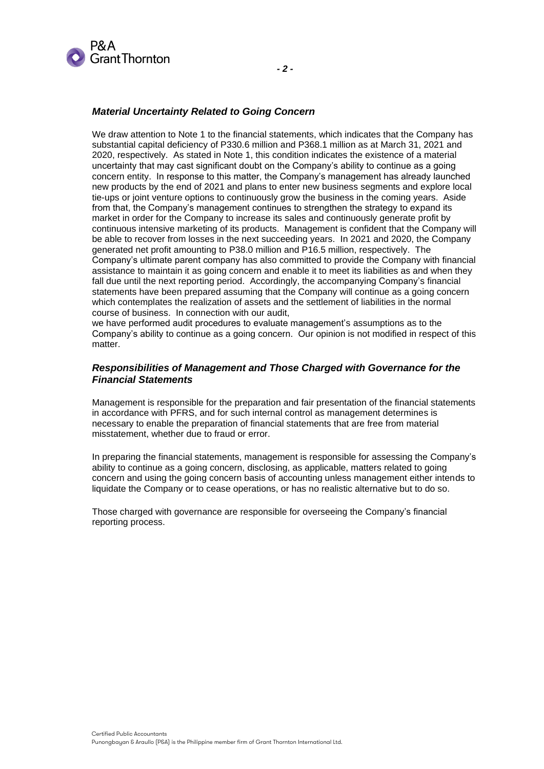### *Material Uncertainty Related to Going Concern*

We draw attention to Note 1 to the financial statements, which indicates that the Company has substantial capital deficiency of P330.6 million and P368.1 million as at March 31, 2021 and 2020, respectively. As stated in Note 1, this condition indicates the existence of a material uncertainty that may cast significant doubt on the Company's ability to continue as a going concern entity. In response to this matter, the Company's management has already launched new products by the end of 2021 and plans to enter new business segments and explore local tie-ups or joint venture options to continuously grow the business in the coming years. Aside from that, the Company's management continues to strengthen the strategy to expand its market in order for the Company to increase its sales and continuously generate profit by continuous intensive marketing of its products. Management is confident that the Company will be able to recover from losses in the next succeeding years. In 2021 and 2020, the Company generated net profit amounting to P38.0 million and P16.5 million, respectively. The Company's ultimate parent company has also committed to provide the Company with financial assistance to maintain it as going concern and enable it to meet its liabilities as and when they fall due until the next reporting period. Accordingly, the accompanying Company's financial statements have been prepared assuming that the Company will continue as a going concern which contemplates the realization of assets and the settlement of liabilities in the normal course of business. In connection with our audit, we have performed audit procedures to evaluate management's assumptions as to the Company's ability to continue as a going concern. Our opinion is not modified in respect of this matter.

### *Responsibilities of Management and Those Charged with Governance for the Financial Statements*

Management is responsible for the preparation and fair presentation of the financial statements in accordance with PFRS, and for such internal control as management determines is necessary to enable the preparation of financial statements that are free from material misstatement, whether due to fraud or error.

In preparing the financial statements, management is responsible for assessing the Company's ability to continue as a going concern, disclosing, as applicable, matters related to going concern and using the going concern basis of accounting unless management either intends to liquidate the Company or to cease operations, or has no realistic alternative but to do so.

Those charged with governance are responsible for overseeing the Company's financial reporting process.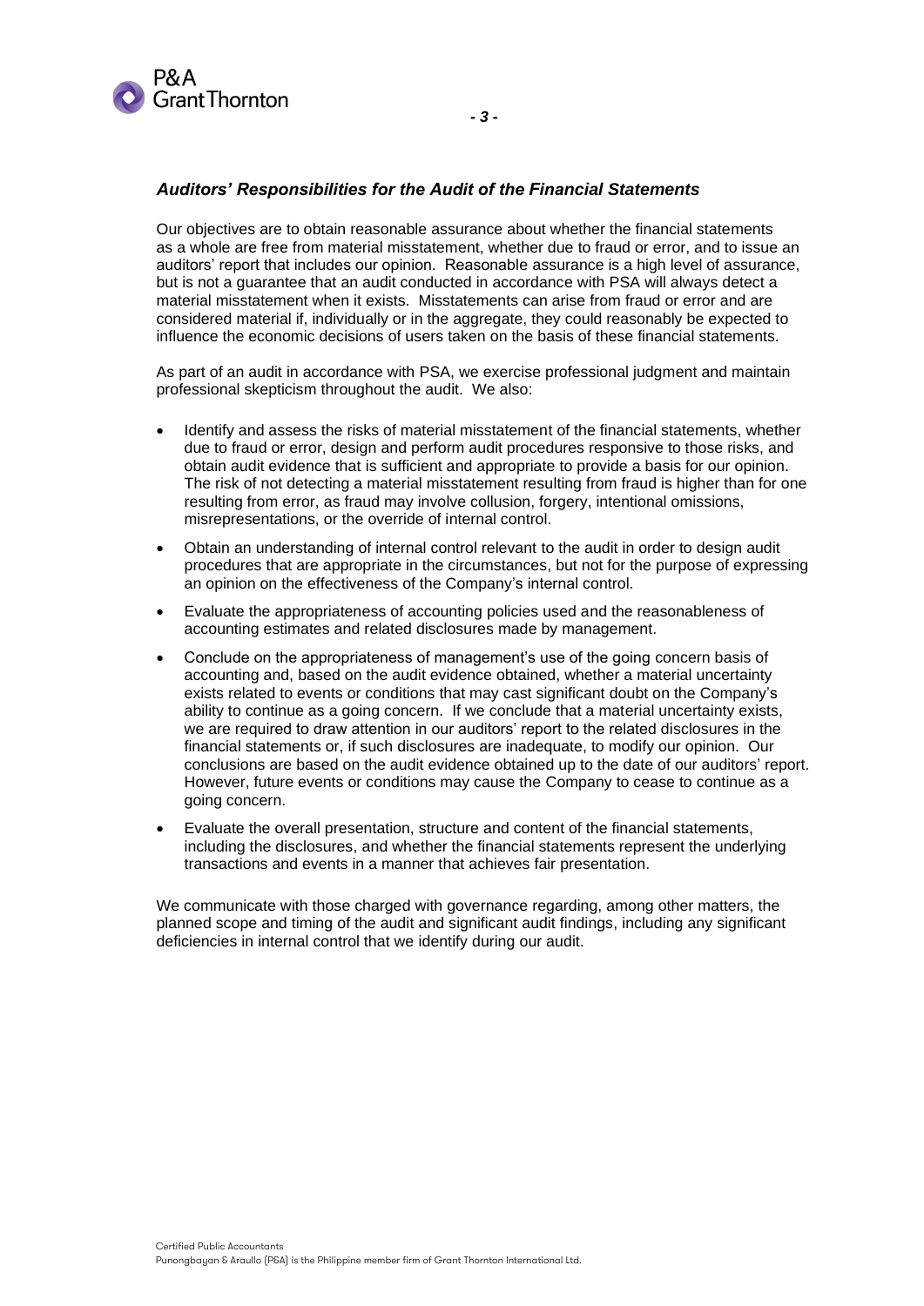### *Auditors' Responsibilities for the Audit of the Financial Statements*

Our objectives are to obtain reasonable assurance about whether the financial statements as a whole are free from material misstatement, whether due to fraud or error, and to issue an auditors' report that includes our opinion. Reasonable assurance is a high level of assurance, but is not a guarantee that an audit conducted in accordance with PSA will always detect a material misstatement when it exists. Misstatements can arise from fraud or error and are considered material if, individually or in the aggregate, they could reasonably be expected to influence the economic decisions of users taken on the basis of these financial statements.

As part of an audit in accordance with PSA, we exercise professional judgment and maintain professional skepticism throughout the audit. We also:

- Identify and assess the risks of material misstatement of the financial statements, whether due to fraud or error, design and perform audit procedures responsive to those risks, and obtain audit evidence that is sufficient and appropriate to provide a basis for our opinion. The risk of not detecting a material misstatement resulting from fraud is higher than for one resulting from error, as fraud may involve collusion, forgery, intentional omissions, misrepresentations, or the override of internal control.
- Obtain an understanding of internal control relevant to the audit in order to design audit procedures that are appropriate in the circumstances, but not for the purpose of expressing an opinion on the effectiveness of the Company's internal control.
- Evaluate the appropriateness of accounting policies used and the reasonableness of accounting estimates and related disclosures made by management.
- Conclude on the appropriateness of management's use of the going concern basis of accounting and, based on the audit evidence obtained, whether a material uncertainty exists related to events or conditions that may cast significant doubt on the Company's ability to continue as a going concern. If we conclude that a material uncertainty exists, we are required to draw attention in our auditors' report to the related disclosures in the financial statements or, if such disclosures are inadequate, to modify our opinion. Our conclusions are based on the audit evidence obtained up to the date of our auditors' report. However, future events or conditions may cause the Company to cease to continue as a going concern.
- Evaluate the overall presentation, structure and content of the financial statements, including the disclosures, and whether the financial statements represent the underlying transactions and events in a manner that achieves fair presentation.

We communicate with those charged with governance regarding, among other matters, the planned scope and timing of the audit and significant audit findings, including any significant deficiencies in internal control that we identify during our audit.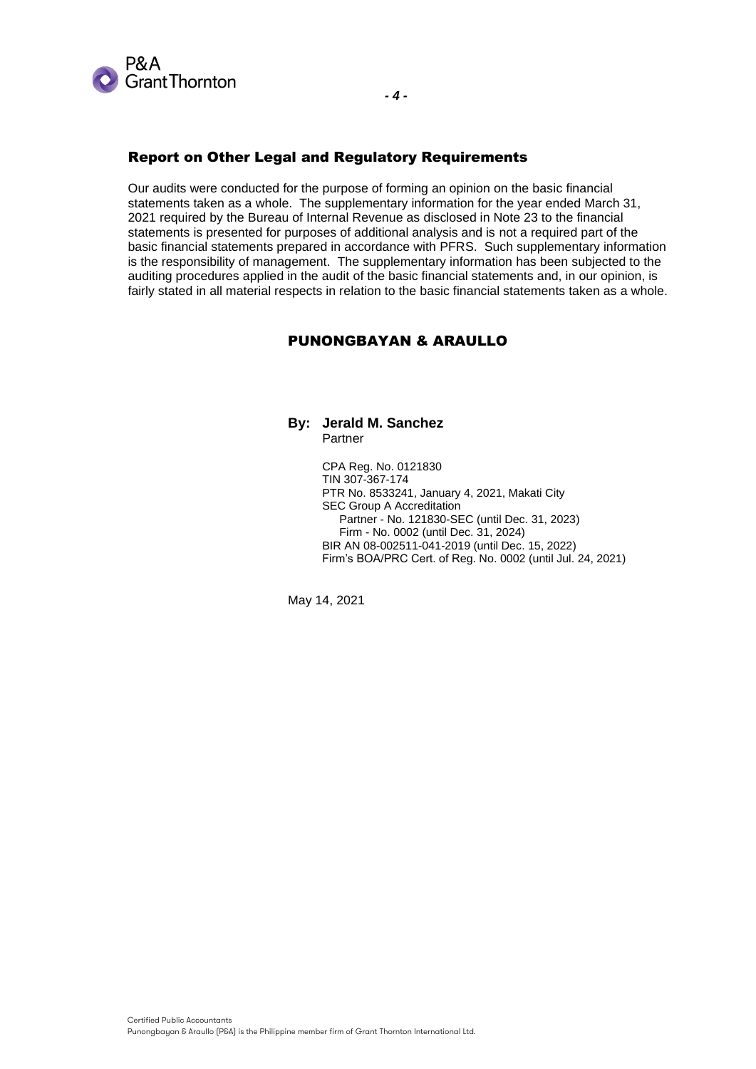## Report on Other Legal and Regulatory Requirements

Our audits were conducted for the purpose of forming an opinion on the basic financial statements taken as a whole. The supplementary information for the year ended March 31, 2021 required by the Bureau of Internal Revenue as disclosed in Note 23 to the financial statements is presented for purposes of additional analysis and is not a required part of the basic financial statements prepared in accordance with PFRS. Such supplementary information is the responsibility of management. The supplementary information has been subjected to the auditing procedures applied in the audit of the basic financial statements and, in our opinion, is fairly stated in all material respects in relation to the basic financial statements taken as a whole.

**PUNONGBAYAN & ARAULLO**

**By: Jerald M. Sanchez**
Partner

CPA Reg. No. 0121830
TIN 307-367-174
PTR No. 8533241, January 4, 2021, Makati City
SEC Group A Accreditation
Partner - No. 121830-SEC (until Dec. 31, 2023)
Firm - No. 0002 (until Dec. 31, 2024)
BIR AN 08-002511-041-2019 (until Dec. 15, 2022)
Firm's BOA/PRC Cert. of Reg. No. 0002 (until Jul. 24, 2021)

May 14, 2021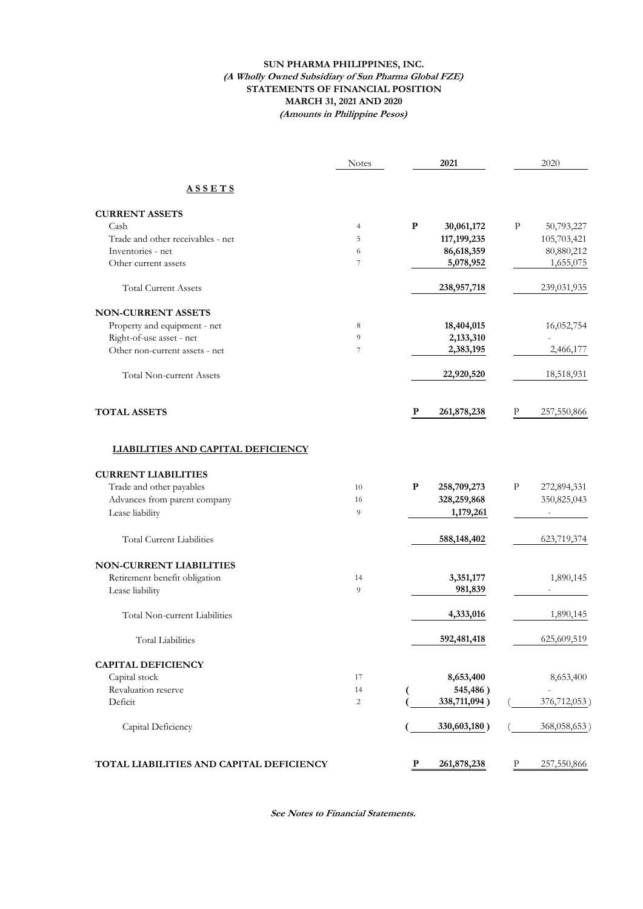# SUN PHARMA PHILIPPINES, INC.

***(A Wholly Owned Subsidiary of Sun Pharma Global FZE)***

**STATEMENTS OF FINANCIAL POSITION**

**MARCH 31, 2021 AND 2020**

***(Amounts in Philippine Pesos)***

| | Notes | **2021** | 2020 |
|---|---|---|---|
| **A S S E T S** | | | |
| **CURRENT ASSETS** | | | |
| Cash | 4 | **P 30,061,172** | P 50,793,227 |
| Trade and other receivables - net | 5 | **117,199,235** | 105,703,421 |
| Inventories - net | 6 | **86,618,359** | 80,880,212 |
| Other current assets | 7 | **5,078,952** | 1,655,075 |
| Total Current Assets | | **238,957,718** | 239,031,935 |
| **NON-CURRENT ASSETS** | | | |
| Property and equipment - net | 8 | **18,404,015** | 16,052,754 |
| Right-of-use asset - net | 9 | **2,133,310** | - |
| Other non-current assets - net | 7 | **2,383,195** | 2,466,177 |
| Total Non-current Assets | | **22,920,520** | 18,518,931 |
| **TOTAL ASSETS** | | **P 261,878,238** | P 257,550,866 |
| **LIABILITIES AND CAPITAL DEFICIENCY** | | | |
| **CURRENT LIABILITIES** | | | |
| Trade and other payables | 10 | **P 258,709,273** | P 272,894,331 |
| Advances from parent company | 16 | **328,259,868** | 350,825,043 |
| Lease liability | 9 | **1,179,261** | - |
| Total Current Liabilities | | **588,148,402** | 623,719,374 |
| **NON-CURRENT LIABILITIES** | | | |
| Retirement benefit obligation | 14 | **3,351,177** | 1,890,145 |
| Lease liability | 9 | **981,839** | - |
| Total Non-current Liabilities | | **4,333,016** | 1,890,145 |
| Total Liabilities | | **592,481,418** | 625,609,519 |
| **CAPITAL DEFICIENCY** | | | |
| Capital stock | 17 | **8,653,400** | 8,653,400 |
| Revaluation reserve | 14 | **( 545,486 )** | - |
| Deficit | 2 | **( 338,711,094 )** | ( 376,712,053 ) |
| Capital Deficiency | | **( 330,603,180 )** | ( 368,058,653 ) |
| **TOTAL LIABILITIES AND CAPITAL DEFICIENCY** | | **P 261,878,238** | P 257,550,866 |

***See Notes to Financial Statements.***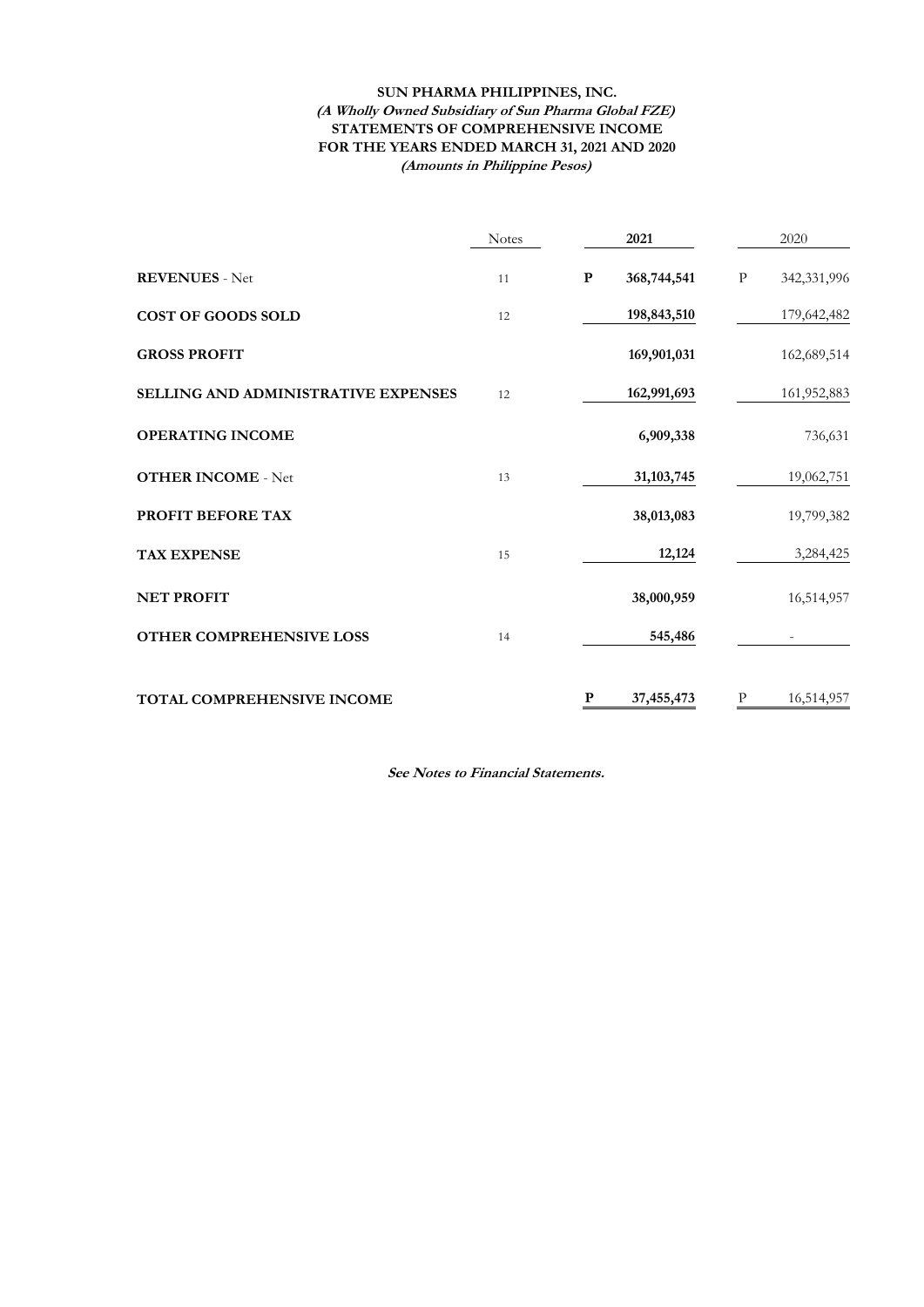**SUN PHARMA PHILIPPINES, INC.**
***(A Wholly Owned Subsidiary of Sun Pharma Global FZE)***
**STATEMENTS OF COMPREHENSIVE INCOME**
**FOR THE YEARS ENDED MARCH 31, 2021 AND 2020**
***(Amounts in Philippine Pesos)***

| | Notes | | 2021 | | 2020 |
|---|---|---|---|---|---|
| **REVENUES** - Net | 11 | **P** | **368,744,541** | P | 342,331,996 |
| **COST OF GOODS SOLD** | 12 | | **198,843,510** | | 179,642,482 |
| **GROSS PROFIT** | | | **169,901,031** | | 162,689,514 |
| **SELLING AND ADMINISTRATIVE EXPENSES** | 12 | | **162,991,693** | | 161,952,883 |
| **OPERATING INCOME** | | | **6,909,338** | | 736,631 |
| **OTHER INCOME** - Net | 13 | | **31,103,745** | | 19,062,751 |
| **PROFIT BEFORE TAX** | | | **38,013,083** | | 19,799,382 |
| **TAX EXPENSE** | 15 | | **12,124** | | 3,284,425 |
| **NET PROFIT** | | | **38,000,959** | | 16,514,957 |
| **OTHER COMPREHENSIVE LOSS** | 14 | | **545,486** | | - |
| **TOTAL COMPREHENSIVE INCOME** | | **P** | **37,455,473** | P | 16,514,957 |

***See Notes to Financial Statements.***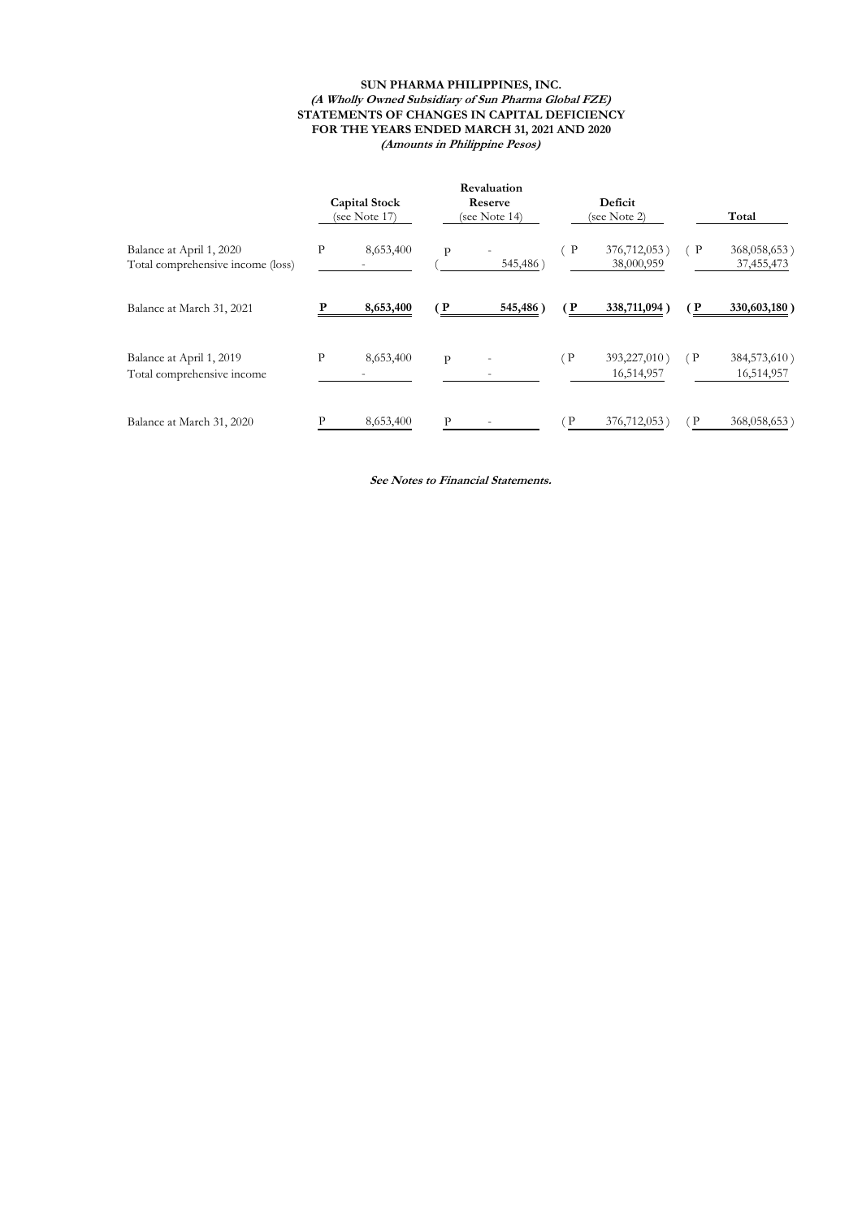**SUN PHARMA PHILIPPINES, INC.**
***(A Wholly Owned Subsidiary of Sun Pharma Global FZE)***
**STATEMENTS OF CHANGES IN CAPITAL DEFICIENCY**
**FOR THE YEARS ENDED MARCH 31, 2021 AND 2020**
***(Amounts in Philippine Pesos)***

| | Capital Stock (see Note 17) | Revaluation Reserve (see Note 14) | Deficit (see Note 2) | Total |
|---|---|---|---|---|
| Balance at April 1, 2020 | P 8,653,400 | P - | ( P 376,712,053 ) | ( P 368,058,653 ) |
| Total comprehensive income (loss) | - | ( 545,486 ) | 38,000,959 | 37,455,473 |
| **Balance at March 31, 2021** | **P 8,653,400** | **( P 545,486 )** | **( P 338,711,094 )** | **( P 330,603,180 )** |
| Balance at April 1, 2019 | P 8,653,400 | P - | ( P 393,227,010 ) | ( P 384,573,610 ) |
| Total comprehensive income | - | - | 16,514,957 | 16,514,957 |
| Balance at March 31, 2020 | P 8,653,400 | P - | ( P 376,712,053 ) | ( P 368,058,653 ) |

***See Notes to Financial Statements.***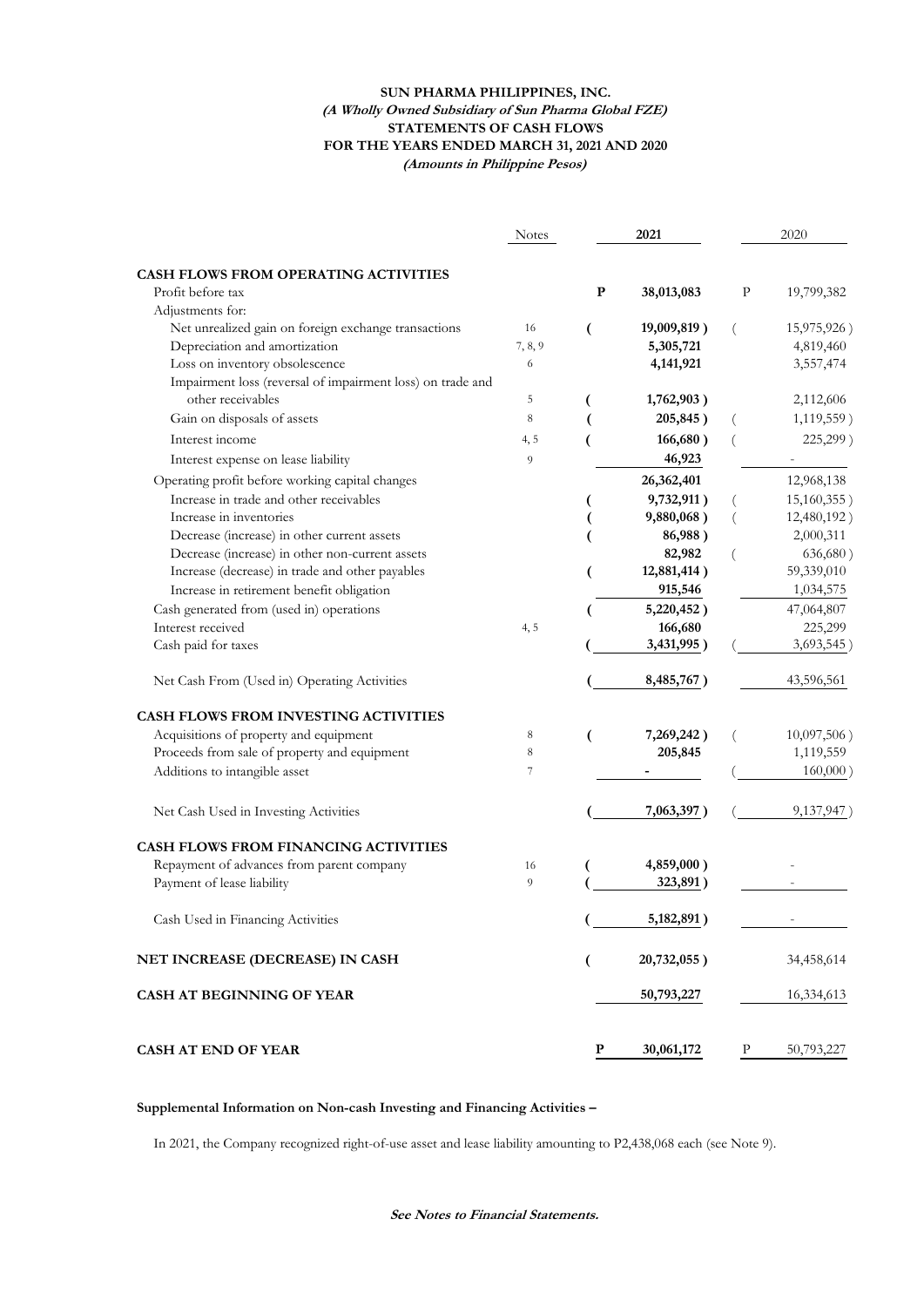**SUN PHARMA PHILIPPINES, INC.**
***(A Wholly Owned Subsidiary of Sun Pharma Global FZE)***
**STATEMENTS OF CASH FLOWS**
**FOR THE YEARS ENDED MARCH 31, 2021 AND 2020**
***(Amounts in Philippine Pesos)***

| | Notes | 2021 | 2020 |
|---|---|---|---|
| **CASH FLOWS FROM OPERATING ACTIVITIES** | | | |
| Profit before tax | | **P 38,013,083** | P 19,799,382 |
| Adjustments for: | | | |
| Net unrealized gain on foreign exchange transactions | 16 | **( 19,009,819 )** | ( 15,975,926 ) |
| Depreciation and amortization | 7, 8, 9 | **5,305,721** | 4,819,460 |
| Loss on inventory obsolescence | 6 | **4,141,921** | 3,557,474 |
| Impairment loss (reversal of impairment loss) on trade and other receivables | 5 | **( 1,762,903 )** | 2,112,606 |
| Gain on disposals of assets | 8 | **( 205,845 )** | ( 1,119,559 ) |
| Interest income | 4, 5 | **( 166,680 )** | ( 225,299 ) |
| Interest expense on lease liability | 9 | **46,923** | - |
| Operating profit before working capital changes | | **26,362,401** | 12,968,138 |
| Increase in trade and other receivables | | **( 9,732,911 )** | ( 15,160,355 ) |
| Increase in inventories | | **( 9,880,068 )** | ( 12,480,192 ) |
| Decrease (increase) in other current assets | | **( 86,988 )** | 2,000,311 |
| Decrease (increase) in other non-current assets | | **82,982** | ( 636,680 ) |
| Increase (decrease) in trade and other payables | | **( 12,881,414 )** | 59,339,010 |
| Increase in retirement benefit obligation | | **915,546** | 1,034,575 |
| Cash generated from (used in) operations | | **( 5,220,452 )** | 47,064,807 |
| Interest received | 4, 5 | **166,680** | 225,299 |
| Cash paid for taxes | | **( 3,431,995 )** | ( 3,693,545 ) |
| Net Cash From (Used in) Operating Activities | | **( 8,485,767 )** | 43,596,561 |
| **CASH FLOWS FROM INVESTING ACTIVITIES** | | | |
| Acquisitions of property and equipment | 8 | **( 7,269,242 )** | ( 10,097,506 ) |
| Proceeds from sale of property and equipment | 8 | **205,845** | 1,119,559 |
| Additions to intangible asset | 7 | **-** | ( 160,000 ) |
| Net Cash Used in Investing Activities | | **( 7,063,397 )** | ( 9,137,947 ) |
| **CASH FLOWS FROM FINANCING ACTIVITIES** | | | |
| Repayment of advances from parent company | 16 | **( 4,859,000 )** | - |
| Payment of lease liability | 9 | **( 323,891 )** | - |
| Cash Used in Financing Activities | | **( 5,182,891 )** | - |
| **NET INCREASE (DECREASE) IN CASH** | | **( 20,732,055 )** | 34,458,614 |
| **CASH AT BEGINNING OF YEAR** | | **50,793,227** | 16,334,613 |
| **CASH AT END OF YEAR** | | **P 30,061,172** | P 50,793,227 |

**Supplemental Information on Non-cash Investing and Financing Activities –**

In 2021, the Company recognized right-of-use asset and lease liability amounting to P2,438,068 each (see Note 9).

***See Notes to Financial Statements.***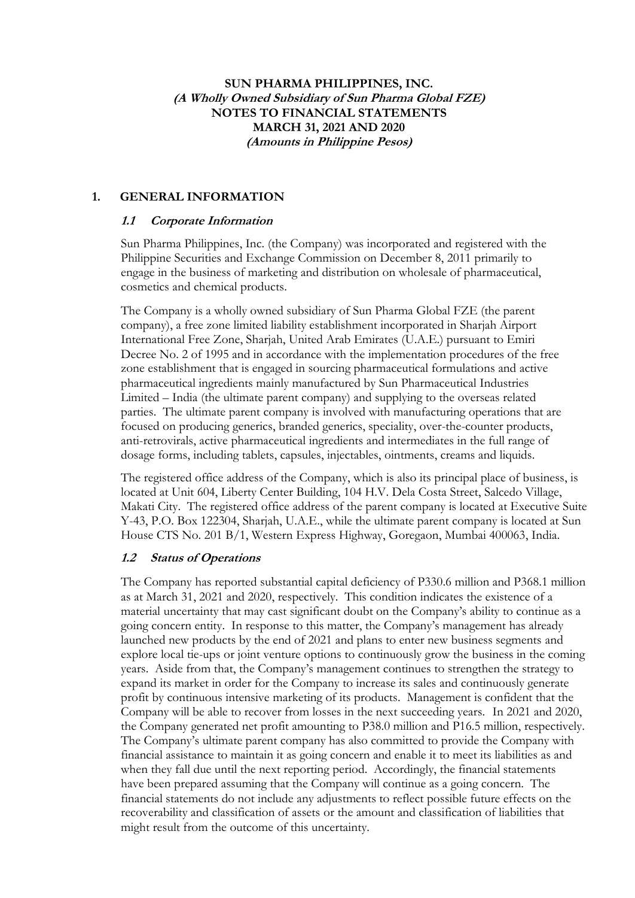**SUN PHARMA PHILIPPINES, INC.**
***(A Wholly Owned Subsidiary of Sun Pharma Global FZE)***
**NOTES TO FINANCIAL STATEMENTS**
**MARCH 31, 2021 AND 2020**
***(Amounts in Philippine Pesos)***

## 1. GENERAL INFORMATION

### *1.1 Corporate Information*

Sun Pharma Philippines, Inc. (the Company) was incorporated and registered with the Philippine Securities and Exchange Commission on December 8, 2011 primarily to engage in the business of marketing and distribution on wholesale of pharmaceutical, cosmetics and chemical products.

The Company is a wholly owned subsidiary of Sun Pharma Global FZE (the parent company), a free zone limited liability establishment incorporated in Sharjah Airport International Free Zone, Sharjah, United Arab Emirates (U.A.E.) pursuant to Emiri Decree No. 2 of 1995 and in accordance with the implementation procedures of the free zone establishment that is engaged in sourcing pharmaceutical formulations and active pharmaceutical ingredients mainly manufactured by Sun Pharmaceutical Industries Limited – India (the ultimate parent company) and supplying to the overseas related parties. The ultimate parent company is involved with manufacturing operations that are focused on producing generics, branded generics, speciality, over-the-counter products, anti-retrovirals, active pharmaceutical ingredients and intermediates in the full range of dosage forms, including tablets, capsules, injectables, ointments, creams and liquids.

The registered office address of the Company, which is also its principal place of business, is located at Unit 604, Liberty Center Building, 104 H.V. Dela Costa Street, Salcedo Village, Makati City. The registered office address of the parent company is located at Executive Suite Y-43, P.O. Box 122304, Sharjah, U.A.E., while the ultimate parent company is located at Sun House CTS No. 201 B/1, Western Express Highway, Goregaon, Mumbai 400063, India.

### *1.2 Status of Operations*

The Company has reported substantial capital deficiency of P330.6 million and P368.1 million as at March 31, 2021 and 2020, respectively. This condition indicates the existence of a material uncertainty that may cast significant doubt on the Company's ability to continue as a going concern entity. In response to this matter, the Company's management has already launched new products by the end of 2021 and plans to enter new business segments and explore local tie-ups or joint venture options to continuously grow the business in the coming years. Aside from that, the Company's management continues to strengthen the strategy to expand its market in order for the Company to increase its sales and continuously generate profit by continuous intensive marketing of its products. Management is confident that the Company will be able to recover from losses in the next succeeding years. In 2021 and 2020, the Company generated net profit amounting to P38.0 million and P16.5 million, respectively. The Company's ultimate parent company has also committed to provide the Company with financial assistance to maintain it as going concern and enable it to meet its liabilities as and when they fall due until the next reporting period. Accordingly, the financial statements have been prepared assuming that the Company will continue as a going concern. The financial statements do not include any adjustments to reflect possible future effects on the recoverability and classification of assets or the amount and classification of liabilities that might result from the outcome of this uncertainty.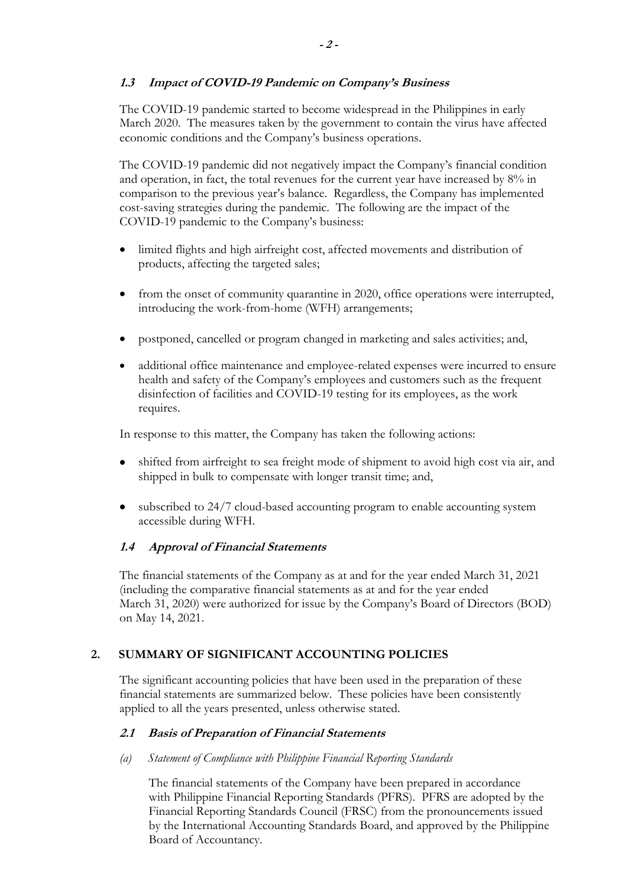### *1.3 Impact of COVID-19 Pandemic on Company's Business*

The COVID-19 pandemic started to become widespread in the Philippines in early March 2020. The measures taken by the government to contain the virus have affected economic conditions and the Company's business operations.

The COVID-19 pandemic did not negatively impact the Company's financial condition and operation, in fact, the total revenues for the current year have increased by 8% in comparison to the previous year's balance. Regardless, the Company has implemented cost-saving strategies during the pandemic. The following are the impact of the COVID-19 pandemic to the Company's business:

- limited flights and high airfreight cost, affected movements and distribution of products, affecting the targeted sales;
- from the onset of community quarantine in 2020, office operations were interrupted, introducing the work-from-home (WFH) arrangements;
- postponed, cancelled or program changed in marketing and sales activities; and,
- additional office maintenance and employee-related expenses were incurred to ensure health and safety of the Company's employees and customers such as the frequent disinfection of facilities and COVID-19 testing for its employees, as the work requires.

In response to this matter, the Company has taken the following actions:

- shifted from airfreight to sea freight mode of shipment to avoid high cost via air, and shipped in bulk to compensate with longer transit time; and,
- subscribed to 24/7 cloud-based accounting program to enable accounting system accessible during WFH.

### *1.4 Approval of Financial Statements*

The financial statements of the Company as at and for the year ended March 31, 2021 (including the comparative financial statements as at and for the year ended March 31, 2020) were authorized for issue by the Company's Board of Directors (BOD) on May 14, 2021.

## 2. SUMMARY OF SIGNIFICANT ACCOUNTING POLICIES

The significant accounting policies that have been used in the preparation of these financial statements are summarized below. These policies have been consistently applied to all the years presented, unless otherwise stated.

### *2.1 Basis of Preparation of Financial Statements*

*(a) Statement of Compliance with Philippine Financial Reporting Standards*

The financial statements of the Company have been prepared in accordance with Philippine Financial Reporting Standards (PFRS). PFRS are adopted by the Financial Reporting Standards Council (FRSC) from the pronouncements issued by the International Accounting Standards Board, and approved by the Philippine Board of Accountancy.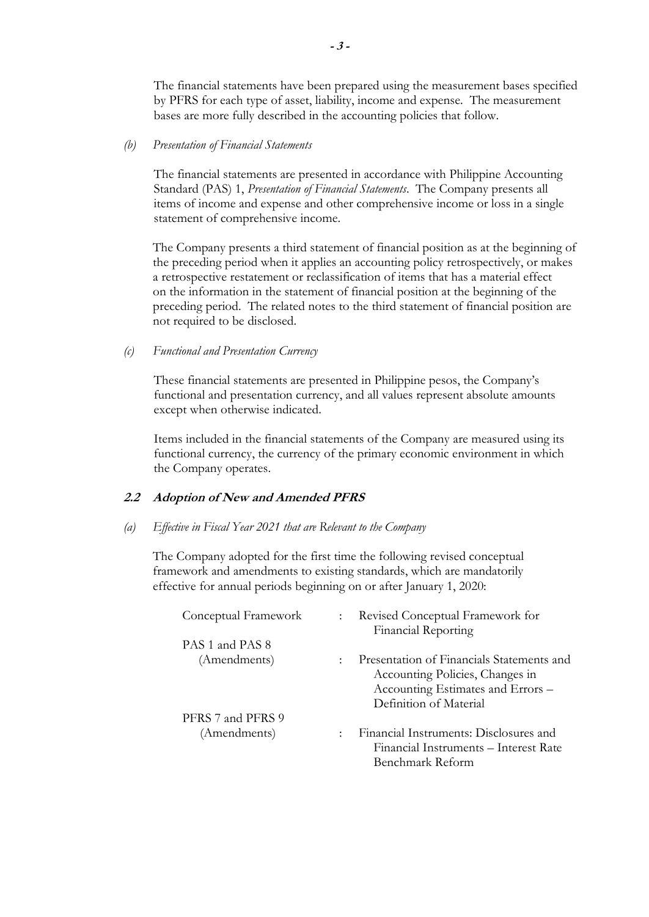The financial statements have been prepared using the measurement bases specified by PFRS for each type of asset, liability, income and expense. The measurement bases are more fully described in the accounting policies that follow.

*(b) Presentation of Financial Statements*

The financial statements are presented in accordance with Philippine Accounting Standard (PAS) 1, *Presentation of Financial Statements*. The Company presents all items of income and expense and other comprehensive income or loss in a single statement of comprehensive income.

The Company presents a third statement of financial position as at the beginning of the preceding period when it applies an accounting policy retrospectively, or makes a retrospective restatement or reclassification of items that has a material effect on the information in the statement of financial position at the beginning of the preceding period. The related notes to the third statement of financial position are not required to be disclosed.

*(c) Functional and Presentation Currency*

These financial statements are presented in Philippine pesos, the Company's functional and presentation currency, and all values represent absolute amounts except when otherwise indicated.

Items included in the financial statements of the Company are measured using its functional currency, the currency of the primary economic environment in which the Company operates.

### 2.2 Adoption of New and Amended PFRS

*(a) Effective in Fiscal Year 2021 that are Relevant to the Company*

The Company adopted for the first time the following revised conceptual framework and amendments to existing standards, which are mandatorily effective for annual periods beginning on or after January 1, 2020:

| | | |
|---|---|---|
| Conceptual Framework | : | Revised Conceptual Framework for Financial Reporting |
| PAS 1 and PAS 8 (Amendments) | : | Presentation of Financials Statements and Accounting Policies, Changes in Accounting Estimates and Errors – Definition of Material |
| PFRS 7 and PFRS 9 (Amendments) | : | Financial Instruments: Disclosures and Financial Instruments – Interest Rate Benchmark Reform |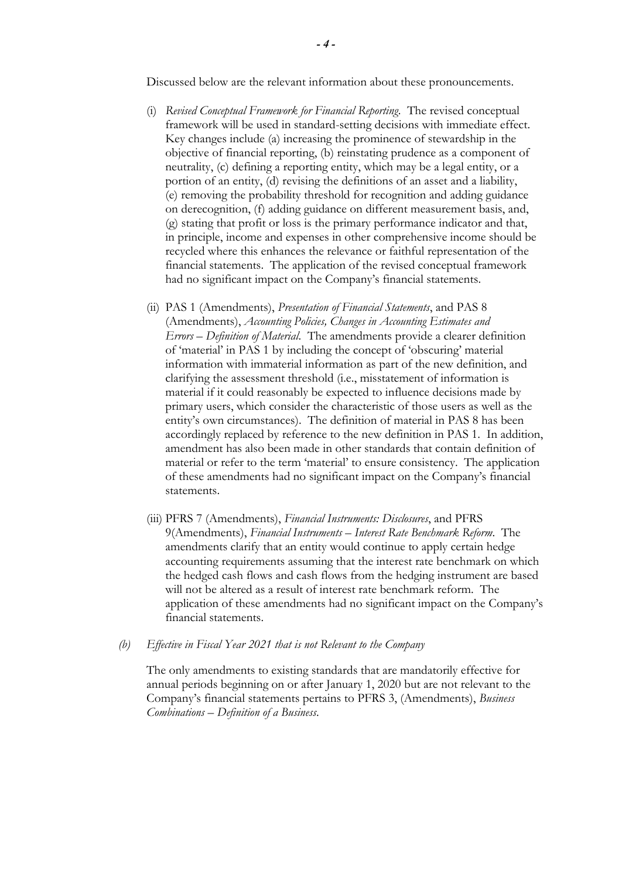Discussed below are the relevant information about these pronouncements.

(i) *Revised Conceptual Framework for Financial Reporting*. The revised conceptual framework will be used in standard-setting decisions with immediate effect. Key changes include (a) increasing the prominence of stewardship in the objective of financial reporting, (b) reinstating prudence as a component of neutrality, (c) defining a reporting entity, which may be a legal entity, or a portion of an entity, (d) revising the definitions of an asset and a liability, (e) removing the probability threshold for recognition and adding guidance on derecognition, (f) adding guidance on different measurement basis, and, (g) stating that profit or loss is the primary performance indicator and that, in principle, income and expenses in other comprehensive income should be recycled where this enhances the relevance or faithful representation of the financial statements. The application of the revised conceptual framework had no significant impact on the Company's financial statements.

(ii) PAS 1 (Amendments), *Presentation of Financial Statements*, and PAS 8 (Amendments), *Accounting Policies, Changes in Accounting Estimates and Errors – Definition of Material*. The amendments provide a clearer definition of 'material' in PAS 1 by including the concept of 'obscuring' material information with immaterial information as part of the new definition, and clarifying the assessment threshold (i.e., misstatement of information is material if it could reasonably be expected to influence decisions made by primary users, which consider the characteristic of those users as well as the entity's own circumstances). The definition of material in PAS 8 has been accordingly replaced by reference to the new definition in PAS 1. In addition, amendment has also been made in other standards that contain definition of material or refer to the term 'material' to ensure consistency. The application of these amendments had no significant impact on the Company's financial statements.

(iii) PFRS 7 (Amendments), *Financial Instruments: Disclosures*, and PFRS 9(Amendments), *Financial Instruments – Interest Rate Benchmark Reform*. The amendments clarify that an entity would continue to apply certain hedge accounting requirements assuming that the interest rate benchmark on which the hedged cash flows and cash flows from the hedging instrument are based will not be altered as a result of interest rate benchmark reform. The application of these amendments had no significant impact on the Company's financial statements.

*(b) Effective in Fiscal Year 2021 that is not Relevant to the Company*

The only amendments to existing standards that are mandatorily effective for annual periods beginning on or after January 1, 2020 but are not relevant to the Company's financial statements pertains to PFRS 3, (Amendments), *Business Combinations – Definition of a Business*.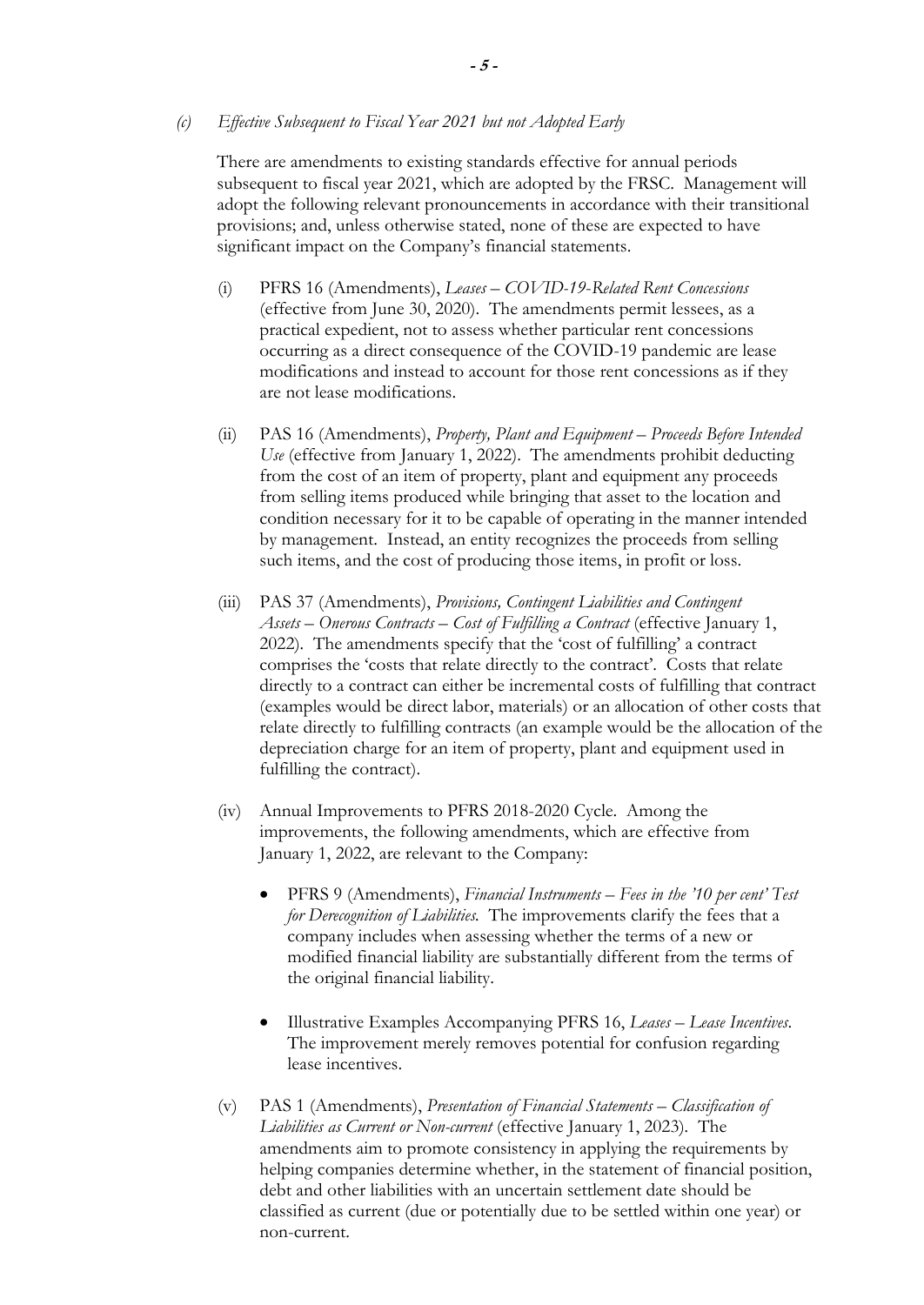*(c) Effective Subsequent to Fiscal Year 2021 but not Adopted Early*

There are amendments to existing standards effective for annual periods subsequent to fiscal year 2021, which are adopted by the FRSC. Management will adopt the following relevant pronouncements in accordance with their transitional provisions; and, unless otherwise stated, none of these are expected to have significant impact on the Company's financial statements.

(i) PFRS 16 (Amendments), *Leases – COVID-19-Related Rent Concessions* (effective from June 30, 2020). The amendments permit lessees, as a practical expedient, not to assess whether particular rent concessions occurring as a direct consequence of the COVID-19 pandemic are lease modifications and instead to account for those rent concessions as if they are not lease modifications.

(ii) PAS 16 (Amendments), *Property, Plant and Equipment – Proceeds Before Intended Use* (effective from January 1, 2022). The amendments prohibit deducting from the cost of an item of property, plant and equipment any proceeds from selling items produced while bringing that asset to the location and condition necessary for it to be capable of operating in the manner intended by management. Instead, an entity recognizes the proceeds from selling such items, and the cost of producing those items, in profit or loss.

(iii) PAS 37 (Amendments), *Provisions, Contingent Liabilities and Contingent Assets – Onerous Contracts – Cost of Fulfilling a Contract* (effective January 1, 2022). The amendments specify that the 'cost of fulfilling' a contract comprises the 'costs that relate directly to the contract'. Costs that relate directly to a contract can either be incremental costs of fulfilling that contract (examples would be direct labor, materials) or an allocation of other costs that relate directly to fulfilling contracts (an example would be the allocation of the depreciation charge for an item of property, plant and equipment used in fulfilling the contract).

(iv) Annual Improvements to PFRS 2018-2020 Cycle. Among the improvements, the following amendments, which are effective from January 1, 2022, are relevant to the Company:

- PFRS 9 (Amendments), *Financial Instruments – Fees in the '10 per cent' Test for Derecognition of Liabilities.* The improvements clarify the fees that a company includes when assessing whether the terms of a new or modified financial liability are substantially different from the terms of the original financial liability.
- Illustrative Examples Accompanying PFRS 16, *Leases – Lease Incentives*. The improvement merely removes potential for confusion regarding lease incentives.

(v) PAS 1 (Amendments), *Presentation of Financial Statements – Classification of Liabilities as Current or Non-current* (effective January 1, 2023). The amendments aim to promote consistency in applying the requirements by helping companies determine whether, in the statement of financial position, debt and other liabilities with an uncertain settlement date should be classified as current (due or potentially due to be settled within one year) or non-current.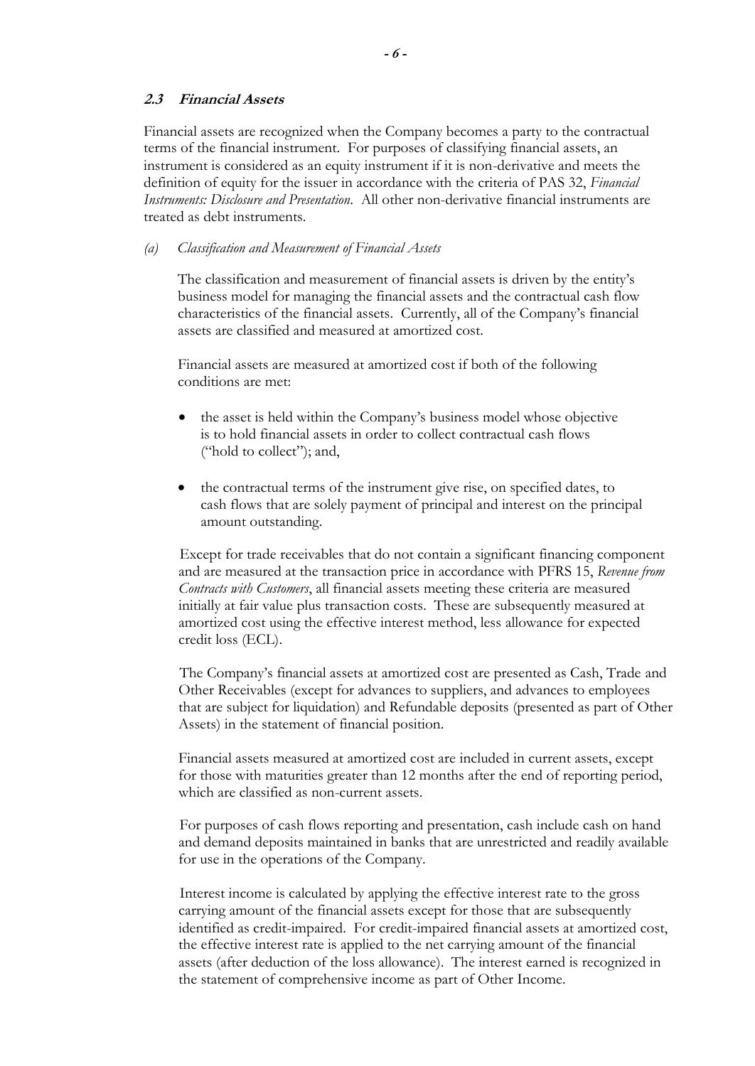### 2.3 Financial Assets

Financial assets are recognized when the Company becomes a party to the contractual terms of the financial instrument. For purposes of classifying financial assets, an instrument is considered as an equity instrument if it is non-derivative and meets the definition of equity for the issuer in accordance with the criteria of PAS 32, *Financial Instruments: Disclosure and Presentation*. All other non-derivative financial instruments are treated as debt instruments.

*(a) Classification and Measurement of Financial Assets*

The classification and measurement of financial assets is driven by the entity's business model for managing the financial assets and the contractual cash flow characteristics of the financial assets. Currently, all of the Company's financial assets are classified and measured at amortized cost.

Financial assets are measured at amortized cost if both of the following conditions are met:

- the asset is held within the Company's business model whose objective is to hold financial assets in order to collect contractual cash flows ("hold to collect"); and,
- the contractual terms of the instrument give rise, on specified dates, to cash flows that are solely payment of principal and interest on the principal amount outstanding.

Except for trade receivables that do not contain a significant financing component and are measured at the transaction price in accordance with PFRS 15, *Revenue from Contracts with Customers*, all financial assets meeting these criteria are measured initially at fair value plus transaction costs. These are subsequently measured at amortized cost using the effective interest method, less allowance for expected credit loss (ECL).

The Company's financial assets at amortized cost are presented as Cash, Trade and Other Receivables (except for advances to suppliers, and advances to employees that are subject for liquidation) and Refundable deposits (presented as part of Other Assets) in the statement of financial position.

Financial assets measured at amortized cost are included in current assets, except for those with maturities greater than 12 months after the end of reporting period, which are classified as non-current assets.

For purposes of cash flows reporting and presentation, cash include cash on hand and demand deposits maintained in banks that are unrestricted and readily available for use in the operations of the Company.

Interest income is calculated by applying the effective interest rate to the gross carrying amount of the financial assets except for those that are subsequently identified as credit-impaired. For credit-impaired financial assets at amortized cost, the effective interest rate is applied to the net carrying amount of the financial assets (after deduction of the loss allowance). The interest earned is recognized in the statement of comprehensive income as part of Other Income.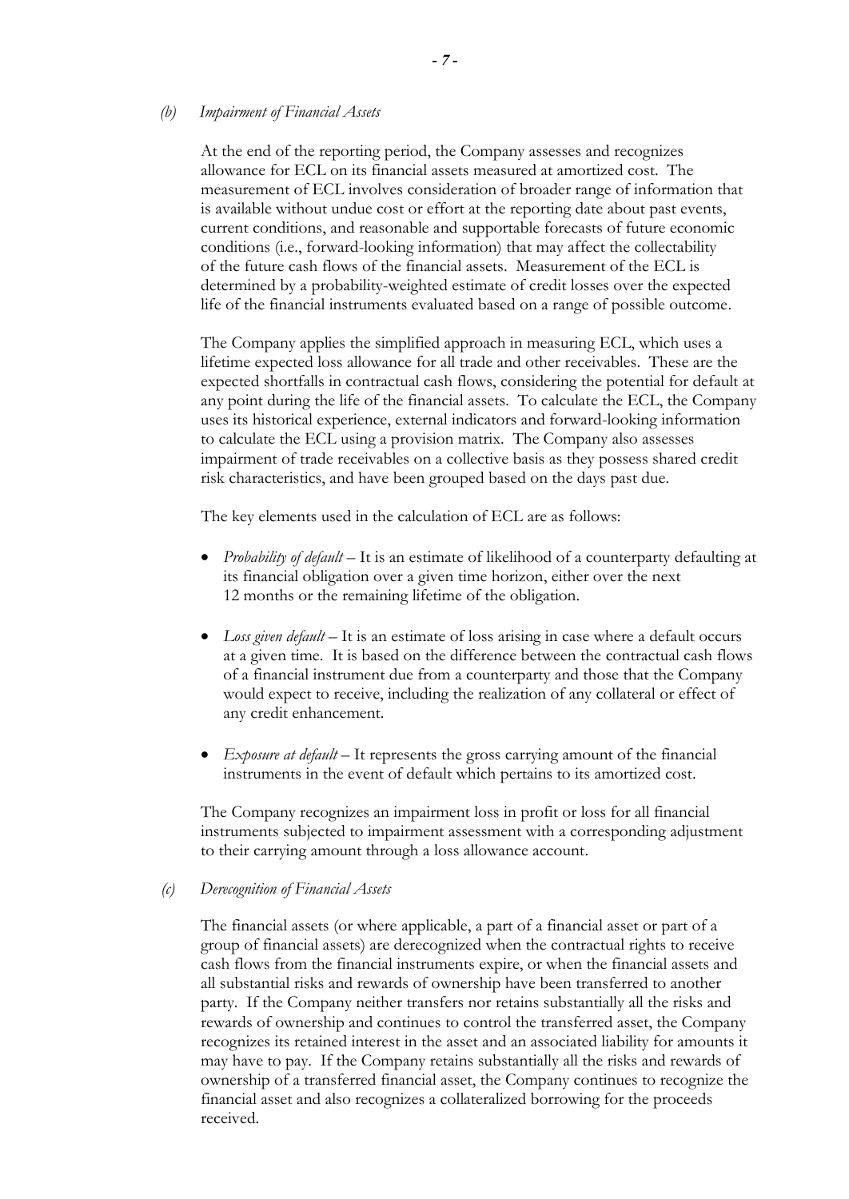*(b) Impairment of Financial Assets*

At the end of the reporting period, the Company assesses and recognizes allowance for ECL on its financial assets measured at amortized cost. The measurement of ECL involves consideration of broader range of information that is available without undue cost or effort at the reporting date about past events, current conditions, and reasonable and supportable forecasts of future economic conditions (i.e., forward-looking information) that may affect the collectability of the future cash flows of the financial assets. Measurement of the ECL is determined by a probability-weighted estimate of credit losses over the expected life of the financial instruments evaluated based on a range of possible outcome.

The Company applies the simplified approach in measuring ECL, which uses a lifetime expected loss allowance for all trade and other receivables. These are the expected shortfalls in contractual cash flows, considering the potential for default at any point during the life of the financial assets. To calculate the ECL, the Company uses its historical experience, external indicators and forward-looking information to calculate the ECL using a provision matrix. The Company also assesses impairment of trade receivables on a collective basis as they possess shared credit risk characteristics, and have been grouped based on the days past due.

The key elements used in the calculation of ECL are as follows:

- *Probability of default* – It is an estimate of likelihood of a counterparty defaulting at its financial obligation over a given time horizon, either over the next 12 months or the remaining lifetime of the obligation.

- *Loss given default* – It is an estimate of loss arising in case where a default occurs at a given time. It is based on the difference between the contractual cash flows of a financial instrument due from a counterparty and those that the Company would expect to receive, including the realization of any collateral or effect of any credit enhancement.

- *Exposure at default* – It represents the gross carrying amount of the financial instruments in the event of default which pertains to its amortized cost.

The Company recognizes an impairment loss in profit or loss for all financial instruments subjected to impairment assessment with a corresponding adjustment to their carrying amount through a loss allowance account.

*(c) Derecognition of Financial Assets*

The financial assets (or where applicable, a part of a financial asset or part of a group of financial assets) are derecognized when the contractual rights to receive cash flows from the financial instruments expire, or when the financial assets and all substantial risks and rewards of ownership have been transferred to another party. If the Company neither transfers nor retains substantially all the risks and rewards of ownership and continues to control the transferred asset, the Company recognizes its retained interest in the asset and an associated liability for amounts it may have to pay. If the Company retains substantially all the risks and rewards of ownership of a transferred financial asset, the Company continues to recognize the financial asset and also recognizes a collateralized borrowing for the proceeds received.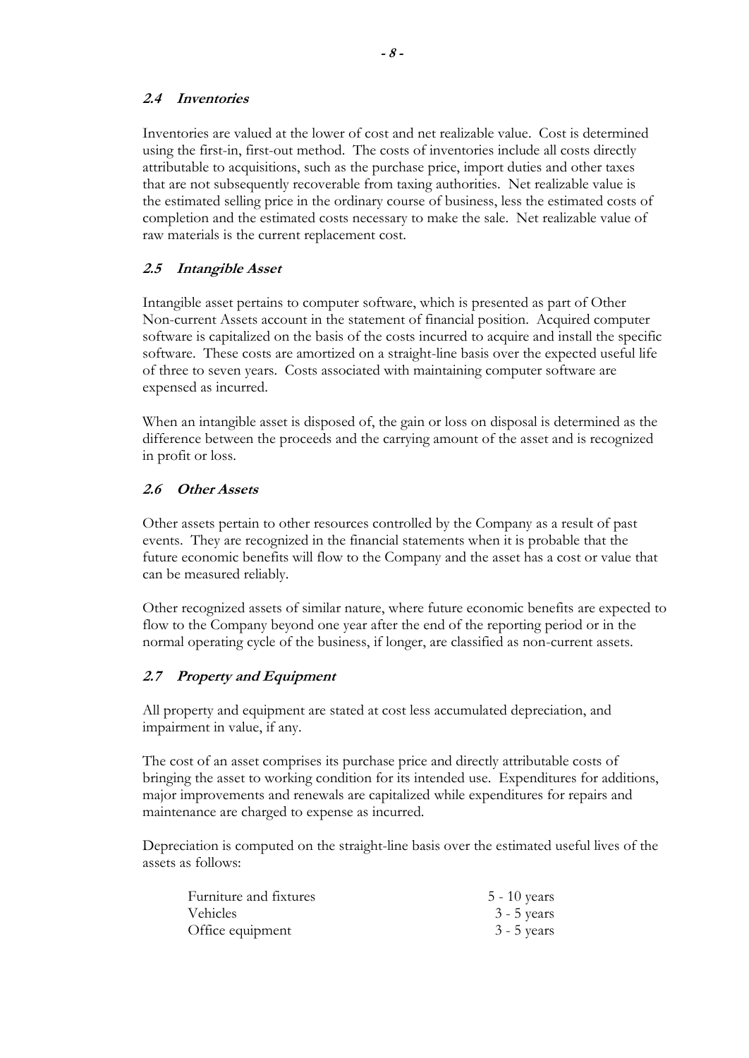### *2.4 Inventories*

Inventories are valued at the lower of cost and net realizable value. Cost is determined using the first-in, first-out method. The costs of inventories include all costs directly attributable to acquisitions, such as the purchase price, import duties and other taxes that are not subsequently recoverable from taxing authorities. Net realizable value is the estimated selling price in the ordinary course of business, less the estimated costs of completion and the estimated costs necessary to make the sale. Net realizable value of raw materials is the current replacement cost.

### *2.5 Intangible Asset*

Intangible asset pertains to computer software, which is presented as part of Other Non-current Assets account in the statement of financial position. Acquired computer software is capitalized on the basis of the costs incurred to acquire and install the specific software. These costs are amortized on a straight-line basis over the expected useful life of three to seven years. Costs associated with maintaining computer software are expensed as incurred.

When an intangible asset is disposed of, the gain or loss on disposal is determined as the difference between the proceeds and the carrying amount of the asset and is recognized in profit or loss.

### *2.6 Other Assets*

Other assets pertain to other resources controlled by the Company as a result of past events. They are recognized in the financial statements when it is probable that the future economic benefits will flow to the Company and the asset has a cost or value that can be measured reliably.

Other recognized assets of similar nature, where future economic benefits are expected to flow to the Company beyond one year after the end of the reporting period or in the normal operating cycle of the business, if longer, are classified as non-current assets.

### *2.7 Property and Equipment*

All property and equipment are stated at cost less accumulated depreciation, and impairment in value, if any.

The cost of an asset comprises its purchase price and directly attributable costs of bringing the asset to working condition for its intended use. Expenditures for additions, major improvements and renewals are capitalized while expenditures for repairs and maintenance are charged to expense as incurred.

Depreciation is computed on the straight-line basis over the estimated useful lives of the assets as follows:

| | |
|---|---|
| Furniture and fixtures | 5 - 10 years |
| Vehicles | 3 - 5 years |
| Office equipment | 3 - 5 years |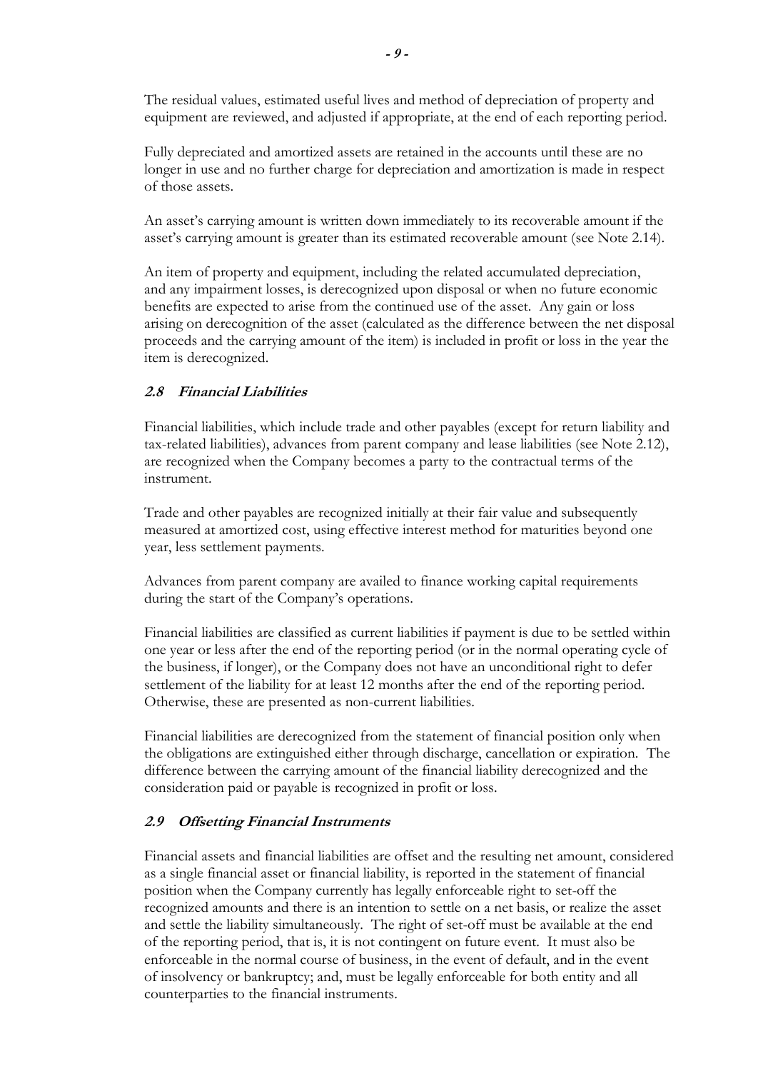The residual values, estimated useful lives and method of depreciation of property and equipment are reviewed, and adjusted if appropriate, at the end of each reporting period.

Fully depreciated and amortized assets are retained in the accounts until these are no longer in use and no further charge for depreciation and amortization is made in respect of those assets.

An asset's carrying amount is written down immediately to its recoverable amount if the asset's carrying amount is greater than its estimated recoverable amount (see Note 2.14).

An item of property and equipment, including the related accumulated depreciation, and any impairment losses, is derecognized upon disposal or when no future economic benefits are expected to arise from the continued use of the asset. Any gain or loss arising on derecognition of the asset (calculated as the difference between the net disposal proceeds and the carrying amount of the item) is included in profit or loss in the year the item is derecognized.

### *2.8 Financial Liabilities*

Financial liabilities, which include trade and other payables (except for return liability and tax-related liabilities), advances from parent company and lease liabilities (see Note 2.12), are recognized when the Company becomes a party to the contractual terms of the instrument.

Trade and other payables are recognized initially at their fair value and subsequently measured at amortized cost, using effective interest method for maturities beyond one year, less settlement payments.

Advances from parent company are availed to finance working capital requirements during the start of the Company's operations.

Financial liabilities are classified as current liabilities if payment is due to be settled within one year or less after the end of the reporting period (or in the normal operating cycle of the business, if longer), or the Company does not have an unconditional right to defer settlement of the liability for at least 12 months after the end of the reporting period. Otherwise, these are presented as non-current liabilities.

Financial liabilities are derecognized from the statement of financial position only when the obligations are extinguished either through discharge, cancellation or expiration. The difference between the carrying amount of the financial liability derecognized and the consideration paid or payable is recognized in profit or loss.

### *2.9 Offsetting Financial Instruments*

Financial assets and financial liabilities are offset and the resulting net amount, considered as a single financial asset or financial liability, is reported in the statement of financial position when the Company currently has legally enforceable right to set-off the recognized amounts and there is an intention to settle on a net basis, or realize the asset and settle the liability simultaneously. The right of set-off must be available at the end of the reporting period, that is, it is not contingent on future event. It must also be enforceable in the normal course of business, in the event of default, and in the event of insolvency or bankruptcy; and, must be legally enforceable for both entity and all counterparties to the financial instruments.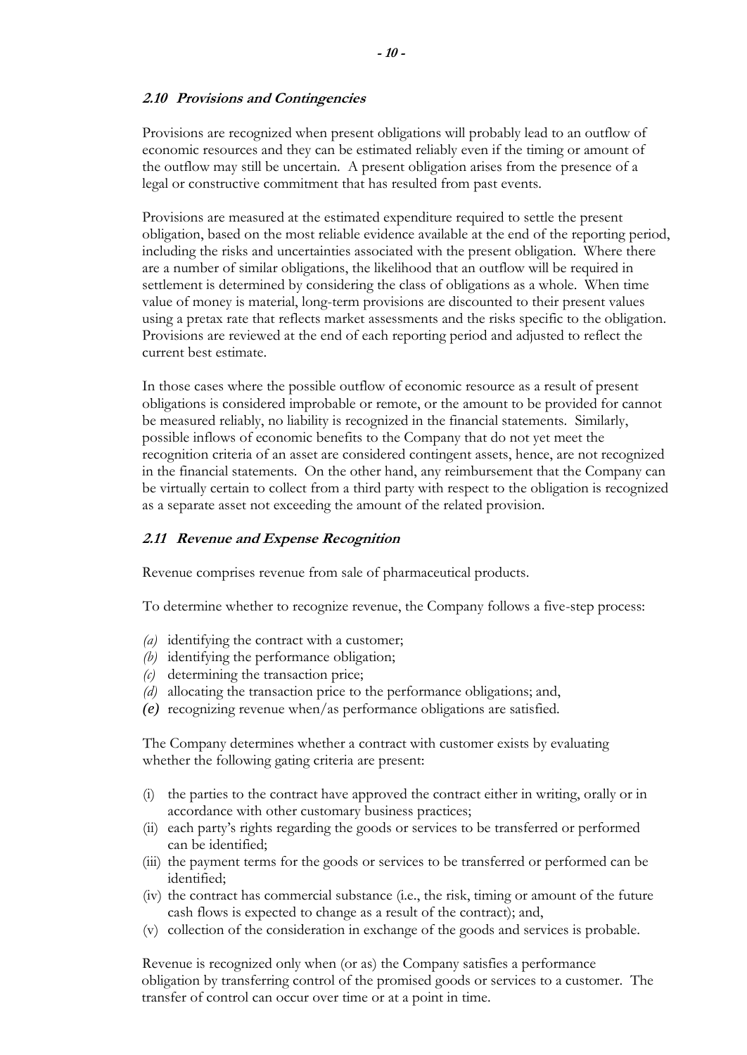### *2.10 Provisions and Contingencies*

Provisions are recognized when present obligations will probably lead to an outflow of economic resources and they can be estimated reliably even if the timing or amount of the outflow may still be uncertain. A present obligation arises from the presence of a legal or constructive commitment that has resulted from past events.

Provisions are measured at the estimated expenditure required to settle the present obligation, based on the most reliable evidence available at the end of the reporting period, including the risks and uncertainties associated with the present obligation. Where there are a number of similar obligations, the likelihood that an outflow will be required in settlement is determined by considering the class of obligations as a whole. When time value of money is material, long-term provisions are discounted to their present values using a pretax rate that reflects market assessments and the risks specific to the obligation. Provisions are reviewed at the end of each reporting period and adjusted to reflect the current best estimate.

In those cases where the possible outflow of economic resource as a result of present obligations is considered improbable or remote, or the amount to be provided for cannot be measured reliably, no liability is recognized in the financial statements. Similarly, possible inflows of economic benefits to the Company that do not yet meet the recognition criteria of an asset are considered contingent assets, hence, are not recognized in the financial statements. On the other hand, any reimbursement that the Company can be virtually certain to collect from a third party with respect to the obligation is recognized as a separate asset not exceeding the amount of the related provision.

### *2.11 Revenue and Expense Recognition*

Revenue comprises revenue from sale of pharmaceutical products.

To determine whether to recognize revenue, the Company follows a five-step process:

*(a)* identifying the contract with a customer;
*(b)* identifying the performance obligation;
*(c)* determining the transaction price;
*(d)* allocating the transaction price to the performance obligations; and,
*(e)* recognizing revenue when/as performance obligations are satisfied.

The Company determines whether a contract with customer exists by evaluating whether the following gating criteria are present:

(i) the parties to the contract have approved the contract either in writing, orally or in accordance with other customary business practices;
(ii) each party's rights regarding the goods or services to be transferred or performed can be identified;
(iii) the payment terms for the goods or services to be transferred or performed can be identified;
(iv) the contract has commercial substance (i.e., the risk, timing or amount of the future cash flows is expected to change as a result of the contract); and,
(v) collection of the consideration in exchange of the goods and services is probable.

Revenue is recognized only when (or as) the Company satisfies a performance obligation by transferring control of the promised goods or services to a customer. The transfer of control can occur over time or at a point in time.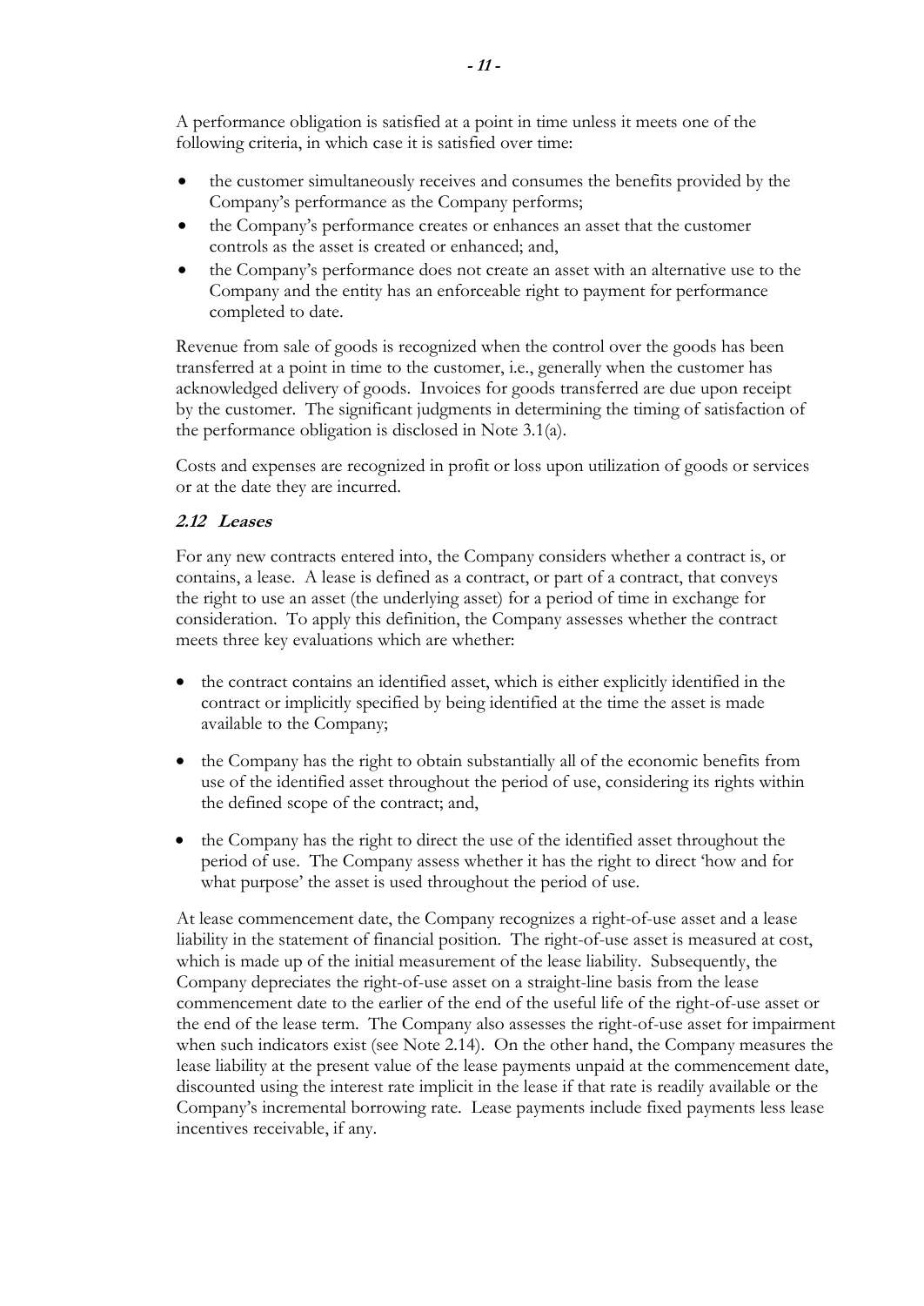A performance obligation is satisfied at a point in time unless it meets one of the following criteria, in which case it is satisfied over time:

- the customer simultaneously receives and consumes the benefits provided by the Company's performance as the Company performs;
- the Company's performance creates or enhances an asset that the customer controls as the asset is created or enhanced; and,
- the Company's performance does not create an asset with an alternative use to the Company and the entity has an enforceable right to payment for performance completed to date.

Revenue from sale of goods is recognized when the control over the goods has been transferred at a point in time to the customer, i.e., generally when the customer has acknowledged delivery of goods. Invoices for goods transferred are due upon receipt by the customer. The significant judgments in determining the timing of satisfaction of the performance obligation is disclosed in Note 3.1(a).

Costs and expenses are recognized in profit or loss upon utilization of goods or services or at the date they are incurred.

### *2.12 Leases*

For any new contracts entered into, the Company considers whether a contract is, or contains, a lease. A lease is defined as a contract, or part of a contract, that conveys the right to use an asset (the underlying asset) for a period of time in exchange for consideration. To apply this definition, the Company assesses whether the contract meets three key evaluations which are whether:

- the contract contains an identified asset, which is either explicitly identified in the contract or implicitly specified by being identified at the time the asset is made available to the Company;

- the Company has the right to obtain substantially all of the economic benefits from use of the identified asset throughout the period of use, considering its rights within the defined scope of the contract; and,

- the Company has the right to direct the use of the identified asset throughout the period of use. The Company assess whether it has the right to direct 'how and for what purpose' the asset is used throughout the period of use.

At lease commencement date, the Company recognizes a right-of-use asset and a lease liability in the statement of financial position. The right-of-use asset is measured at cost, which is made up of the initial measurement of the lease liability. Subsequently, the Company depreciates the right-of-use asset on a straight-line basis from the lease commencement date to the earlier of the end of the useful life of the right-of-use asset or the end of the lease term. The Company also assesses the right-of-use asset for impairment when such indicators exist (see Note 2.14). On the other hand, the Company measures the lease liability at the present value of the lease payments unpaid at the commencement date, discounted using the interest rate implicit in the lease if that rate is readily available or the Company's incremental borrowing rate. Lease payments include fixed payments less lease incentives receivable, if any.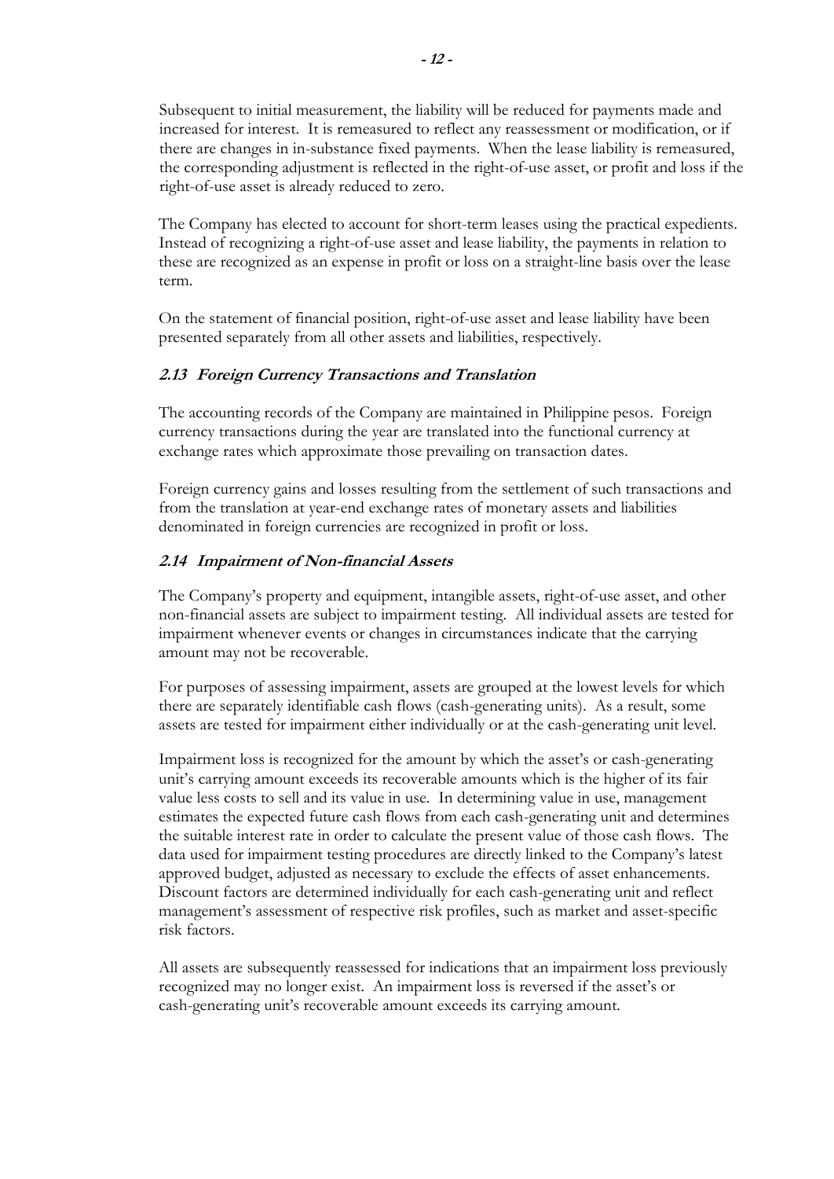Subsequent to initial measurement, the liability will be reduced for payments made and increased for interest. It is remeasured to reflect any reassessment or modification, or if there are changes in in-substance fixed payments. When the lease liability is remeasured, the corresponding adjustment is reflected in the right-of-use asset, or profit and loss if the right-of-use asset is already reduced to zero.

The Company has elected to account for short-term leases using the practical expedients. Instead of recognizing a right-of-use asset and lease liability, the payments in relation to these are recognized as an expense in profit or loss on a straight-line basis over the lease term.

On the statement of financial position, right-of-use asset and lease liability have been presented separately from all other assets and liabilities, respectively.

### *2.13 Foreign Currency Transactions and Translation*

The accounting records of the Company are maintained in Philippine pesos. Foreign currency transactions during the year are translated into the functional currency at exchange rates which approximate those prevailing on transaction dates.

Foreign currency gains and losses resulting from the settlement of such transactions and from the translation at year-end exchange rates of monetary assets and liabilities denominated in foreign currencies are recognized in profit or loss.

### *2.14 Impairment of Non-financial Assets*

The Company's property and equipment, intangible assets, right-of-use asset, and other non-financial assets are subject to impairment testing. All individual assets are tested for impairment whenever events or changes in circumstances indicate that the carrying amount may not be recoverable.

For purposes of assessing impairment, assets are grouped at the lowest levels for which there are separately identifiable cash flows (cash-generating units). As a result, some assets are tested for impairment either individually or at the cash-generating unit level.

Impairment loss is recognized for the amount by which the asset's or cash-generating unit's carrying amount exceeds its recoverable amounts which is the higher of its fair value less costs to sell and its value in use. In determining value in use, management estimates the expected future cash flows from each cash-generating unit and determines the suitable interest rate in order to calculate the present value of those cash flows. The data used for impairment testing procedures are directly linked to the Company's latest approved budget, adjusted as necessary to exclude the effects of asset enhancements. Discount factors are determined individually for each cash-generating unit and reflect management's assessment of respective risk profiles, such as market and asset-specific risk factors.

All assets are subsequently reassessed for indications that an impairment loss previously recognized may no longer exist. An impairment loss is reversed if the asset's or cash-generating unit's recoverable amount exceeds its carrying amount.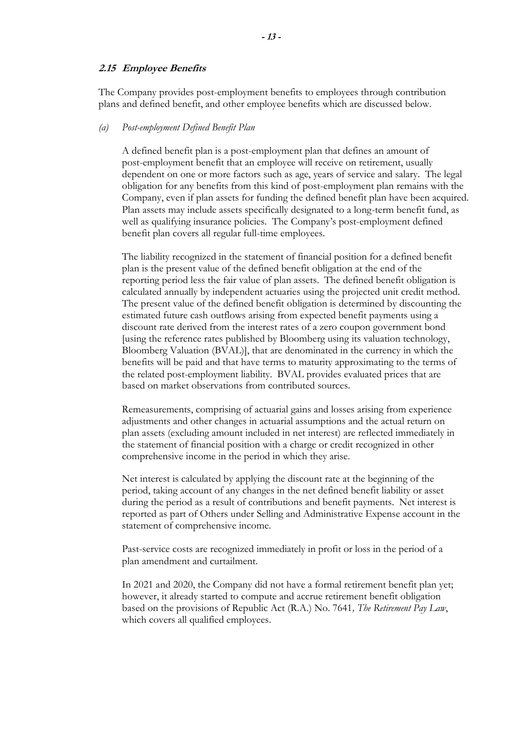### ***2.15 Employee Benefits***

The Company provides post-employment benefits to employees through contribution plans and defined benefit, and other employee benefits which are discussed below.

*(a) Post-employment Defined Benefit Plan*

A defined benefit plan is a post-employment plan that defines an amount of post-employment benefit that an employee will receive on retirement, usually dependent on one or more factors such as age, years of service and salary. The legal obligation for any benefits from this kind of post-employment plan remains with the Company, even if plan assets for funding the defined benefit plan have been acquired. Plan assets may include assets specifically designated to a long-term benefit fund, as well as qualifying insurance policies. The Company's post-employment defined benefit plan covers all regular full-time employees.

The liability recognized in the statement of financial position for a defined benefit plan is the present value of the defined benefit obligation at the end of the reporting period less the fair value of plan assets. The defined benefit obligation is calculated annually by independent actuaries using the projected unit credit method. The present value of the defined benefit obligation is determined by discounting the estimated future cash outflows arising from expected benefit payments using a discount rate derived from the interest rates of a zero coupon government bond [using the reference rates published by Bloomberg using its valuation technology, Bloomberg Valuation (BVAL)], that are denominated in the currency in which the benefits will be paid and that have terms to maturity approximating to the terms of the related post-employment liability. BVAL provides evaluated prices that are based on market observations from contributed sources.

Remeasurements, comprising of actuarial gains and losses arising from experience adjustments and other changes in actuarial assumptions and the actual return on plan assets (excluding amount included in net interest) are reflected immediately in the statement of financial position with a charge or credit recognized in other comprehensive income in the period in which they arise.

Net interest is calculated by applying the discount rate at the beginning of the period, taking account of any changes in the net defined benefit liability or asset during the period as a result of contributions and benefit payments. Net interest is reported as part of Others under Selling and Administrative Expense account in the statement of comprehensive income.

Past-service costs are recognized immediately in profit or loss in the period of a plan amendment and curtailment.

In 2021 and 2020, the Company did not have a formal retirement benefit plan yet; however, it already started to compute and accrue retirement benefit obligation based on the provisions of Republic Act (R.A.) No. 7641*, The Retirement Pay Law*, which covers all qualified employees.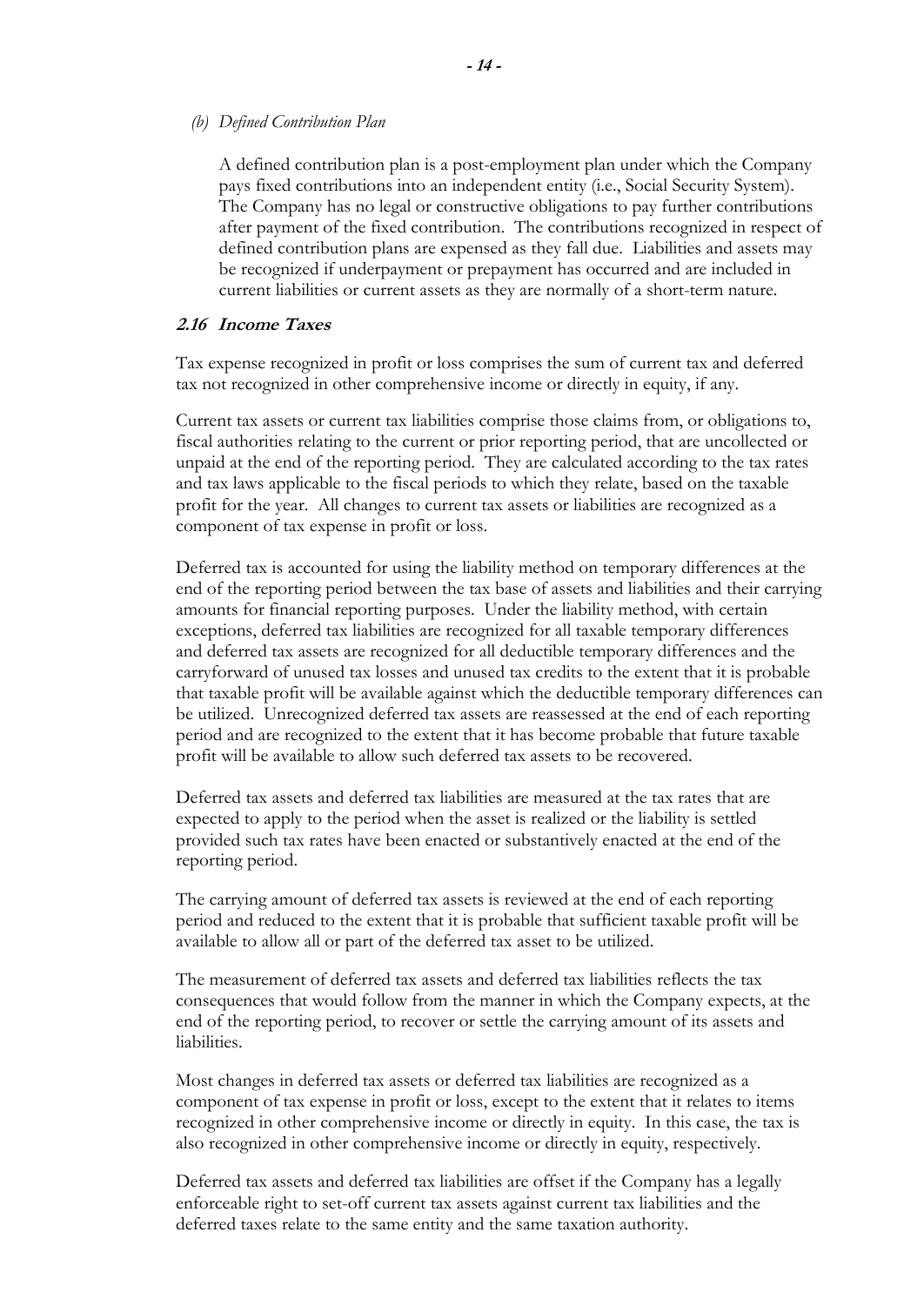*(b) Defined Contribution Plan*

A defined contribution plan is a post-employment plan under which the Company pays fixed contributions into an independent entity (i.e., Social Security System). The Company has no legal or constructive obligations to pay further contributions after payment of the fixed contribution. The contributions recognized in respect of defined contribution plans are expensed as they fall due. Liabilities and assets may be recognized if underpayment or prepayment has occurred and are included in current liabilities or current assets as they are normally of a short-term nature.

### *2.16 Income Taxes*

Tax expense recognized in profit or loss comprises the sum of current tax and deferred tax not recognized in other comprehensive income or directly in equity, if any.

Current tax assets or current tax liabilities comprise those claims from, or obligations to, fiscal authorities relating to the current or prior reporting period, that are uncollected or unpaid at the end of the reporting period. They are calculated according to the tax rates and tax laws applicable to the fiscal periods to which they relate, based on the taxable profit for the year. All changes to current tax assets or liabilities are recognized as a component of tax expense in profit or loss.

Deferred tax is accounted for using the liability method on temporary differences at the end of the reporting period between the tax base of assets and liabilities and their carrying amounts for financial reporting purposes. Under the liability method, with certain exceptions, deferred tax liabilities are recognized for all taxable temporary differences and deferred tax assets are recognized for all deductible temporary differences and the carryforward of unused tax losses and unused tax credits to the extent that it is probable that taxable profit will be available against which the deductible temporary differences can be utilized. Unrecognized deferred tax assets are reassessed at the end of each reporting period and are recognized to the extent that it has become probable that future taxable profit will be available to allow such deferred tax assets to be recovered.

Deferred tax assets and deferred tax liabilities are measured at the tax rates that are expected to apply to the period when the asset is realized or the liability is settled provided such tax rates have been enacted or substantively enacted at the end of the reporting period.

The carrying amount of deferred tax assets is reviewed at the end of each reporting period and reduced to the extent that it is probable that sufficient taxable profit will be available to allow all or part of the deferred tax asset to be utilized.

The measurement of deferred tax assets and deferred tax liabilities reflects the tax consequences that would follow from the manner in which the Company expects, at the end of the reporting period, to recover or settle the carrying amount of its assets and liabilities.

Most changes in deferred tax assets or deferred tax liabilities are recognized as a component of tax expense in profit or loss, except to the extent that it relates to items recognized in other comprehensive income or directly in equity. In this case, the tax is also recognized in other comprehensive income or directly in equity, respectively.

Deferred tax assets and deferred tax liabilities are offset if the Company has a legally enforceable right to set-off current tax assets against current tax liabilities and the deferred taxes relate to the same entity and the same taxation authority.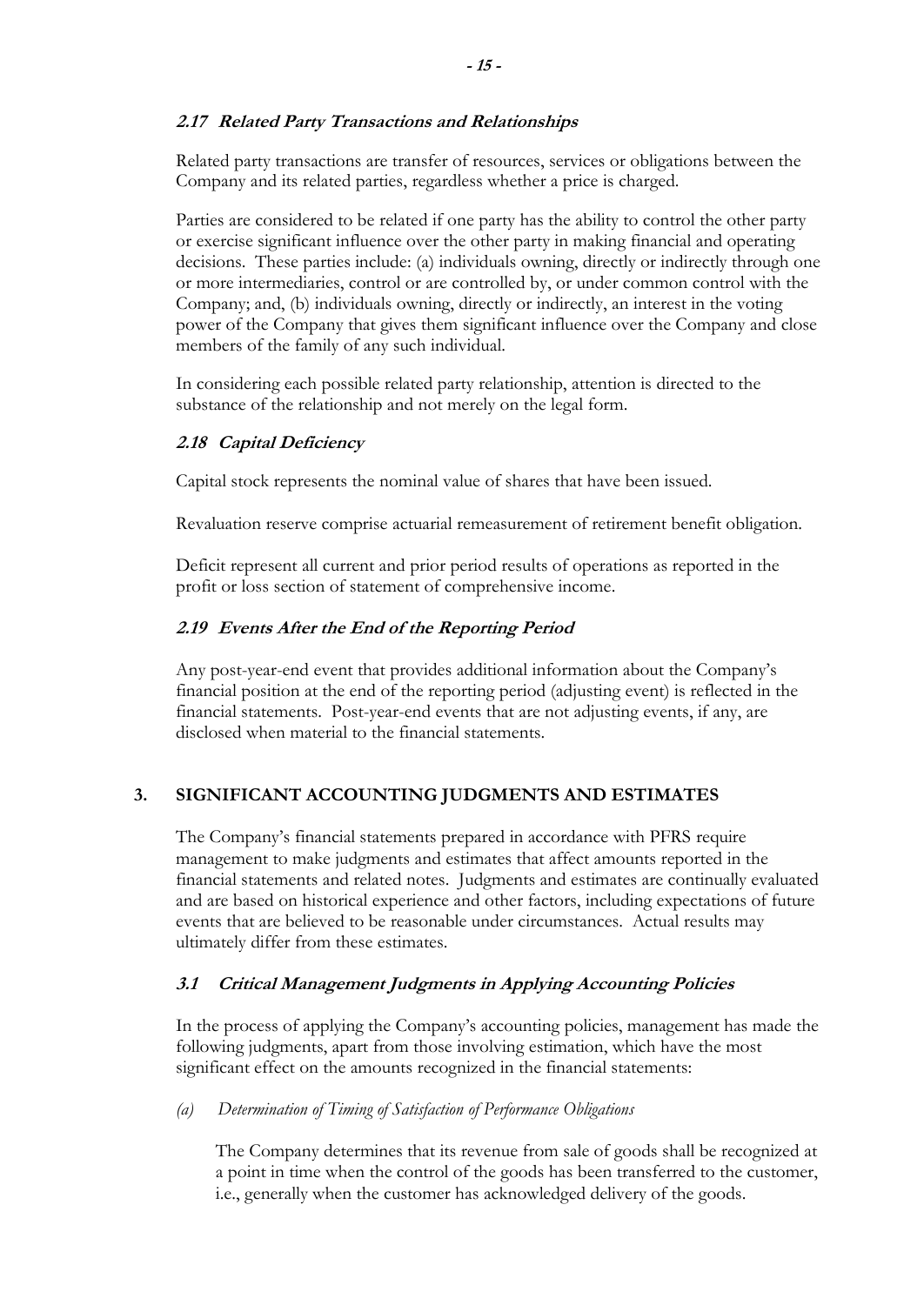### *2.17 Related Party Transactions and Relationships*

Related party transactions are transfer of resources, services or obligations between the Company and its related parties, regardless whether a price is charged.

Parties are considered to be related if one party has the ability to control the other party or exercise significant influence over the other party in making financial and operating decisions. These parties include: (a) individuals owning, directly or indirectly through one or more intermediaries, control or are controlled by, or under common control with the Company; and, (b) individuals owning, directly or indirectly, an interest in the voting power of the Company that gives them significant influence over the Company and close members of the family of any such individual.

In considering each possible related party relationship, attention is directed to the substance of the relationship and not merely on the legal form.

### *2.18 Capital Deficiency*

Capital stock represents the nominal value of shares that have been issued.

Revaluation reserve comprise actuarial remeasurement of retirement benefit obligation.

Deficit represent all current and prior period results of operations as reported in the profit or loss section of statement of comprehensive income.

### *2.19 Events After the End of the Reporting Period*

Any post-year-end event that provides additional information about the Company's financial position at the end of the reporting period (adjusting event) is reflected in the financial statements. Post-year-end events that are not adjusting events, if any, are disclosed when material to the financial statements.

## 3. SIGNIFICANT ACCOUNTING JUDGMENTS AND ESTIMATES

The Company's financial statements prepared in accordance with PFRS require management to make judgments and estimates that affect amounts reported in the financial statements and related notes. Judgments and estimates are continually evaluated and are based on historical experience and other factors, including expectations of future events that are believed to be reasonable under circumstances. Actual results may ultimately differ from these estimates.

### *3.1 Critical Management Judgments in Applying Accounting Policies*

In the process of applying the Company's accounting policies, management has made the following judgments, apart from those involving estimation, which have the most significant effect on the amounts recognized in the financial statements:

*(a) Determination of Timing of Satisfaction of Performance Obligations*

The Company determines that its revenue from sale of goods shall be recognized at a point in time when the control of the goods has been transferred to the customer, i.e., generally when the customer has acknowledged delivery of the goods.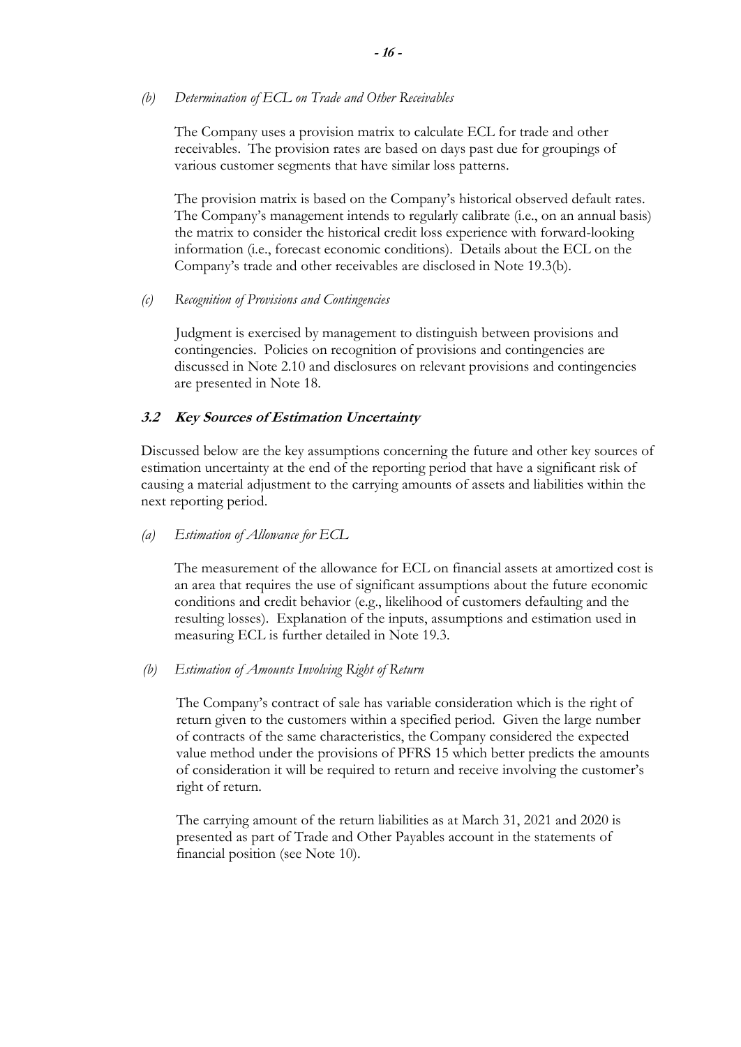*(b) Determination of ECL on Trade and Other Receivables*

The Company uses a provision matrix to calculate ECL for trade and other receivables. The provision rates are based on days past due for groupings of various customer segments that have similar loss patterns.

The provision matrix is based on the Company's historical observed default rates. The Company's management intends to regularly calibrate (i.e., on an annual basis) the matrix to consider the historical credit loss experience with forward-looking information (i.e., forecast economic conditions). Details about the ECL on the Company's trade and other receivables are disclosed in Note 19.3(b).

*(c) Recognition of Provisions and Contingencies*

Judgment is exercised by management to distinguish between provisions and contingencies. Policies on recognition of provisions and contingencies are discussed in Note 2.10 and disclosures on relevant provisions and contingencies are presented in Note 18.

### ***3.2 Key Sources of Estimation Uncertainty***

Discussed below are the key assumptions concerning the future and other key sources of estimation uncertainty at the end of the reporting period that have a significant risk of causing a material adjustment to the carrying amounts of assets and liabilities within the next reporting period.

*(a) Estimation of Allowance for ECL*

The measurement of the allowance for ECL on financial assets at amortized cost is an area that requires the use of significant assumptions about the future economic conditions and credit behavior (e.g., likelihood of customers defaulting and the resulting losses). Explanation of the inputs, assumptions and estimation used in measuring ECL is further detailed in Note 19.3.

*(b) Estimation of Amounts Involving Right of Return*

The Company's contract of sale has variable consideration which is the right of return given to the customers within a specified period. Given the large number of contracts of the same characteristics, the Company considered the expected value method under the provisions of PFRS 15 which better predicts the amounts of consideration it will be required to return and receive involving the customer's right of return.

The carrying amount of the return liabilities as at March 31, 2021 and 2020 is presented as part of Trade and Other Payables account in the statements of financial position (see Note 10).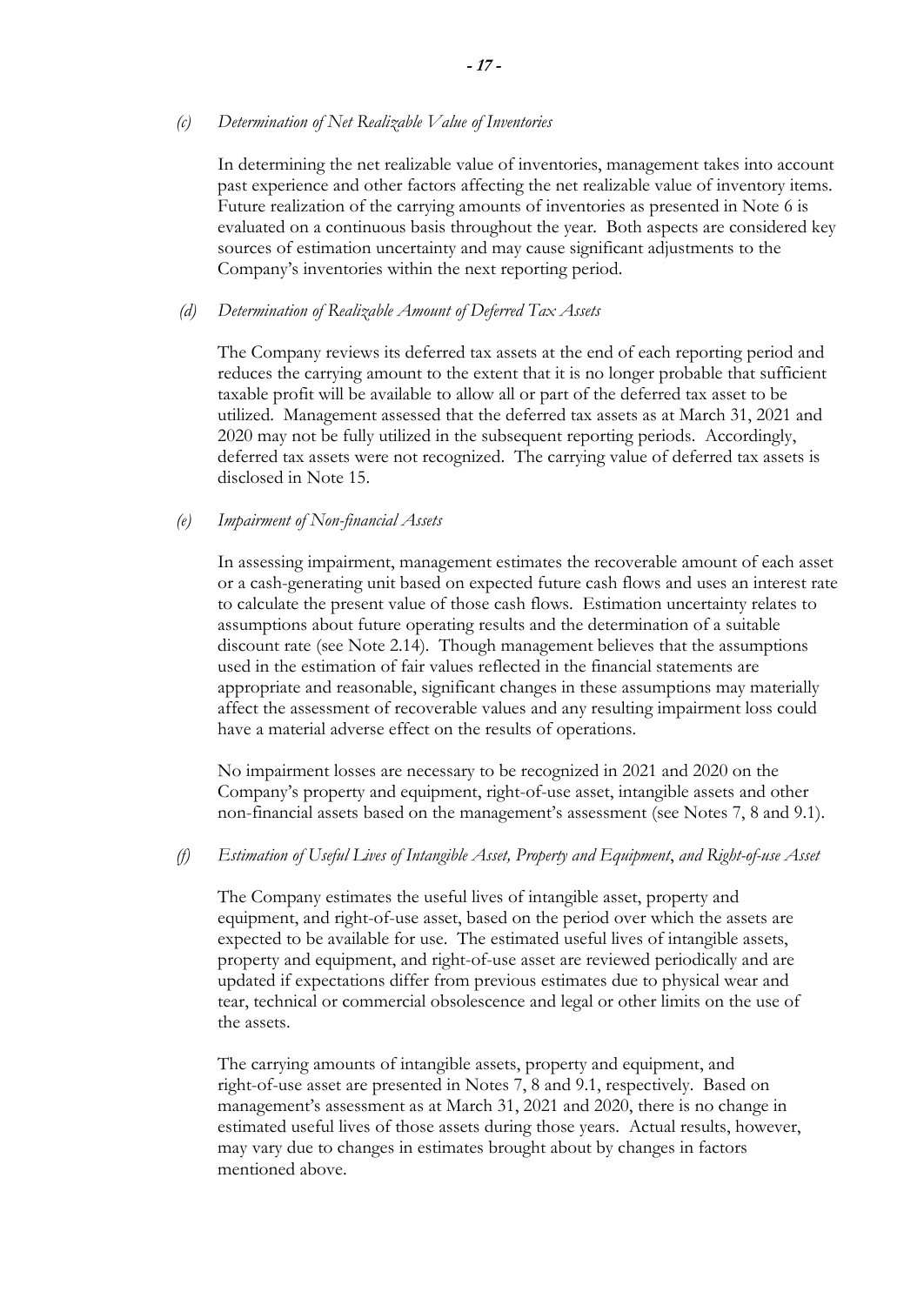*(c) Determination of Net Realizable Value of Inventories*

In determining the net realizable value of inventories, management takes into account past experience and other factors affecting the net realizable value of inventory items. Future realization of the carrying amounts of inventories as presented in Note 6 is evaluated on a continuous basis throughout the year. Both aspects are considered key sources of estimation uncertainty and may cause significant adjustments to the Company's inventories within the next reporting period.

*(d) Determination of Realizable Amount of Deferred Tax Assets*

The Company reviews its deferred tax assets at the end of each reporting period and reduces the carrying amount to the extent that it is no longer probable that sufficient taxable profit will be available to allow all or part of the deferred tax asset to be utilized. Management assessed that the deferred tax assets as at March 31, 2021 and 2020 may not be fully utilized in the subsequent reporting periods. Accordingly, deferred tax assets were not recognized. The carrying value of deferred tax assets is disclosed in Note 15.

*(e) Impairment of Non-financial Assets*

In assessing impairment, management estimates the recoverable amount of each asset or a cash-generating unit based on expected future cash flows and uses an interest rate to calculate the present value of those cash flows. Estimation uncertainty relates to assumptions about future operating results and the determination of a suitable discount rate (see Note 2.14). Though management believes that the assumptions used in the estimation of fair values reflected in the financial statements are appropriate and reasonable, significant changes in these assumptions may materially affect the assessment of recoverable values and any resulting impairment loss could have a material adverse effect on the results of operations.

No impairment losses are necessary to be recognized in 2021 and 2020 on the Company's property and equipment, right-of-use asset, intangible assets and other non-financial assets based on the management's assessment (see Notes 7, 8 and 9.1).

*(f) Estimation of Useful Lives of Intangible Asset, Property and Equipment, and Right-of-use Asset*

The Company estimates the useful lives of intangible asset, property and equipment, and right-of-use asset, based on the period over which the assets are expected to be available for use. The estimated useful lives of intangible assets, property and equipment, and right-of-use asset are reviewed periodically and are updated if expectations differ from previous estimates due to physical wear and tear, technical or commercial obsolescence and legal or other limits on the use of the assets.

The carrying amounts of intangible assets, property and equipment, and right-of-use asset are presented in Notes 7, 8 and 9.1, respectively. Based on management's assessment as at March 31, 2021 and 2020, there is no change in estimated useful lives of those assets during those years. Actual results, however, may vary due to changes in estimates brought about by changes in factors mentioned above.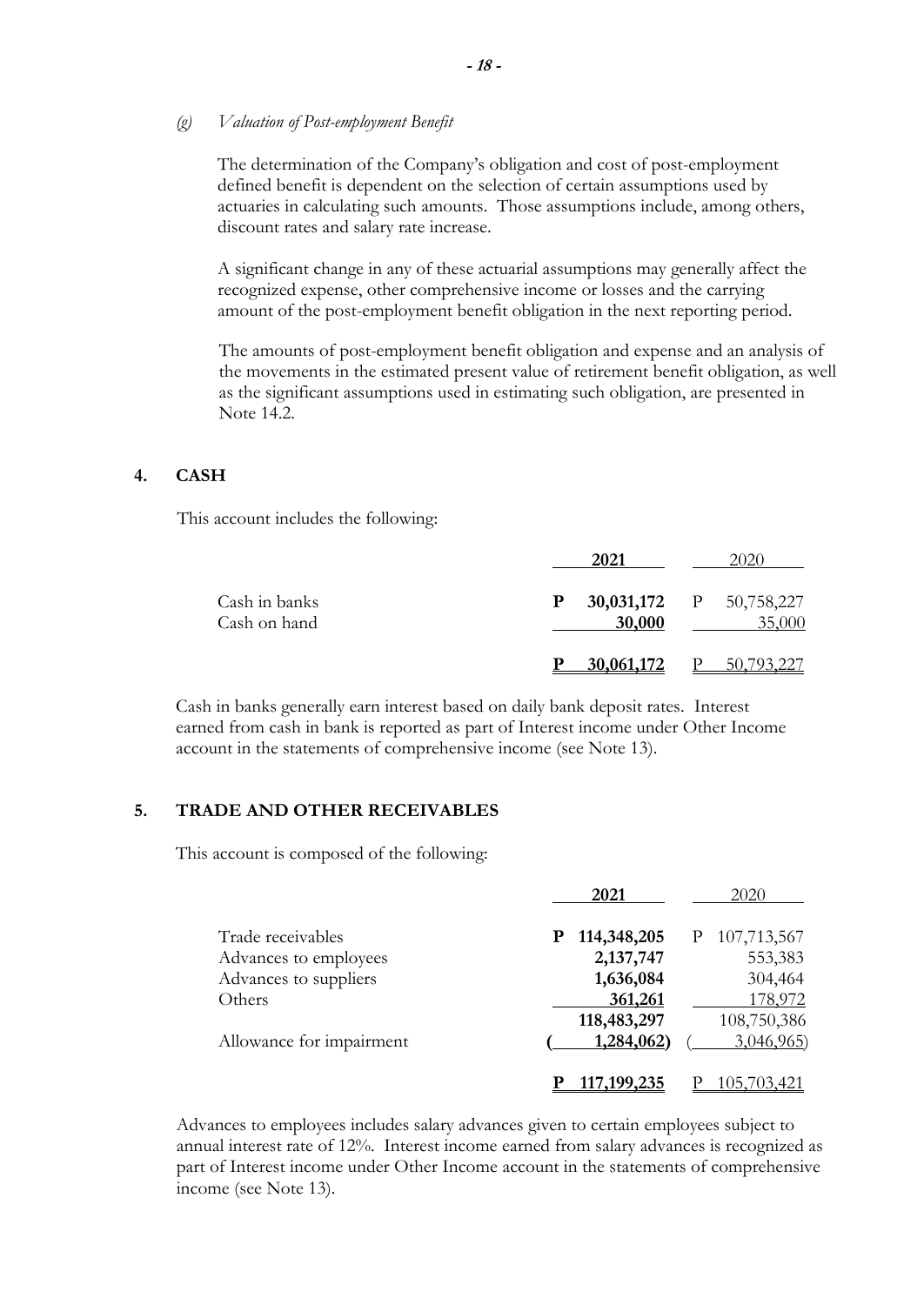*(g) Valuation of Post-employment Benefit*

The determination of the Company's obligation and cost of post-employment defined benefit is dependent on the selection of certain assumptions used by actuaries in calculating such amounts. Those assumptions include, among others, discount rates and salary rate increase.

A significant change in any of these actuarial assumptions may generally affect the recognized expense, other comprehensive income or losses and the carrying amount of the post-employment benefit obligation in the next reporting period.

The amounts of post-employment benefit obligation and expense and an analysis of the movements in the estimated present value of retirement benefit obligation, as well as the significant assumptions used in estimating such obligation, are presented in Note 14.2.

## 4. CASH

This account includes the following:

| | **2021** | 2020 |
|---|---|---|
| Cash in banks | **P 30,031,172** | P 50,758,227 |
| Cash on hand | **30,000** | 35,000 |
| | **P 30,061,172** | P 50,793,227 |

Cash in banks generally earn interest based on daily bank deposit rates. Interest earned from cash in bank is reported as part of Interest income under Other Income account in the statements of comprehensive income (see Note 13).

## 5. TRADE AND OTHER RECEIVABLES

This account is composed of the following:

| | **2021** | 2020 |
|---|---|---|
| Trade receivables | **P 114,348,205** | P 107,713,567 |
| Advances to employees | **2,137,747** | 553,383 |
| Advances to suppliers | **1,636,084** | 304,464 |
| Others | **361,261** | 178,972 |
| | **118,483,297** | 108,750,386 |
| Allowance for impairment | **( 1,284,062)** | ( 3,046,965) |
| | **P 117,199,235** | P 105,703,421 |

Advances to employees includes salary advances given to certain employees subject to annual interest rate of 12%. Interest income earned from salary advances is recognized as part of Interest income under Other Income account in the statements of comprehensive income (see Note 13).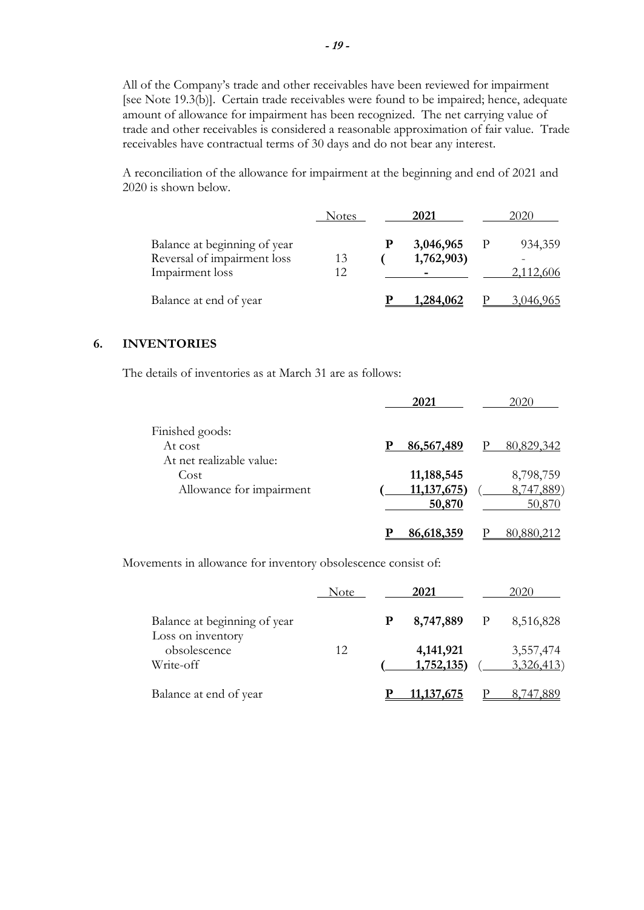All of the Company's trade and other receivables have been reviewed for impairment [see Note 19.3(b)]. Certain trade receivables were found to be impaired; hence, adequate amount of allowance for impairment has been recognized. The net carrying value of trade and other receivables is considered a reasonable approximation of fair value. Trade receivables have contractual terms of 30 days and do not bear any interest.

A reconciliation of the allowance for impairment at the beginning and end of 2021 and 2020 is shown below.

| | Notes | 2021 | 2020 |
|---|---|---|---|
| Balance at beginning of year | | P 3,046,965 | P 934,359 |
| Reversal of impairment loss | 13 | ( 1,762,903) | - |
| Impairment loss | 12 | - | 2,112,606 |
| Balance at end of year | | P 1,284,062 | P 3,046,965 |

## 6. INVENTORIES

The details of inventories as at March 31 are as follows:

| | 2021 | 2020 |
|---|---|---|
| Finished goods: | | |
| At cost | P 86,567,489 | P 80,829,342 |
| At net realizable value: | | |
| Cost | 11,188,545 | 8,798,759 |
| Allowance for impairment | ( 11,137,675) | ( 8,747,889) |
| | 50,870 | 50,870 |
| | P 86,618,359 | P 80,880,212 |

Movements in allowance for inventory obsolescence consist of:

| | Note | 2021 | 2020 |
|---|---|---|---|
| Balance at beginning of year | | P 8,747,889 | P 8,516,828 |
| Loss on inventory obsolescence | 12 | 4,141,921 | 3,557,474 |
| Write-off | | ( 1,752,135) | ( 3,326,413) |
| Balance at end of year | | P 11,137,675 | P 8,747,889 |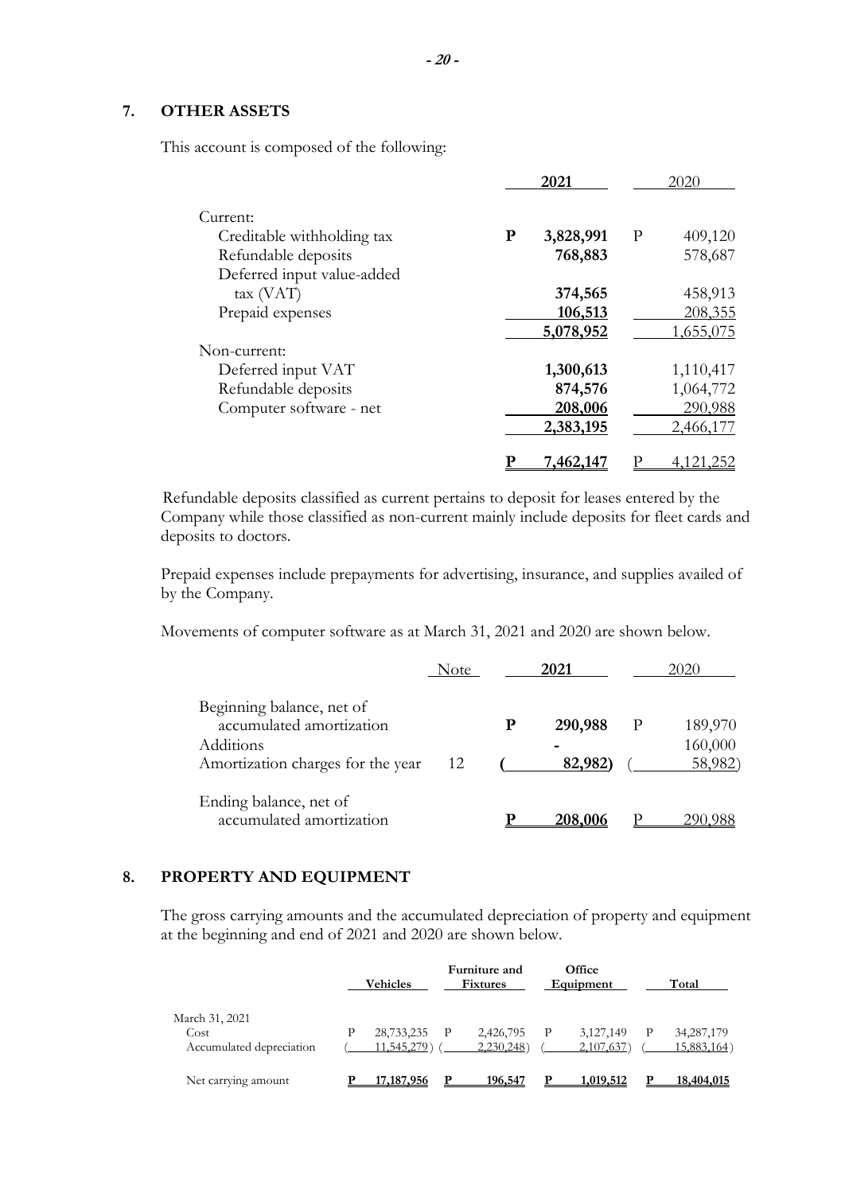## 7. OTHER ASSETS

This account is composed of the following:

| | 2021 | 2020 |
|---|---|---|
| Current: | | |
| Creditable withholding tax | **P 3,828,991** | P 409,120 |
| Refundable deposits | **768,883** | 578,687 |
| Deferred input value-added tax (VAT) | **374,565** | 458,913 |
| Prepaid expenses | **106,513** | 208,355 |
| | **5,078,952** | 1,655,075 |
| Non-current: | | |
| Deferred input VAT | **1,300,613** | 1,110,417 |
| Refundable deposits | **874,576** | 1,064,772 |
| Computer software - net | **208,006** | 290,988 |
| | **2,383,195** | 2,466,177 |
| | **P 7,462,147** | P 4,121,252 |

Refundable deposits classified as current pertains to deposit for leases entered by the Company while those classified as non-current mainly include deposits for fleet cards and deposits to doctors.

Prepaid expenses include prepayments for advertising, insurance, and supplies availed of by the Company.

Movements of computer software as at March 31, 2021 and 2020 are shown below.

| | Note | 2021 | 2020 |
|---|---|---|---|
| Beginning balance, net of accumulated amortization | | **P 290,988** | P 189,970 |
| Additions | | **-** | 160,000 |
| Amortization charges for the year | 12 | **( 82,982)** | ( 58,982) |
| Ending balance, net of accumulated amortization | | **P 208,006** | P 290,988 |

## 8. PROPERTY AND EQUIPMENT

The gross carrying amounts and the accumulated depreciation of property and equipment at the beginning and end of 2021 and 2020 are shown below.

| | Vehicles | Furniture and Fixtures | Office Equipment | Total |
|---|---|---|---|---|
| March 31, 2021 | | | | |
| Cost | P 28,733,235 | P 2,426,795 | P 3,127,149 | P 34,287,179 |
| Accumulated depreciation | ( 11,545,279) | ( 2,230,248) | ( 2,107,637) | ( 15,883,164) |
| Net carrying amount | **P 17,187,956** | **P 196,547** | **P 1,019,512** | **P 18,404,015** |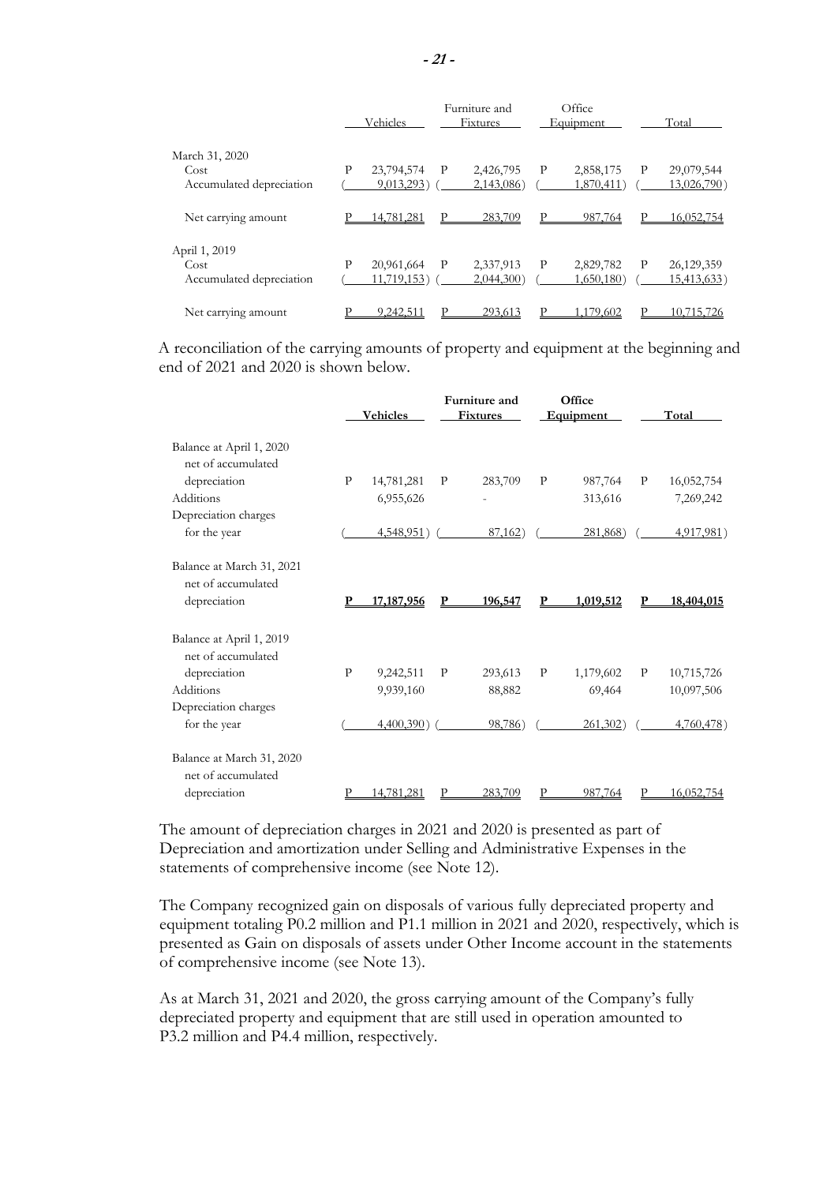| | Vehicles | Furniture and Fixtures | Office Equipment | Total |
|---|---|---|---|---|
| March 31, 2020 | | | | |
| Cost | P 23,794,574 | P 2,426,795 | P 2,858,175 | P 29,079,544 |
| Accumulated depreciation | ( 9,013,293) | ( 2,143,086) | ( 1,870,411) | ( 13,026,790) |
| Net carrying amount | P 14,781,281 | P 283,709 | P 987,764 | P 16,052,754 |
| April 1, 2019 | | | | |
| Cost | P 20,961,664 | P 2,337,913 | P 2,829,782 | P 26,129,359 |
| Accumulated depreciation | ( 11,719,153) | ( 2,044,300) | ( 1,650,180) | ( 15,413,633) |
| Net carrying amount | P 9,242,511 | P 293,613 | P 1,179,602 | P 10,715,726 |

A reconciliation of the carrying amounts of property and equipment at the beginning and end of 2021 and 2020 is shown below.

| | **Vehicles** | **Furniture and Fixtures** | **Office Equipment** | **Total** |
|---|---|---|---|---|
| Balance at April 1, 2020 net of accumulated depreciation | P 14,781,281 | P 283,709 | P 987,764 | P 16,052,754 |
| Additions | 6,955,626 | - | 313,616 | 7,269,242 |
| Depreciation charges for the year | ( 4,548,951) | ( 87,162) | ( 281,868) | ( 4,917,981) |
| Balance at March 31, 2021 net of accumulated depreciation | **P 17,187,956** | **P 196,547** | **P 1,019,512** | **P 18,404,015** |
| Balance at April 1, 2019 net of accumulated depreciation | P 9,242,511 | P 293,613 | P 1,179,602 | P 10,715,726 |
| Additions | 9,939,160 | 88,882 | 69,464 | 10,097,506 |
| Depreciation charges for the year | ( 4,400,390) | ( 98,786) | ( 261,302) | ( 4,760,478) |
| Balance at March 31, 2020 net of accumulated depreciation | P 14,781,281 | P 283,709 | P 987,764 | P 16,052,754 |

The amount of depreciation charges in 2021 and 2020 is presented as part of Depreciation and amortization under Selling and Administrative Expenses in the statements of comprehensive income (see Note 12).

The Company recognized gain on disposals of various fully depreciated property and equipment totaling P0.2 million and P1.1 million in 2021 and 2020, respectively, which is presented as Gain on disposals of assets under Other Income account in the statements of comprehensive income (see Note 13).

As at March 31, 2021 and 2020, the gross carrying amount of the Company's fully depreciated property and equipment that are still used in operation amounted to P3.2 million and P4.4 million, respectively.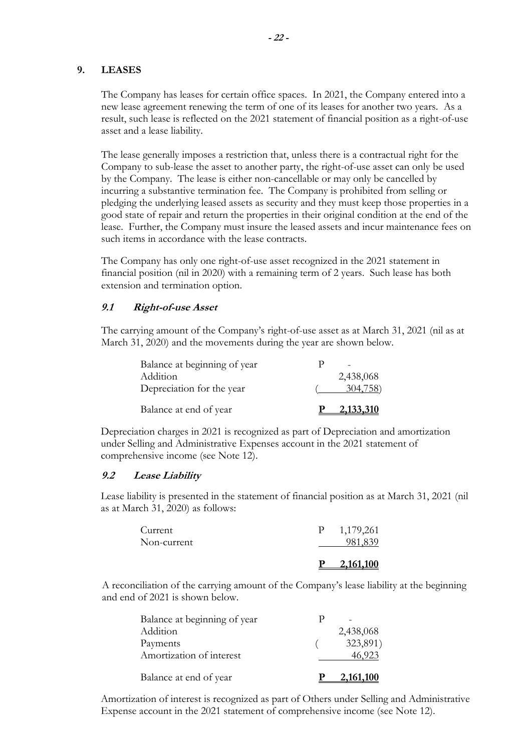## 9. LEASES

The Company has leases for certain office spaces. In 2021, the Company entered into a new lease agreement renewing the term of one of its leases for another two years. As a result, such lease is reflected on the 2021 statement of financial position as a right-of-use asset and a lease liability.

The lease generally imposes a restriction that, unless there is a contractual right for the Company to sub-lease the asset to another party, the right-of-use asset can only be used by the Company. The lease is either non-cancellable or may only be cancelled by incurring a substantive termination fee. The Company is prohibited from selling or pledging the underlying leased assets as security and they must keep those properties in a good state of repair and return the properties in their original condition at the end of the lease. Further, the Company must insure the leased assets and incur maintenance fees on such items in accordance with the lease contracts.

The Company has only one right-of-use asset recognized in the 2021 statement in financial position (nil in 2020) with a remaining term of 2 years. Such lease has both extension and termination option.

### *9.1 Right-of-use Asset*

The carrying amount of the Company's right-of-use asset as at March 31, 2021 (nil as at March 31, 2020) and the movements during the year are shown below.

| | |
|---|---|
| Balance at beginning of year | P - |
| Addition | 2,438,068 |
| Depreciation for the year | ( 304,758) |
| Balance at end of year | **P 2,133,310** |

Depreciation charges in 2021 is recognized as part of Depreciation and amortization under Selling and Administrative Expenses account in the 2021 statement of comprehensive income (see Note 12).

### *9.2 Lease Liability*

Lease liability is presented in the statement of financial position as at March 31, 2021 (nil as at March 31, 2020) as follows:

| | |
|---|---|
| Current | P 1,179,261 |
| Non-current | 981,839 |
| | **P 2,161,100** |

A reconciliation of the carrying amount of the Company's lease liability at the beginning and end of 2021 is shown below.

| | |
|---|---|
| Balance at beginning of year | P - |
| Addition | 2,438,068 |
| Payments | ( 323,891) |
| Amortization of interest | 46,923 |
| Balance at end of year | **P 2,161,100** |

Amortization of interest is recognized as part of Others under Selling and Administrative Expense account in the 2021 statement of comprehensive income (see Note 12).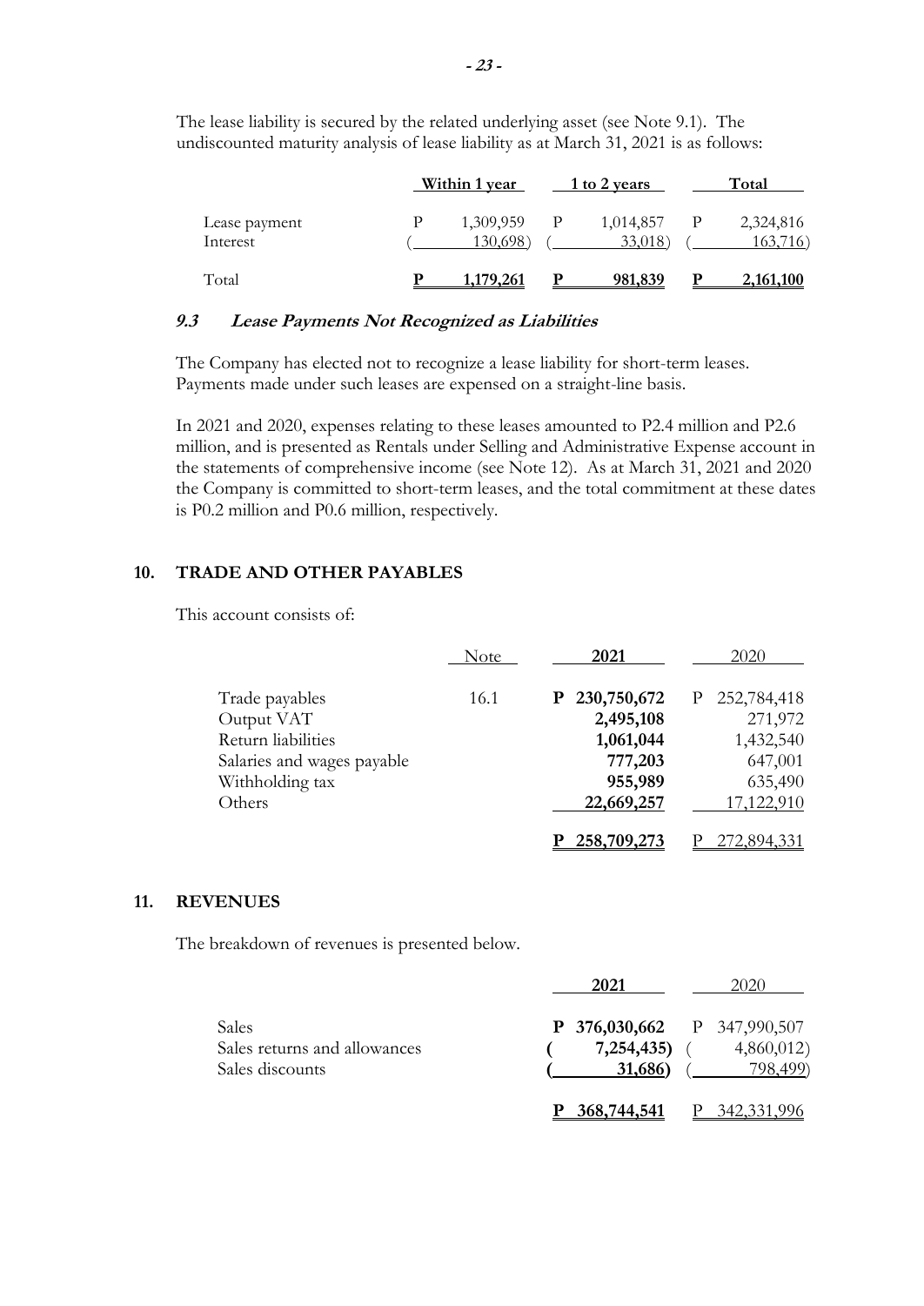The lease liability is secured by the related underlying asset (see Note 9.1). The undiscounted maturity analysis of lease liability as at March 31, 2021 is as follows:

| | Within 1 year | 1 to 2 years | Total |
|---|---|---|---|
| Lease payment | P 1,309,959 | P 1,014,857 | P 2,324,816 |
| Interest | ( 130,698) | ( 33,018) | ( 163,716) |
| Total | **P 1,179,261** | **P 981,839** | **P 2,161,100** |

### *9.3 Lease Payments Not Recognized as Liabilities*

The Company has elected not to recognize a lease liability for short-term leases. Payments made under such leases are expensed on a straight-line basis.

In 2021 and 2020, expenses relating to these leases amounted to P2.4 million and P2.6 million, and is presented as Rentals under Selling and Administrative Expense account in the statements of comprehensive income (see Note 12). As at March 31, 2021 and 2020 the Company is committed to short-term leases, and the total commitment at these dates is P0.2 million and P0.6 million, respectively.

## 10. TRADE AND OTHER PAYABLES

This account consists of:

| | Note | 2021 | 2020 |
|---|---|---|---|
| Trade payables | 16.1 | **P 230,750,672** | P 252,784,418 |
| Output VAT | | **2,495,108** | 271,972 |
| Return liabilities | | **1,061,044** | 1,432,540 |
| Salaries and wages payable | | **777,203** | 647,001 |
| Withholding tax | | **955,989** | 635,490 |
| Others | | **22,669,257** | 17,122,910 |
| | | **P 258,709,273** | P 272,894,331 |

## 11. REVENUES

The breakdown of revenues is presented below.

| | 2021 | 2020 |
|---|---|---|
| Sales | **P 376,030,662** | P 347,990,507 |
| Sales returns and allowances | **( 7,254,435)** | ( 4,860,012) |
| Sales discounts | **( 31,686)** | ( 798,499) |
| | **P 368,744,541** | P 342,331,996 |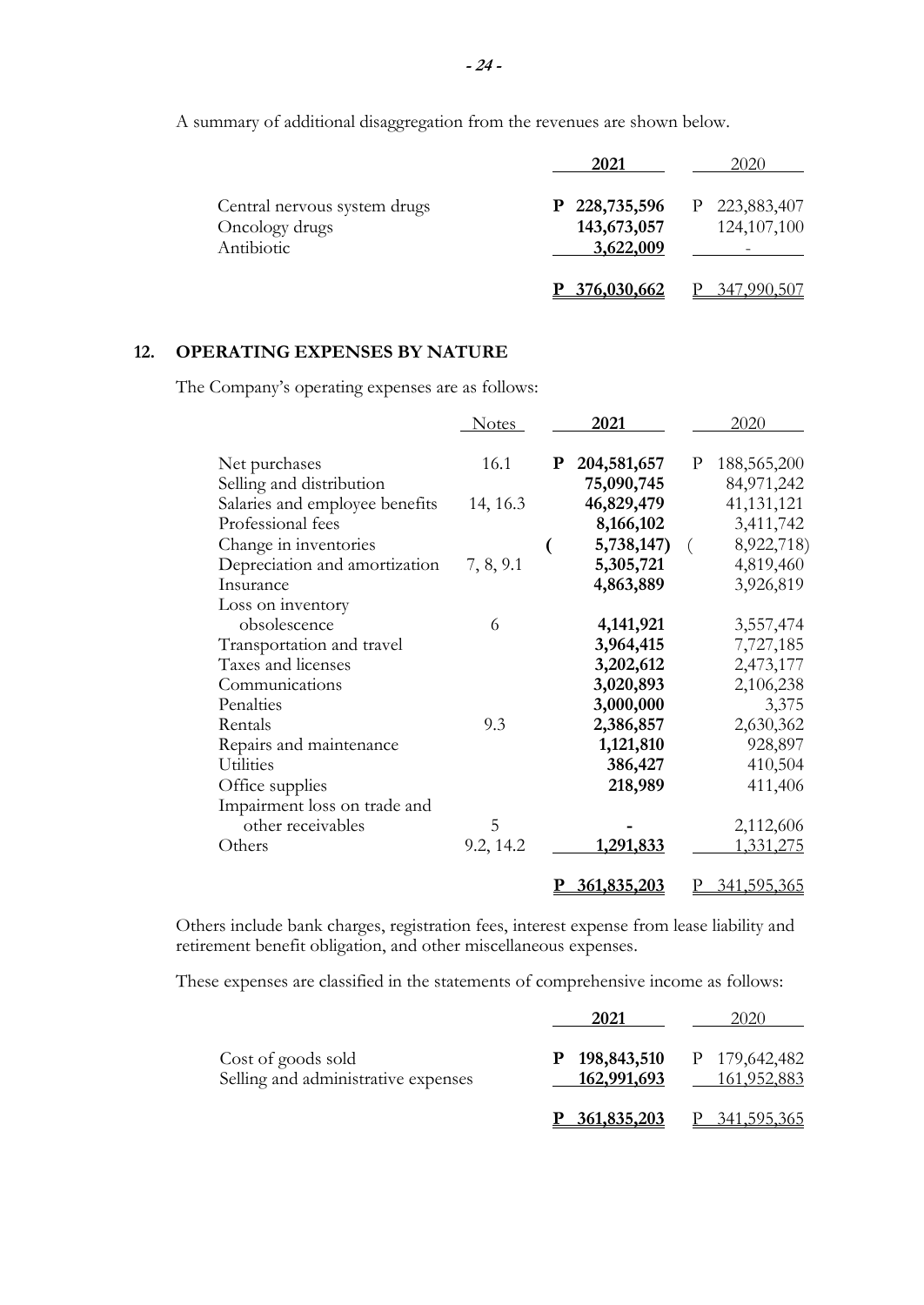A summary of additional disaggregation from the revenues are shown below.

| | 2021 | 2020 |
|---|---|---|
| Central nervous system drugs | **P 228,735,596** | P 223,883,407 |
| Oncology drugs | **143,673,057** | 124,107,100 |
| Antibiotic | **3,622,009** | - |
| | **P 376,030,662** | P 347,990,507 |

## 12. OPERATING EXPENSES BY NATURE

The Company's operating expenses are as follows:

| | Notes | 2021 | 2020 |
|---|---|---|---|
| Net purchases | 16.1 | **P 204,581,657** | P 188,565,200 |
| Selling and distribution | | **75,090,745** | 84,971,242 |
| Salaries and employee benefits | 14, 16.3 | **46,829,479** | 41,131,121 |
| Professional fees | | **8,166,102** | 3,411,742 |
| Change in inventories | | **( 5,738,147)** | ( 8,922,718) |
| Depreciation and amortization | 7, 8, 9.1 | **5,305,721** | 4,819,460 |
| Insurance | | **4,863,889** | 3,926,819 |
| Loss on inventory obsolescence | 6 | **4,141,921** | 3,557,474 |
| Transportation and travel | | **3,964,415** | 7,727,185 |
| Taxes and licenses | | **3,202,612** | 2,473,177 |
| Communications | | **3,020,893** | 2,106,238 |
| Penalties | | **3,000,000** | 3,375 |
| Rentals | 9.3 | **2,386,857** | 2,630,362 |
| Repairs and maintenance | | **1,121,810** | 928,897 |
| Utilities | | **386,427** | 410,504 |
| Office supplies | | **218,989** | 411,406 |
| Impairment loss on trade and other receivables | 5 | **-** | 2,112,606 |
| Others | 9.2, 14.2 | **1,291,833** | 1,331,275 |
| | | **P 361,835,203** | P 341,595,365 |

Others include bank charges, registration fees, interest expense from lease liability and retirement benefit obligation, and other miscellaneous expenses.

These expenses are classified in the statements of comprehensive income as follows:

| | 2021 | 2020 |
|---|---|---|
| Cost of goods sold | **P 198,843,510** | P 179,642,482 |
| Selling and administrative expenses | **162,991,693** | 161,952,883 |
| | **P 361,835,203** | P 341,595,365 |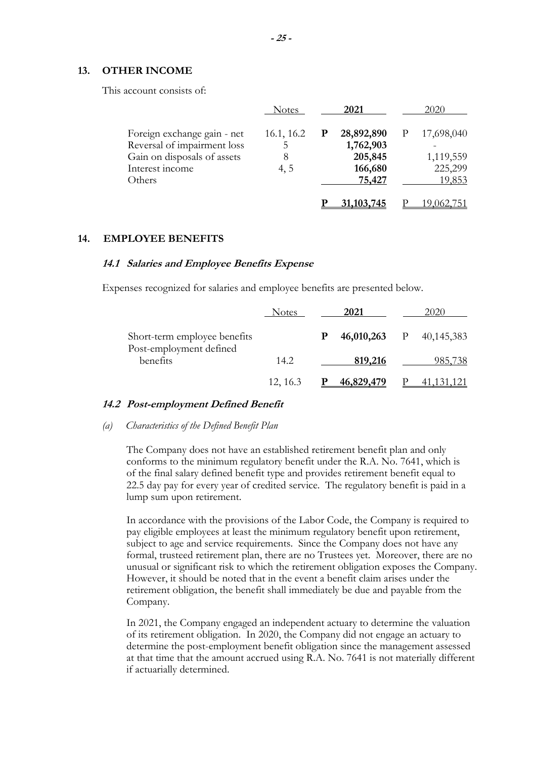## 13. OTHER INCOME

This account consists of:

| | Notes | 2021 | 2020 |
|---|---|---|---|
| Foreign exchange gain - net | 16.1, 16.2 | **P 28,892,890** | P 17,698,040 |
| Reversal of impairment loss | 5 | **1,762,903** | - |
| Gain on disposals of assets | 8 | **205,845** | 1,119,559 |
| Interest income | 4, 5 | **166,680** | 225,299 |
| Others | | **75,427** | 19,853 |
| | | **P 31,103,745** | P 19,062,751 |

## 14. EMPLOYEE BENEFITS

### *14.1 Salaries and Employee Benefits Expense*

Expenses recognized for salaries and employee benefits are presented below.

| | Notes | 2021 | 2020 |
|---|---|---|---|
| Short-term employee benefits | | **P 46,010,263** | P 40,145,383 |
| Post-employment defined benefits | 14.2 | **819,216** | 985,738 |
| | 12, 16.3 | **P 46,829,479** | P 41,131,121 |

### *14.2 Post-employment Defined Benefit*

*(a) Characteristics of the Defined Benefit Plan*

The Company does not have an established retirement benefit plan and only conforms to the minimum regulatory benefit under the R.A. No. 7641, which is of the final salary defined benefit type and provides retirement benefit equal to 22.5 day pay for every year of credited service. The regulatory benefit is paid in a lump sum upon retirement.

In accordance with the provisions of the Labor Code, the Company is required to pay eligible employees at least the minimum regulatory benefit upon retirement, subject to age and service requirements. Since the Company does not have any formal, trusteed retirement plan, there are no Trustees yet. Moreover, there are no unusual or significant risk to which the retirement obligation exposes the Company. However, it should be noted that in the event a benefit claim arises under the retirement obligation, the benefit shall immediately be due and payable from the Company.

In 2021, the Company engaged an independent actuary to determine the valuation of its retirement obligation. In 2020, the Company did not engage an actuary to determine the post-employment benefit obligation since the management assessed at that time that the amount accrued using R.A. No. 7641 is not materially different if actuarially determined.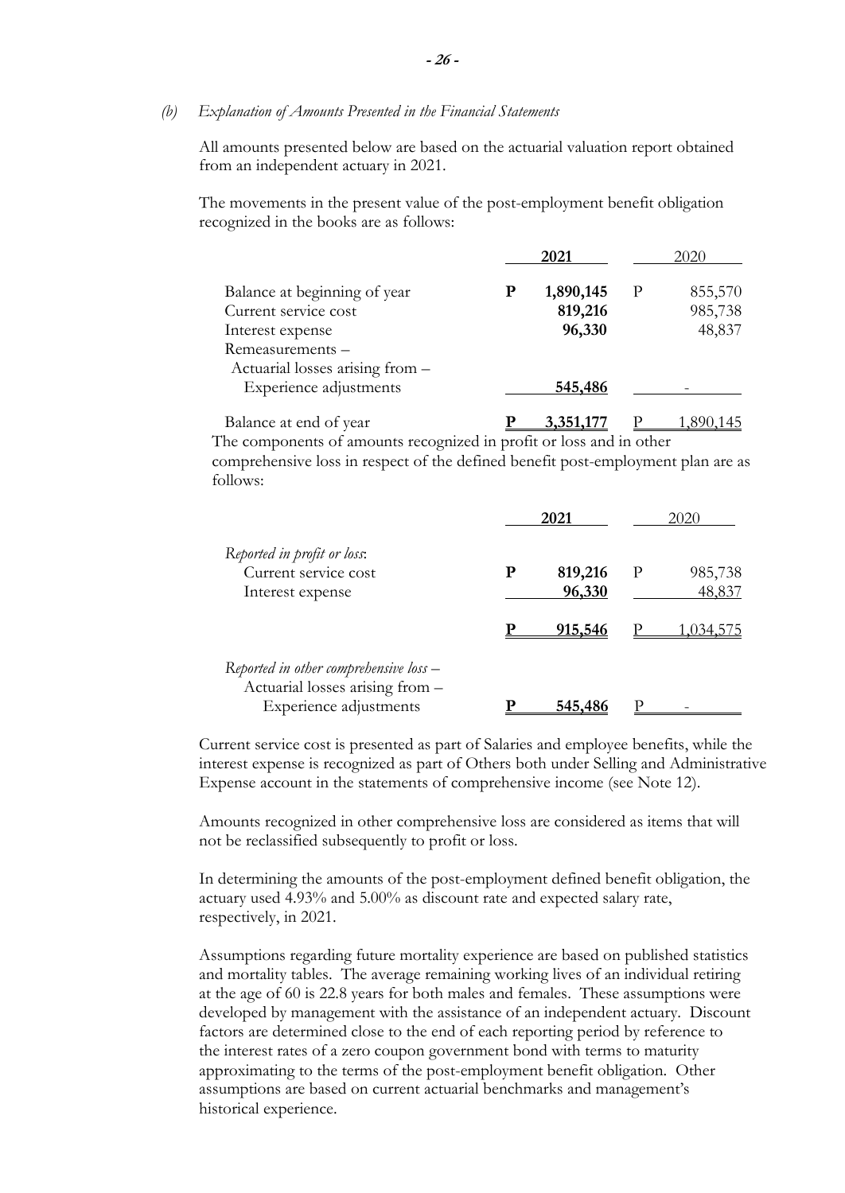*(b) Explanation of Amounts Presented in the Financial Statements*

All amounts presented below are based on the actuarial valuation report obtained from an independent actuary in 2021.

The movements in the present value of the post-employment benefit obligation recognized in the books as follows:

| | **2021** | 2020 |
|---|---|---|
| Balance at beginning of year | **P 1,890,145** | P 855,570 |
| Current service cost | **819,216** | 985,738 |
| Interest expense | **96,330** | 48,837 |
| Remeasurements – | | |
| Actuarial losses arising from – | | |
| Experience adjustments | **545,486** | - |
| Balance at end of year | **P 3,351,177** | P 1,890,145 |

The components of amounts recognized in profit or loss and in other comprehensive loss in respect of the defined benefit post-employment plan are as follows:

| | **2021** | 2020 |
|---|---|---|
| *Reported in profit or loss*: | | |
| Current service cost | **P 819,216** | P 985,738 |
| Interest expense | **96,330** | 48,837 |
| | **P 915,546** | P 1,034,575 |
| *Reported in other comprehensive loss –* | | |
| Actuarial losses arising from – | | |
| Experience adjustments | **P 545,486** | P - |

Current service cost is presented as part of Salaries and employee benefits, while the interest expense is recognized as part of Others both under Selling and Administrative Expense account in the statements of comprehensive income (see Note 12).

Amounts recognized in other comprehensive loss are considered as items that will not be reclassified subsequently to profit or loss.

In determining the amounts of the post-employment defined benefit obligation, the actuary used 4.93% and 5.00% as discount rate and expected salary rate, respectively, in 2021.

Assumptions regarding future mortality experience are based on published statistics and mortality tables. The average remaining working lives of an individual retiring at the age of 60 is 22.8 years for both males and females. These assumptions were developed by management with the assistance of an independent actuary. Discount factors are determined close to the end of each reporting period by reference to the interest rates of a zero coupon government bond with terms to maturity approximating to the terms of the post-employment benefit obligation. Other assumptions are based on current actuarial benchmarks and management's historical experience.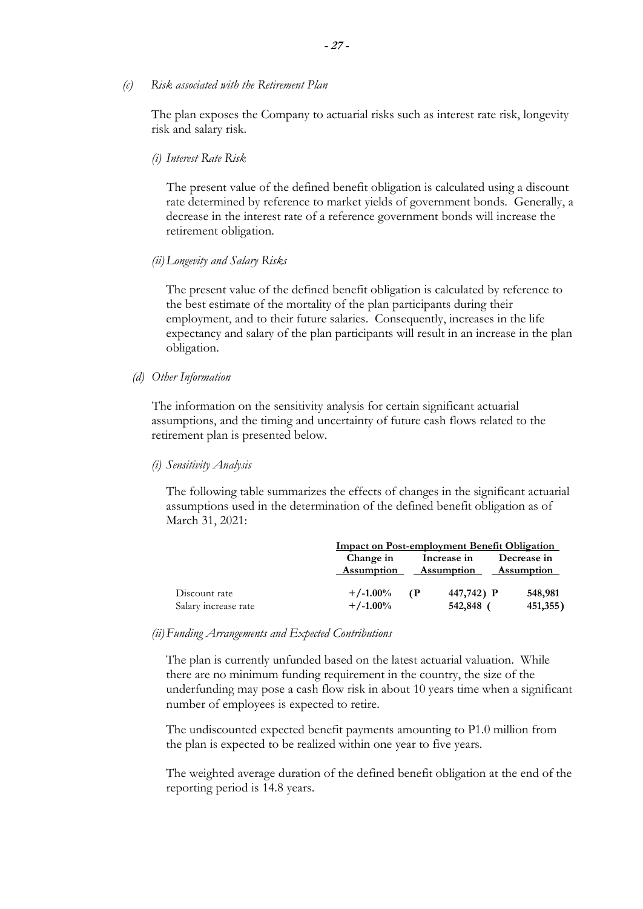*(c) Risk associated with the Retirement Plan*

The plan exposes the Company to actuarial risks such as interest rate risk, longevity risk and salary risk.

*(i) Interest Rate Risk*

The present value of the defined benefit obligation is calculated using a discount rate determined by reference to market yields of government bonds. Generally, a decrease in the interest rate of a reference government bonds will increase the retirement obligation.

*(ii) Longevity and Salary Risks*

The present value of the defined benefit obligation is calculated by reference to the best estimate of the mortality of the plan participants during their employment, and to their future salaries. Consequently, increases in the life expectancy and salary of the plan participants will result in an increase in the plan obligation.

*(d) Other Information*

The information on the sensitivity analysis for certain significant actuarial assumptions, and the timing and uncertainty of future cash flows related to the retirement plan is presented below.

*(i) Sensitivity Analysis*

The following table summarizes the effects of changes in the significant actuarial assumptions used in the determination of the defined benefit obligation as of March 31, 2021:

| | Impact on Post-employment Benefit Obligation | | |
|---|---|---|---|
| | Change in Assumption | Increase in Assumption | Decrease in Assumption |
| Discount rate | **+/-1.00%** | **(P 447,742)** | **P 548,981** |
| Salary increase rate | **+/-1.00%** | **542,848** | **(451,355)** |

*(ii) Funding Arrangements and Expected Contributions*

The plan is currently unfunded based on the latest actuarial valuation. While there are no minimum funding requirement in the country, the size of the underfunding may pose a cash flow risk in about 10 years time when a significant number of employees is expected to retire.

The undiscounted expected benefit payments amounting to P1.0 million from the plan is expected to be realized within one year to five years.

The weighted average duration of the defined benefit obligation at the end of the reporting period is 14.8 years.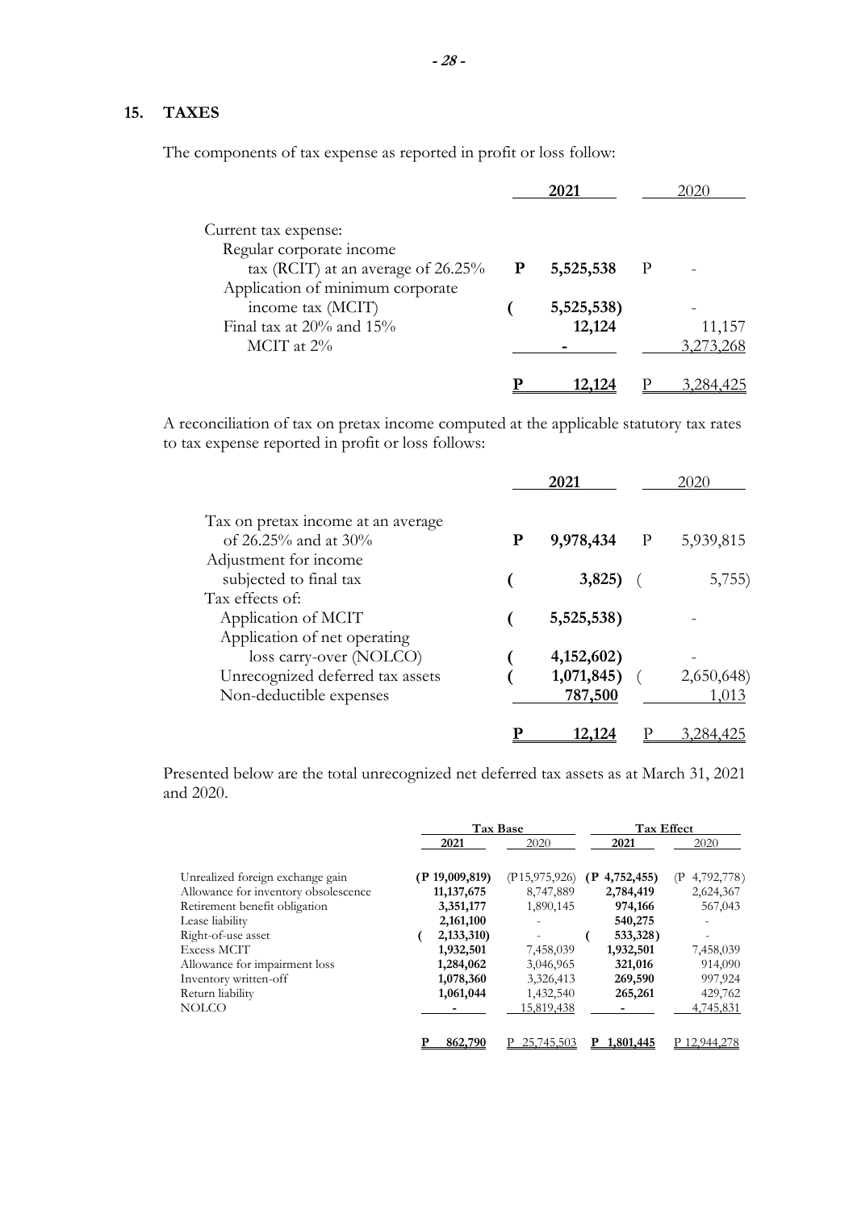## 15. TAXES

The components of tax expense as reported in profit or loss follow:

| | 2021 | 2020 |
|---|---|---|
| Current tax expense: | | |
| Regular corporate income tax (RCIT) at an average of 26.25% | P 5,525,538 | P - |
| Application of minimum corporate income tax (MCIT) | ( 5,525,538) | - |
| Final tax at 20% and 15% | 12,124 | 11,157 |
| MCIT at 2% | - | 3,273,268 |
| | P 12,124 | P 3,284,425 |

A reconciliation of tax on pretax income computed at the applicable statutory tax rates to tax expense reported in profit or loss follows:

| | 2021 | 2020 |
|---|---|---|
| Tax on pretax income at an average of 26.25% and at 30% | P 9,978,434 | P 5,939,815 |
| Adjustment for income subjected to final tax | ( 3,825) | ( 5,755) |
| Tax effects of: | | |
| Application of MCIT | ( 5,525,538) | - |
| Application of net operating loss carry-over (NOLCO) | ( 4,152,602) | - |
| Unrecognized deferred tax assets | ( 1,071,845) | ( 2,650,648) |
| Non-deductible expenses | 787,500 | 1,013 |
| | P 12,124 | P 3,284,425 |

Presented below are the total unrecognized net deferred tax assets as at March 31, 2021 and 2020.

| | Tax Base | | Tax Effect | |
|---|---|---|---|---|
| | 2021 | 2020 | 2021 | 2020 |
| Unrealized foreign exchange gain | (P 19,009,819) | (P15,975,926) | (P 4,752,455) | (P 4,792,778) |
| Allowance for inventory obsolescence | 11,137,675 | 8,747,889 | 2,784,419 | 2,624,367 |
| Retirement benefit obligation | 3,351,177 | 1,890,145 | 974,166 | 567,043 |
| Lease liability | 2,161,100 | - | 540,275 | - |
| Right-of-use asset | ( 2,133,310) | - | ( 533,328) | - |
| Excess MCIT | 1,932,501 | 7,458,039 | 1,932,501 | 7,458,039 |
| Allowance for impairment loss | 1,284,062 | 3,046,965 | 321,016 | 914,090 |
| Inventory written-off | 1,078,360 | 3,326,413 | 269,590 | 997,924 |
| Return liability | 1,061,044 | 1,432,540 | 265,261 | 429,762 |
| NOLCO | - | 15,819,438 | - | 4,745,831 |
| | P 862,790 | P 25,745,503 | P 1,801,445 | P 12,944,278 |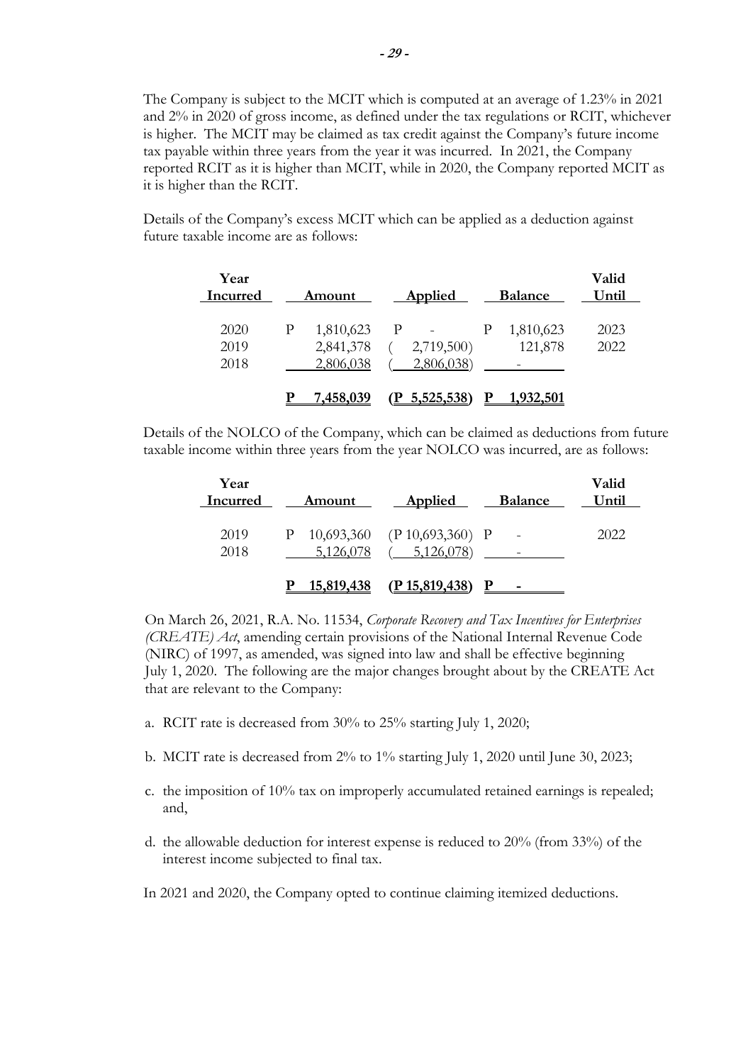The Company is subject to the MCIT which is computed at an average of 1.23% in 2021 and 2% in 2020 of gross income, as defined under the tax regulations or RCIT, whichever is higher. The MCIT may be claimed as tax credit against the Company's future income tax payable within three years from the year it was incurred. In 2021, the Company reported RCIT as it is higher than MCIT, while in 2020, the Company reported MCIT as it is higher than the RCIT.

Details of the Company's excess MCIT which can be applied as a deduction against future taxable income are as follows:

| Year Incurred | Amount | Applied | Balance | Valid Until |
|---|---|---|---|---|
| 2020 | P 1,810,623 | P - | P 1,810,623 | 2023 |
| 2019 | 2,841,378 | ( 2,719,500) | 121,878 | 2022 |
| 2018 | 2,806,038 | ( 2,806,038) | - | |
| | **P 7,458,039** | **(P 5,525,538)** | **P 1,932,501** | |

Details of the NOLCO of the Company, which can be claimed as deductions from future taxable income within three years from the year NOLCO was incurred, are as follows:

| Year Incurred | Amount | Applied | Balance | Valid Until |
|---|---|---|---|---|
| 2019 | P 10,693,360 | (P 10,693,360) | P - | 2022 |
| 2018 | 5,126,078 | ( 5,126,078) | - | |
| | **P 15,819,438** | **(P 15,819,438)** | **P -** | |

On March 26, 2021, R.A. No. 11534, *Corporate Recovery and Tax Incentives for Enterprises (CREATE) Act*, amending certain provisions of the National Internal Revenue Code (NIRC) of 1997, as amended, was signed into law and shall be effective beginning July 1, 2020. The following are the major changes brought about by the CREATE Act that are relevant to the Company:

a. RCIT rate is decreased from 30% to 25% starting July 1, 2020;

b. MCIT rate is decreased from 2% to 1% starting July 1, 2020 until June 30, 2023;

c. the imposition of 10% tax on improperly accumulated retained earnings is repealed; and,

d. the allowable deduction for interest expense is reduced to 20% (from 33%) of the interest income subjected to final tax.

In 2021 and 2020, the Company opted to continue claiming itemized deductions.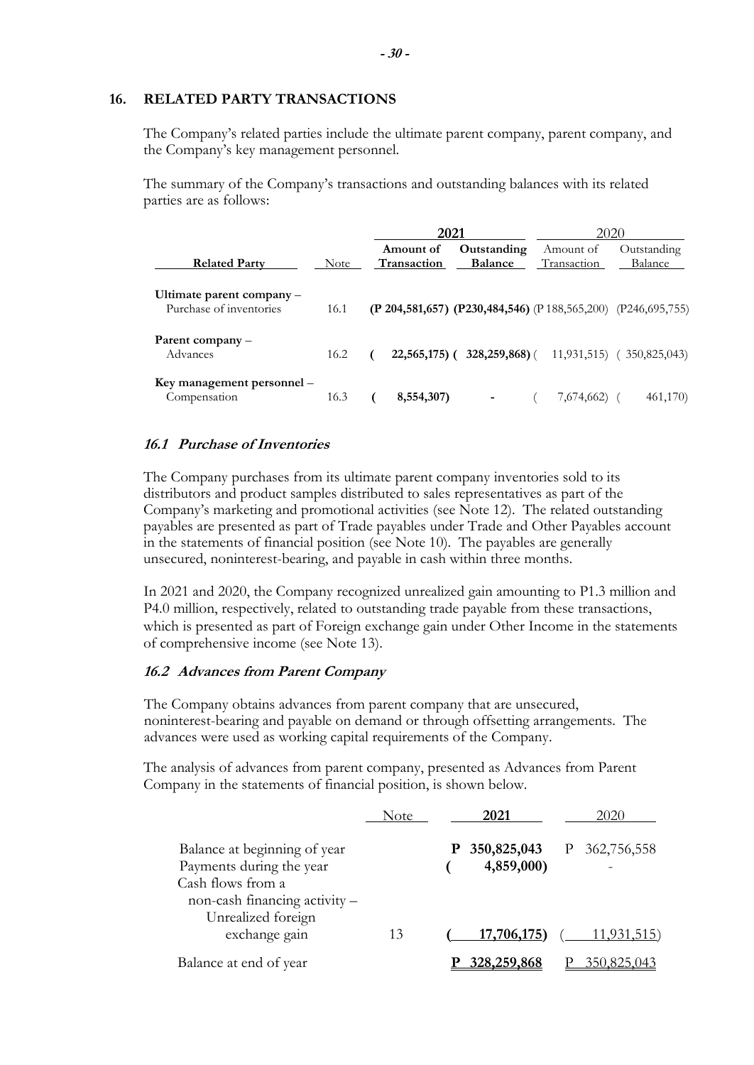## 16. RELATED PARTY TRANSACTIONS

The Company's related parties include the ultimate parent company, parent company, and the Company's key management personnel.

The summary of the Company's transactions and outstanding balances with its related parties are as follows:

| Related Party | Note | 2021 Amount of Transaction | 2021 Outstanding Balance | 2020 Amount of Transaction | 2020 Outstanding Balance |
|---|---|---|---|---|---|
| **Ultimate parent company –** Purchase of inventories | 16.1 | **(P 204,581,657)** | **(P230,484,546)** | (P 188,565,200) | (P246,695,755) |
| **Parent company –** Advances | 16.2 | **( 22,565,175)** | **( 328,259,868)** | ( 11,931,515) | ( 350,825,043) |
| **Key management personnel –** Compensation | 16.3 | **( 8,554,307)** | **-** | ( 7,674,662) | ( 461,170) |

### 16.1 *Purchase of Inventories*

The Company purchases from its ultimate parent company inventories sold to its distributors and product samples distributed to sales representatives as part of the Company's marketing and promotional activities (see Note 12). The related outstanding payables are presented as part of Trade payables under Trade and Other Payables account in the statements of financial position (see Note 10). The payables are generally unsecured, noninterest-bearing, and payable in cash within three months.

In 2021 and 2020, the Company recognized unrealized gain amounting to P1.3 million and P4.0 million, respectively, related to outstanding trade payable from these transactions, which is presented as part of Foreign exchange gain under Other Income in the statements of comprehensive income (see Note 13).

### 16.2 *Advances from Parent Company*

The Company obtains advances from parent company that are unsecured, noninterest-bearing and payable on demand or through offsetting arrangements. The advances were used as working capital requirements of the Company.

The analysis of advances from parent company, presented as Advances from Parent Company in the statements of financial position, is shown below.

| | Note | 2021 | 2020 |
|---|---|---|---|
| Balance at beginning of year | | **P 350,825,043** | P 362,756,558 |
| Payments during the year | | **( 4,859,000)** | - |
| Cash flows from a non-cash financing activity – Unrealized foreign exchange gain | 13 | **( 17,706,175)** | ( 11,931,515) |
| Balance at end of year | | **P 328,259,868** | P 350,825,043 |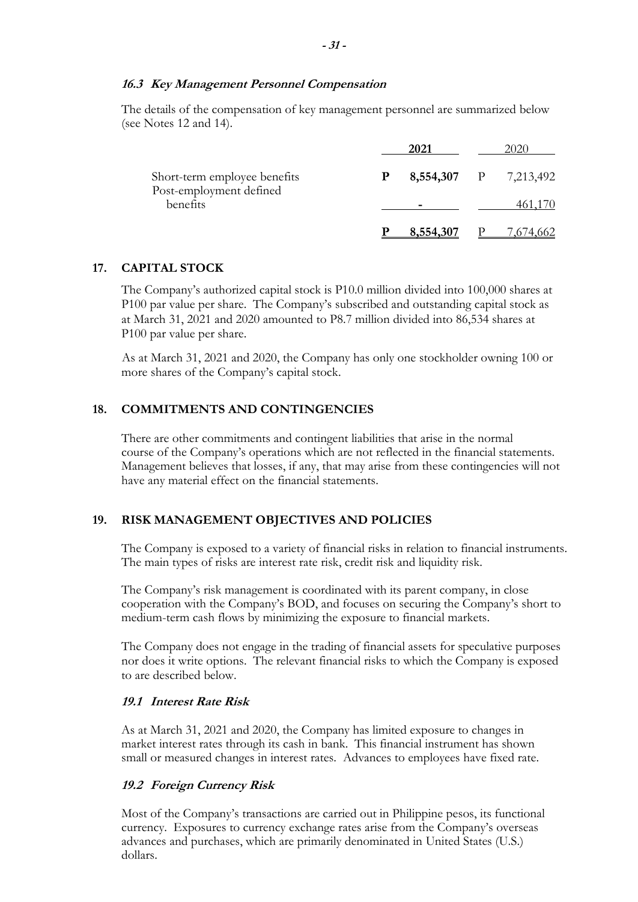#### *16.3 Key Management Personnel Compensation*

The details of the compensation of key management personnel are summarized below (see Notes 12 and 14).

| | **2021** | 2020 |
|---|---|---|
| Short-term employee benefits | **P 8,554,307** | P 7,213,492 |
| Post-employment defined benefits | **-** | 461,170 |
| | **P 8,554,307** | P 7,674,662 |

## 17. CAPITAL STOCK

The Company's authorized capital stock is P10.0 million divided into 100,000 shares at P100 par value per share. The Company's subscribed and outstanding capital stock as at March 31, 2021 and 2020 amounted to P8.7 million divided into 86,534 shares at P100 par value per share.

As at March 31, 2021 and 2020, the Company has only one stockholder owning 100 or more shares of the Company's capital stock.

## 18. COMMITMENTS AND CONTINGENCIES

There are other commitments and contingent liabilities that arise in the normal course of the Company's operations which are not reflected in the financial statements. Management believes that losses, if any, that may arise from these contingencies will not have any material effect on the financial statements.

## 19. RISK MANAGEMENT OBJECTIVES AND POLICIES

The Company is exposed to a variety of financial risks in relation to financial instruments. The main types of risks are interest rate risk, credit risk and liquidity risk.

The Company's risk management is coordinated with its parent company, in close cooperation with the Company's BOD, and focuses on securing the Company's short to medium-term cash flows by minimizing the exposure to financial markets.

The Company does not engage in the trading of financial assets for speculative purposes nor does it write options. The relevant financial risks to which the Company is exposed to are described below.

#### *19.1 Interest Rate Risk*

As at March 31, 2021 and 2020, the Company has limited exposure to changes in market interest rates through its cash in bank. This financial instrument has shown small or measured changes in interest rates. Advances to employees have fixed rate.

#### *19.2 Foreign Currency Risk*

Most of the Company's transactions are carried out in Philippine pesos, its functional currency. Exposures to currency exchange rates arise from the Company's overseas advances and purchases, which are primarily denominated in United States (U.S.) dollars.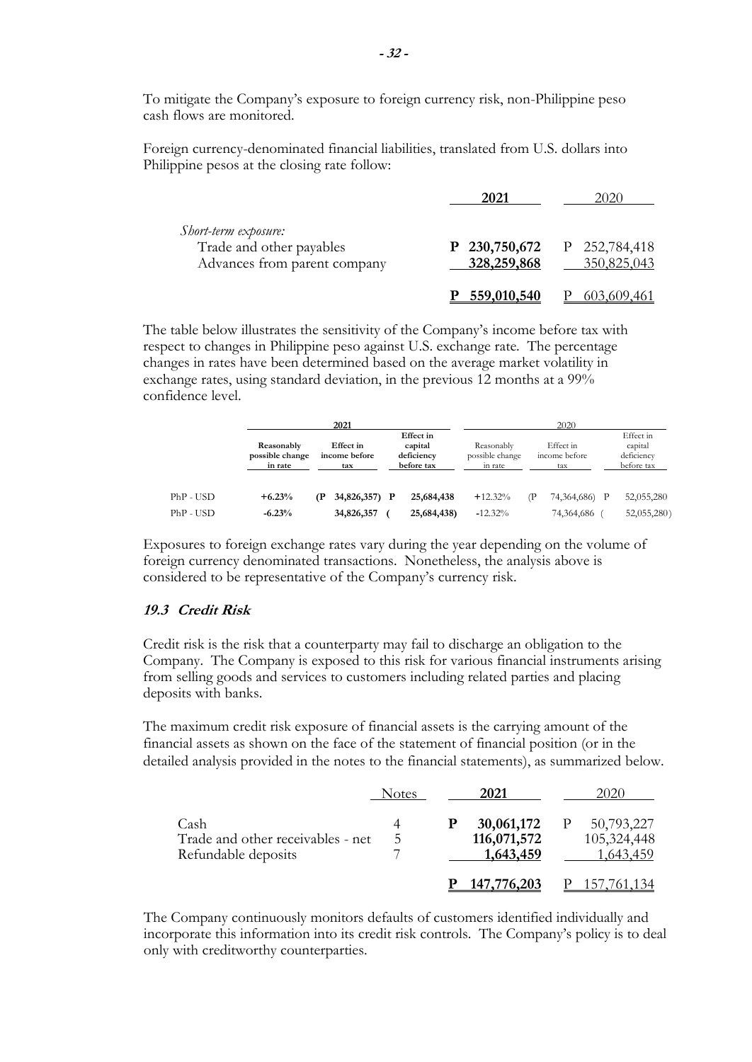To mitigate the Company's exposure to foreign currency risk, non-Philippine peso cash flows are monitored.

Foreign currency-denominated financial liabilities, translated from U.S. dollars into Philippine pesos at the closing rate follow:

| | **2021** | 2020 |
|---|---|---|
| *Short-term exposure:* | | |
| Trade and other payables | **P 230,750,672** | P 252,784,418 |
| Advances from parent company | **328,259,868** | 350,825,043 |
| | **P 559,010,540** | P 603,609,461 |

The table below illustrates the sensitivity of the Company's income before tax with respect to changes in Philippine peso against U.S. exchange rate. The percentage changes in rates have been determined based on the average market volatility in exchange rates, using standard deviation, in the previous 12 months at a 99% confidence level.

| | **2021** | | | 2020 | | |
|---|---|---|---|---|---|---|
| | **Reasonably possible change in rate** | **Effect in income before tax** | **Effect in capital deficiency before tax** | Reasonably possible change in rate | Effect in income before tax | Effect in capital deficiency before tax |
| PhP - USD | **+6.23%** | **(P 34,826,357)** | **P 25,684,438** | +12.32% | (P 74,364,686) | P 52,055,280 |
| PhP - USD | **-6.23%** | **34,826,357** | **(25,684,438)** | -12.32% | 74,364,686 | (52,055,280) |

Exposures to foreign exchange rates vary during the year depending on the volume of foreign currency denominated transactions. Nonetheless, the analysis above is considered to be representative of the Company's currency risk.

### *19.3 Credit Risk*

Credit risk is the risk that a counterparty may fail to discharge an obligation to the Company. The Company is exposed to this risk for various financial instruments arising from selling goods and services to customers including related parties and placing deposits with banks.

The maximum credit risk exposure of financial assets is the carrying amount of the financial assets as shown on the face of the statement of financial position (or in the detailed analysis provided in the notes to the financial statements), as summarized below.

| | Notes | **2021** | 2020 |
|---|---|---|---|
| Cash | 4 | **P 30,061,172** | P 50,793,227 |
| Trade and other receivables - net | 5 | **116,071,572** | 105,324,448 |
| Refundable deposits | 7 | **1,643,459** | 1,643,459 |
| | | **P 147,776,203** | P 157,761,134 |

The Company continuously monitors defaults of customers identified individually and incorporate this information into its credit risk controls. The Company's policy is to deal only with creditworthy counterparties.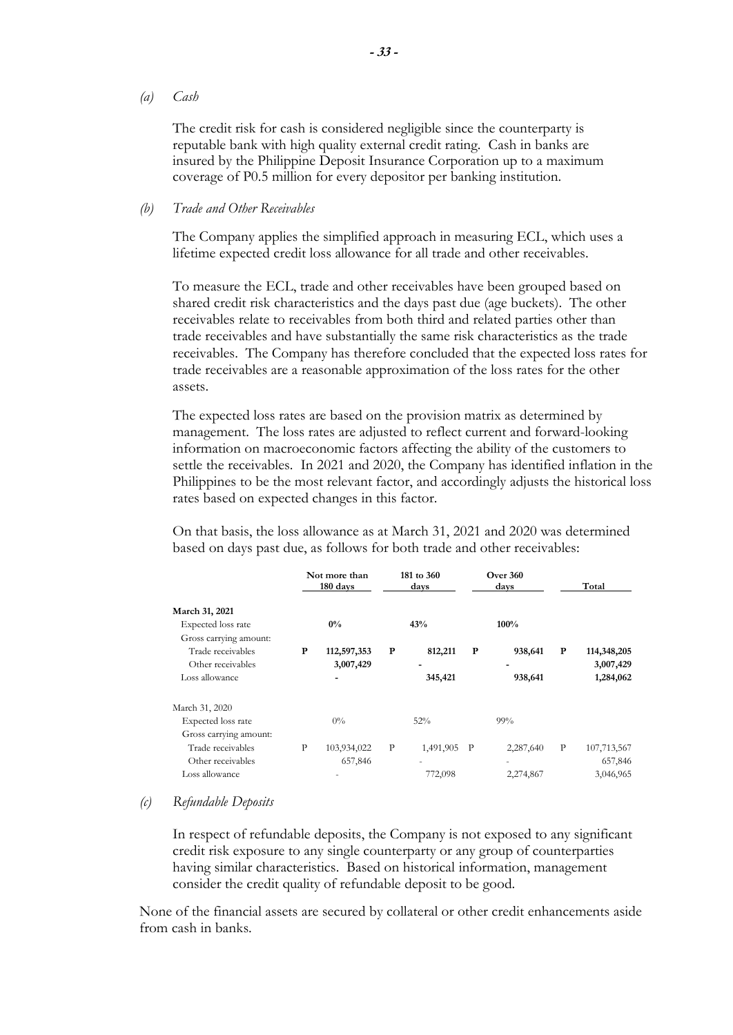*(a) Cash*

The credit risk for cash is considered negligible since the counterparty is reputable bank with high quality external credit rating. Cash in banks are insured by the Philippine Deposit Insurance Corporation up to a maximum coverage of P0.5 million for every depositor per banking institution.

*(b) Trade and Other Receivables*

The Company applies the simplified approach in measuring ECL, which uses a lifetime expected credit loss allowance for all trade and other receivables.

To measure the ECL, trade and other receivables have been grouped based on shared credit risk characteristics and the days past due (age buckets). The other receivables relate to receivables from both third and related parties other than trade receivables and have substantially the same risk characteristics as the trade receivables. The Company has therefore concluded that the expected loss rates for trade receivables are a reasonable approximation of the loss rates for the other assets.

The expected loss rates are based on the provision matrix as determined by management. The loss rates are adjusted to reflect current and forward-looking information on macroeconomic factors affecting the ability of the customers to settle the receivables. In 2021 and 2020, the Company has identified inflation in the Philippines to be the most relevant factor, and accordingly adjusts the historical loss rates based on expected changes in this factor.

On that basis, the loss allowance as at March 31, 2021 and 2020 was determined based on days past due, as follows for both trade and other receivables:

| | Not more than 180 days | 181 to 360 days | Over 360 days | Total |
|---|---|---|---|---|
| **March 31, 2021** | | | | |
| Expected loss rate | **0%** | **43%** | **100%** | |
| Gross carrying amount: | | | | |
| Trade receivables | **P 112,597,353** | **P 812,211** | **P 938,641** | **P 114,348,205** |
| Other receivables | **3,007,429** | **-** | **-** | **3,007,429** |
| Loss allowance | **-** | **345,421** | **938,641** | **1,284,062** |
| March 31, 2020 | | | | |
| Expected loss rate | 0% | 52% | 99% | |
| Gross carrying amount: | | | | |
| Trade receivables | P 103,934,022 | P 1,491,905 | P 2,287,640 | P 107,713,567 |
| Other receivables | 657,846 | - | - | 657,846 |
| Loss allowance | - | 772,098 | 2,274,867 | 3,046,965 |

*(c) Refundable Deposits*

In respect of refundable deposits, the Company is not exposed to any significant credit risk exposure to any single counterparty or any group of counterparties having similar characteristics. Based on historical information, management consider the credit quality of refundable deposit to be good.

None of the financial assets are secured by collateral or other credit enhancements aside from cash in banks.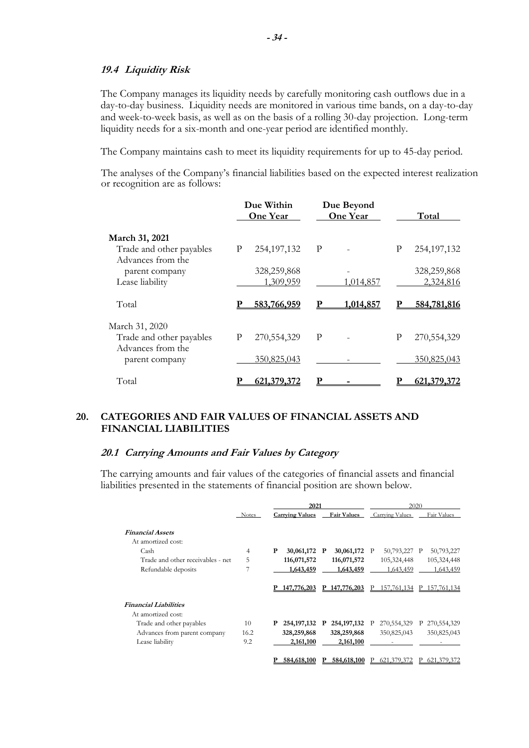### *19.4 Liquidity Risk*

The Company manages its liquidity needs by carefully monitoring cash outflows due in a day-to-day business. Liquidity needs are monitored in various time bands, on a day-to-day and week-to-week basis, as well as on the basis of a rolling 30-day projection. Long-term liquidity needs for a six-month and one-year period are identified monthly.

The Company maintains cash to meet its liquidity requirements for up to 45-day period.

The analyses of the Company's financial liabilities based on the expected interest realization or recognition are as follows:

| | Due Within One Year | Due Beyond One Year | Total |
|---|---|---|---|
| **March 31, 2021** | | | |
| Trade and other payables | P 254,197,132 | P - | P 254,197,132 |
| Advances from the parent company | 328,259,868 | - | 328,259,868 |
| Lease liability | 1,309,959 | 1,014,857 | 2,324,816 |
| Total | **P 583,766,959** | **P 1,014,857** | **P 584,781,816** |
| March 31, 2020 | | | |
| Trade and other payables | P 270,554,329 | P - | P 270,554,329 |
| Advances from the parent company | 350,825,043 | - | 350,825,043 |
| Total | **P 621,379,372** | **P -** | **P 621,379,372** |

## 20. CATEGORIES AND FAIR VALUES OF FINANCIAL ASSETS AND FINANCIAL LIABILITIES

### *20.1 Carrying Amounts and Fair Values by Category*

The carrying amounts and fair values of the categories of financial assets and financial liabilities presented in the statements of financial position are shown below.

| | Notes | **2021** | | 2020 | |
|---|---|---|---|---|---|
| | | **Carrying Values** | **Fair Values** | Carrying Values | Fair Values |
| ***Financial Assets*** | | | | | |
| At amortized cost: | | | | | |
| Cash | 4 | **P 30,061,172** | **P 30,061,172** | P 50,793,227 | P 50,793,227 |
| Trade and other receivables - net | 5 | **116,071,572** | **116,071,572** | 105,324,448 | 105,324,448 |
| Refundable deposits | 7 | **1,643,459** | **1,643,459** | 1,643,459 | 1,643,459 |
| | | **P 147,776,203** | **P 147,776,203** | P 157,761,134 | P 157,761,134 |
| ***Financial Liabilities*** | | | | | |
| At amortized cost: | | | | | |
| Trade and other payables | 10 | **P 254,197,132** | **P 254,197,132** | P 270,554,329 | P 270,554,329 |
| Advances from parent company | 16.2 | **328,259,868** | **328,259,868** | 350,825,043 | 350,825,043 |
| Lease liability | 9.2 | **2,161,100** | **2,161,100** | - | - |
| | | **P 584,618,100** | **P 584,618,100** | P 621,379,372 | P 621,379,372 |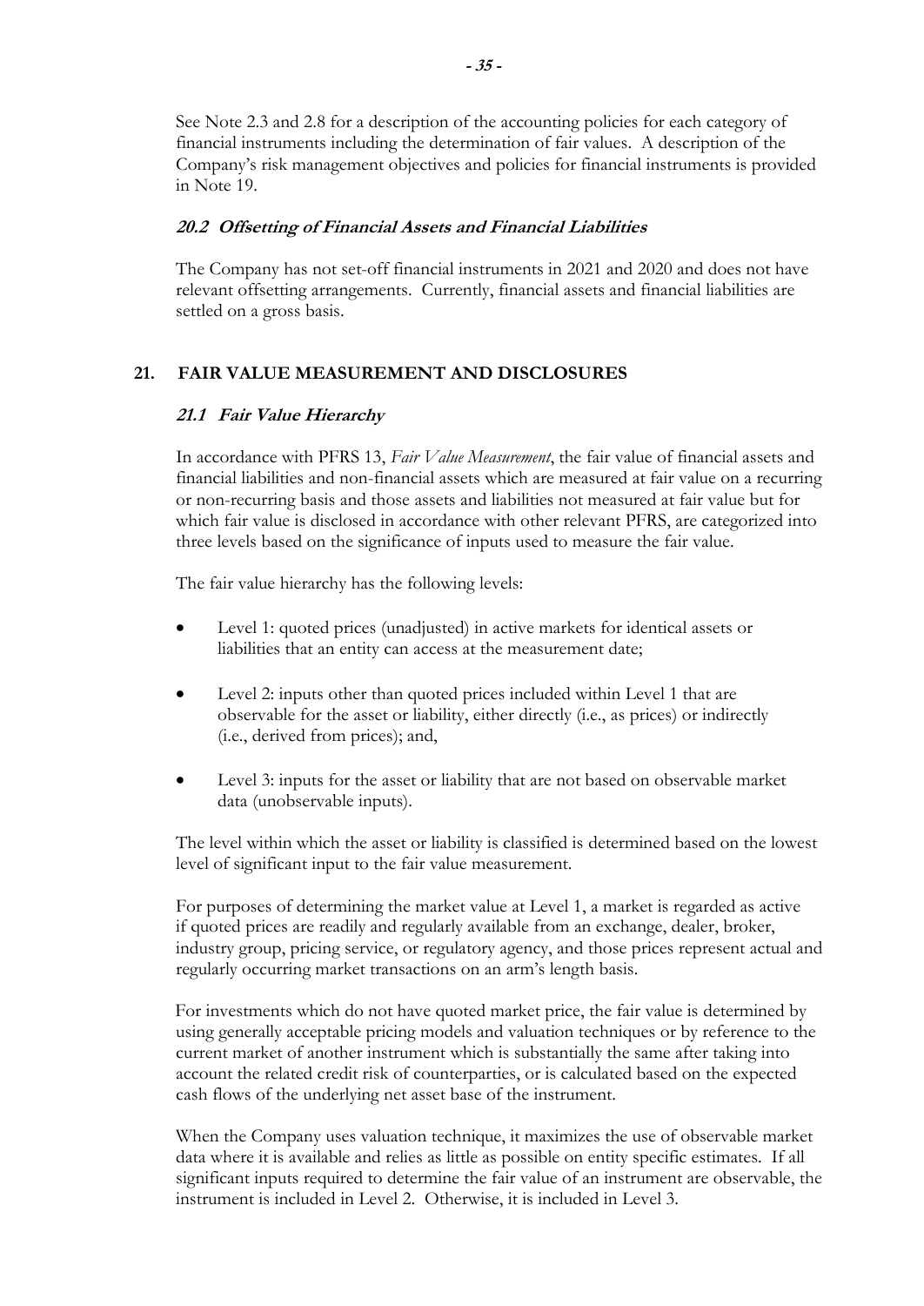See Note 2.3 and 2.8 for a description of the accounting policies for each category of financial instruments including the determination of fair values. A description of the Company's risk management objectives and policies for financial instruments is provided in Note 19.

### *20.2 Offsetting of Financial Assets and Financial Liabilities*

The Company has not set-off financial instruments in 2021 and 2020 and does not have relevant offsetting arrangements. Currently, financial assets and financial liabilities are settled on a gross basis.

## 21. FAIR VALUE MEASUREMENT AND DISCLOSURES

### *21.1 Fair Value Hierarchy*

In accordance with PFRS 13, *Fair Value Measurement*, the fair value of financial assets and financial liabilities and non-financial assets which are measured at fair value on a recurring or non-recurring basis and those assets and liabilities not measured at fair value but for which fair value is disclosed in accordance with other relevant PFRS, are categorized into three levels based on the significance of inputs used to measure the fair value.

The fair value hierarchy has the following levels:

- Level 1: quoted prices (unadjusted) in active markets for identical assets or liabilities that an entity can access at the measurement date;

- Level 2: inputs other than quoted prices included within Level 1 that are observable for the asset or liability, either directly (i.e., as prices) or indirectly (i.e., derived from prices); and,

- Level 3: inputs for the asset or liability that are not based on observable market data (unobservable inputs).

The level within which the asset or liability is classified is determined based on the lowest level of significant input to the fair value measurement.

For purposes of determining the market value at Level 1, a market is regarded as active if quoted prices are readily and regularly available from an exchange, dealer, broker, industry group, pricing service, or regulatory agency, and those prices represent actual and regularly occurring market transactions on an arm's length basis.

For investments which do not have quoted market price, the fair value is determined by using generally acceptable pricing models and valuation techniques or by reference to the current market of another instrument which is substantially the same after taking into account the related credit risk of counterparties, or is calculated based on the expected cash flows of the underlying net asset base of the instrument.

When the Company uses valuation technique, it maximizes the use of observable market data where it is available and relies as little as possible on entity specific estimates. If all significant inputs required to determine the fair value of an instrument are observable, the instrument is included in Level 2. Otherwise, it is included in Level 3.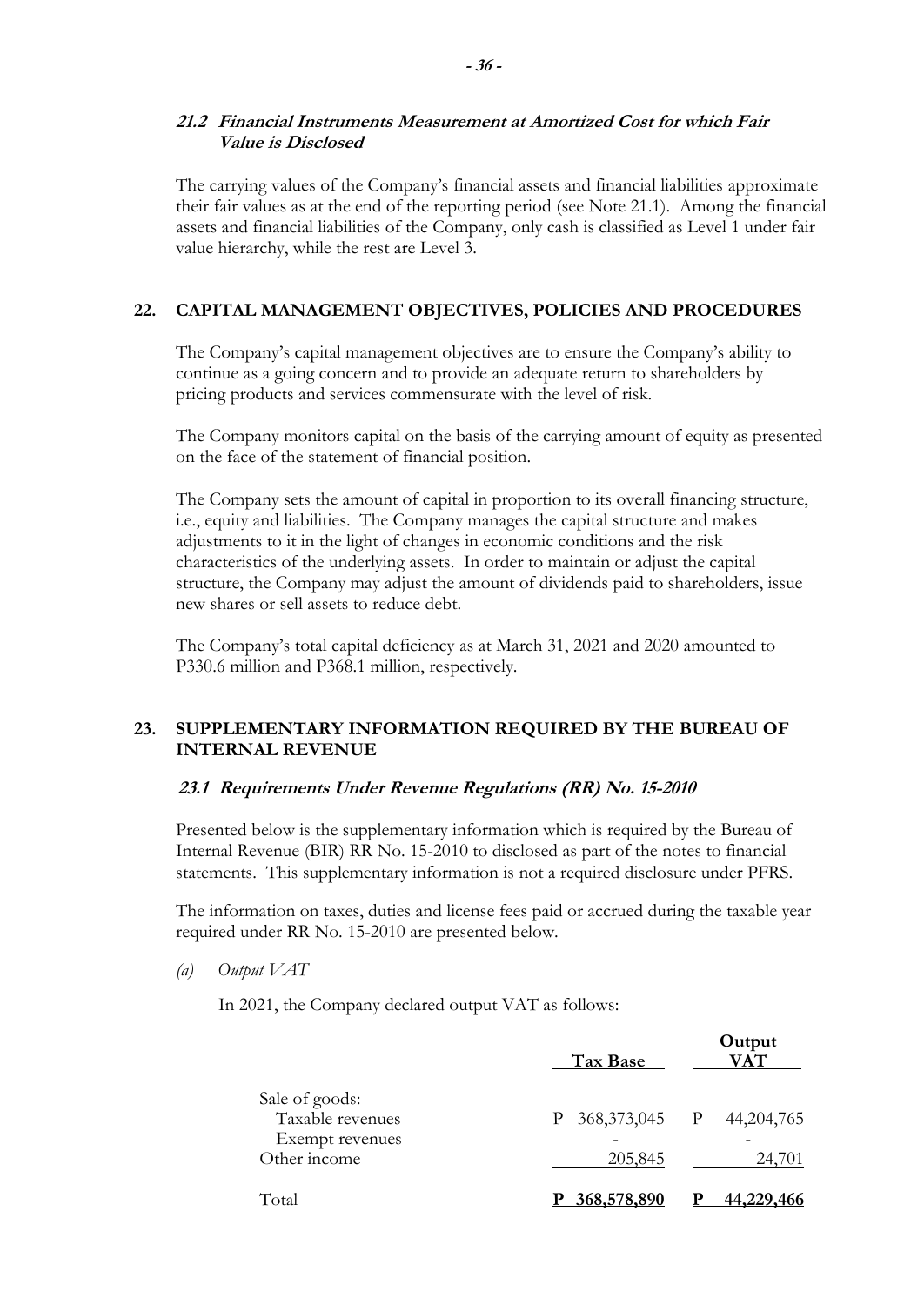### 21.2 *Financial Instruments Measurement at Amortized Cost for which Fair Value is Disclosed*

The carrying values of the Company's financial assets and financial liabilities approximate their fair values as at the end of the reporting period (see Note 21.1). Among the financial assets and financial liabilities of the Company, only cash is classified as Level 1 under fair value hierarchy, while the rest are Level 3.

## 22. CAPITAL MANAGEMENT OBJECTIVES, POLICIES AND PROCEDURES

The Company's capital management objectives are to ensure the Company's ability to continue as a going concern and to provide an adequate return to shareholders by pricing products and services commensurate with the level of risk.

The Company monitors capital on the basis of the carrying amount of equity as presented on the face of the statement of financial position.

The Company sets the amount of capital in proportion to its overall financing structure, i.e., equity and liabilities. The Company manages the capital structure and makes adjustments to it in the light of changes in economic conditions and the risk characteristics of the underlying assets. In order to maintain or adjust the capital structure, the Company may adjust the amount of dividends paid to shareholders, issue new shares or sell assets to reduce debt.

The Company's total capital deficiency as at March 31, 2021 and 2020 amounted to P330.6 million and P368.1 million, respectively.

## 23. SUPPLEMENTARY INFORMATION REQUIRED BY THE BUREAU OF INTERNAL REVENUE

### 23.1 *Requirements Under Revenue Regulations (RR) No. 15-2010*

Presented below is the supplementary information which is required by the Bureau of Internal Revenue (BIR) RR No. 15-2010 to disclosed as part of the notes to financial statements. This supplementary information is not a required disclosure under PFRS.

The information on taxes, duties and license fees paid or accrued during the taxable year required under RR No. 15-2010 are presented below.

*(a) Output VAT*

In 2021, the Company declared output VAT as follows:

| | Tax Base | Output VAT |
|---|---|---|
| Sale of goods: | | |
| Taxable revenues | P 368,373,045 | P 44,204,765 |
| Exempt revenues | - | - |
| Other income | 205,845 | 24,701 |
| Total | **P 368,578,890** | **P 44,229,466** |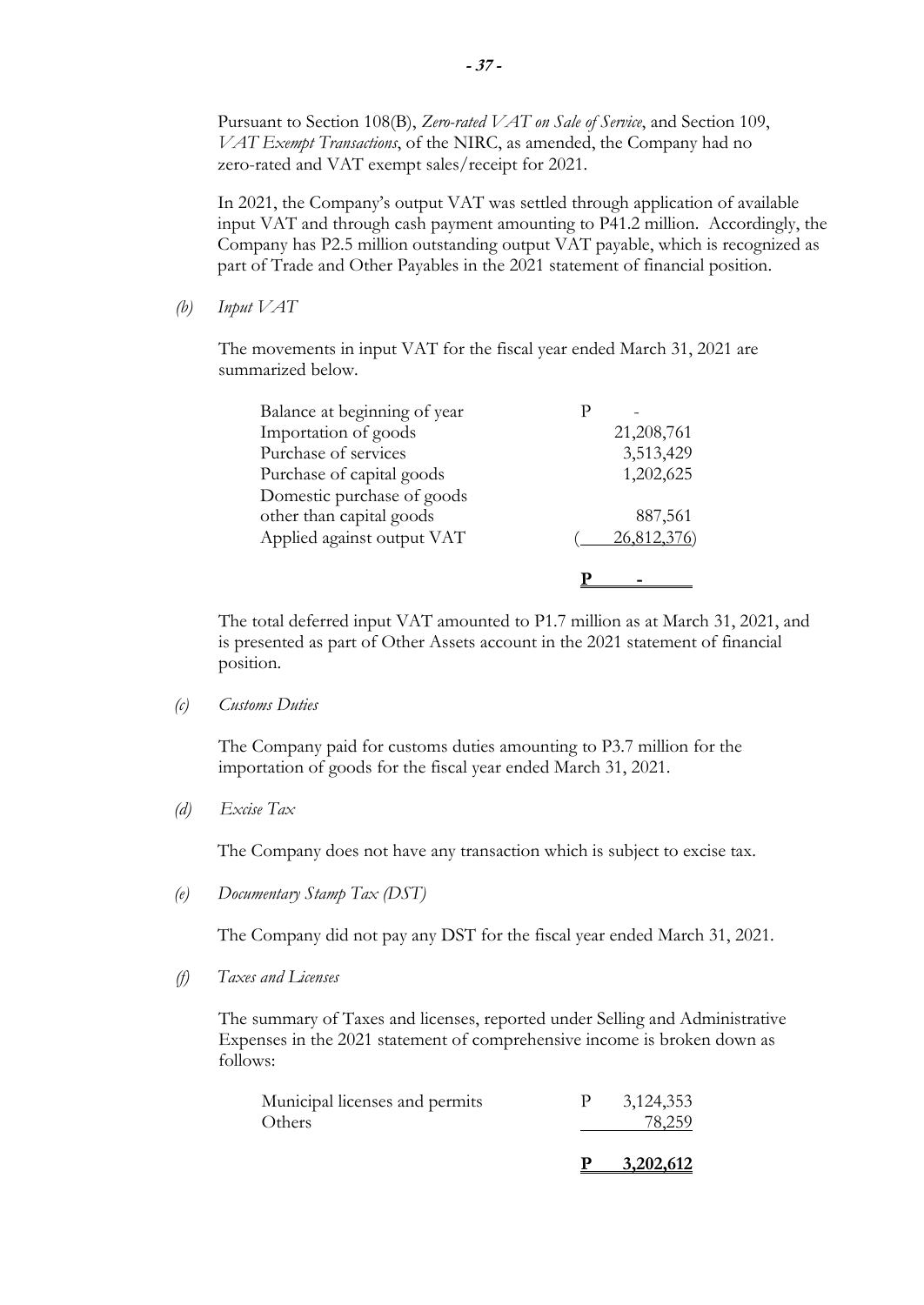Pursuant to Section 108(B), *Zero-rated VAT on Sale of Service*, and Section 109, *VAT Exempt Transactions*, of the NIRC, as amended, the Company had no zero-rated and VAT exempt sales/receipt for 2021.

In 2021, the Company's output VAT was settled through application of available input VAT and through cash payment amounting to P41.2 million. Accordingly, the Company has P2.5 million outstanding output VAT payable, which is recognized as part of Trade and Other Payables in the 2021 statement of financial position.

*(b) Input VAT*

The movements in input VAT for the fiscal year ended March 31, 2021 are summarized below.

| | |
|---|---|
| Balance at beginning of year | P - |
| Importation of goods | 21,208,761 |
| Purchase of services | 3,513,429 |
| Purchase of capital goods | 1,202,625 |
| Domestic purchase of goods other than capital goods | 887,561 |
| Applied against output VAT | ( 26,812,376) |
| | **P -** |

The total deferred input VAT amounted to P1.7 million as at March 31, 2021, and is presented as part of Other Assets account in the 2021 statement of financial position.

*(c) Customs Duties*

The Company paid for customs duties amounting to P3.7 million for the importation of goods for the fiscal year ended March 31, 2021.

*(d) Excise Tax*

The Company does not have any transaction which is subject to excise tax.

*(e) Documentary Stamp Tax (DST)*

The Company did not pay any DST for the fiscal year ended March 31, 2021.

*(f) Taxes and Licenses*

The summary of Taxes and licenses, reported under Selling and Administrative Expenses in the 2021 statement of comprehensive income is broken down as follows:

| | |
|---|---|
| Municipal licenses and permits | P 3,124,353 |
| Others | 78,259 |
| | **P 3,202,612** |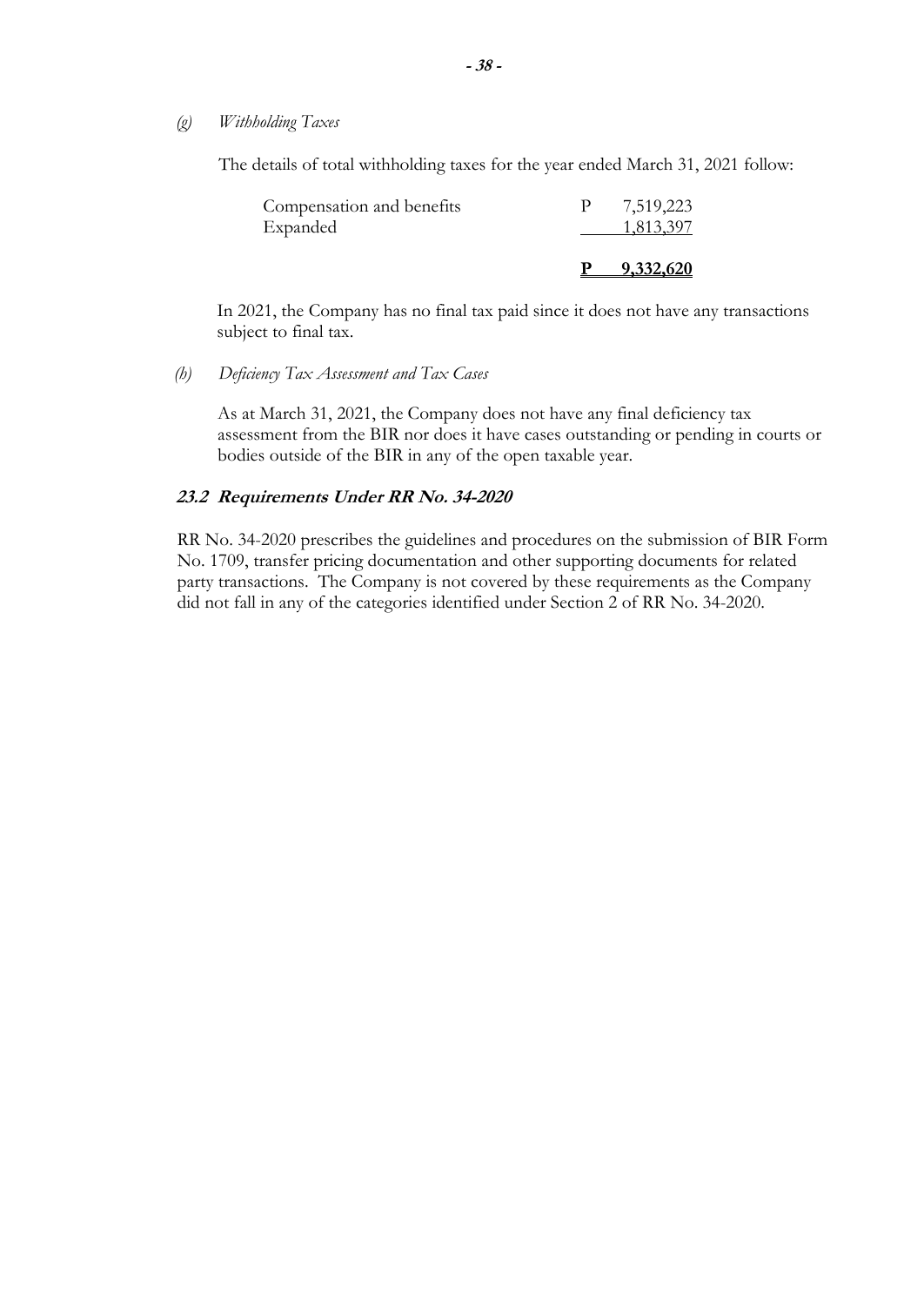*(g) Withholding Taxes*

The details of total withholding taxes for the year ended March 31, 2021 follow:

| | | |
|---|---|---|
| Compensation and benefits | P | 7,519,223 |
| Expanded | | 1,813,397 |
| | **P** | **9,332,620** |

In 2021, the Company has no final tax paid since it does not have any transactions subject to final tax.

*(h) Deficiency Tax Assessment and Tax Cases*

As at March 31, 2021, the Company does not have any final deficiency tax assessment from the BIR nor does it have cases outstanding or pending in courts or bodies outside of the BIR in any of the open taxable year.

### *23.2 Requirements Under RR No. 34-2020*

RR No. 34-2020 prescribes the guidelines and procedures on the submission of BIR Form No. 1709, transfer pricing documentation and other supporting documents for related party transactions. The Company is not covered by these requirements as the Company did not fall in any of the categories identified under Section 2 of RR No. 34-2020.